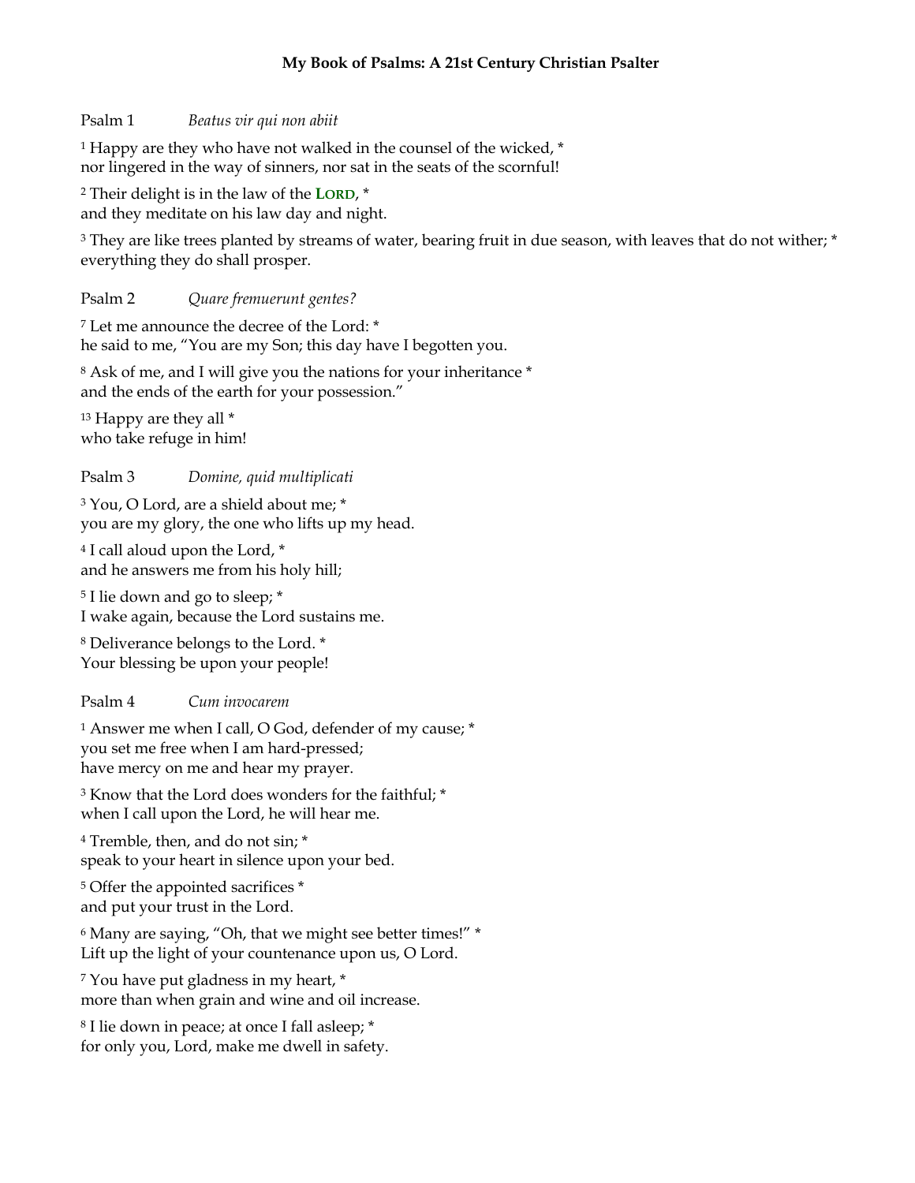# My Book of Psalms: A 21st Century Christian Psalter

Psalm 1 *Beatus vir qui non abiit*

[1] Happy are they who have not walked in the counsel of the wicked, *
nor lingered in the way of sinners, nor sat in the seats of the scornful!

[2] Their delight is in the law of the **LORD**, *
and they meditate on his law day and night.

[3] They are like trees planted by streams of water, bearing fruit in due season, with leaves that do not wither; *
everything they do shall prosper.

Psalm 2 *Quare fremuerunt gentes?*

[7] Let me announce the decree of the Lord: *
he said to me, "You are my Son; this day have I begotten you.

[8] Ask of me, and I will give you the nations for your inheritance *
and the ends of the earth for your possession."

[13] Happy are they all *
who take refuge in him!

Psalm 3 *Domine, quid multiplicati*

[3] You, O Lord, are a shield about me; *
you are my glory, the one who lifts up my head.

[4] I call aloud upon the Lord, *
and he answers me from his holy hill;

[5] I lie down and go to sleep; *
I wake again, because the Lord sustains me.

[8] Deliverance belongs to the Lord. *
Your blessing be upon your people!

Psalm 4 *Cum invocarem*

[1] Answer me when I call, O God, defender of my cause; *
you set me free when I am hard-pressed;
have mercy on me and hear my prayer.

[3] Know that the Lord does wonders for the faithful; *
when I call upon the Lord, he will hear me.

[4] Tremble, then, and do not sin; *
speak to your heart in silence upon your bed.

[5] Offer the appointed sacrifices *
and put your trust in the Lord.

[6] Many are saying, "Oh, that we might see better times!" *
Lift up the light of your countenance upon us, O Lord.

[7] You have put gladness in my heart, *
more than when grain and wine and oil increase.

[8] I lie down in peace; at once I fall asleep; *
for only you, Lord, make me dwell in safety.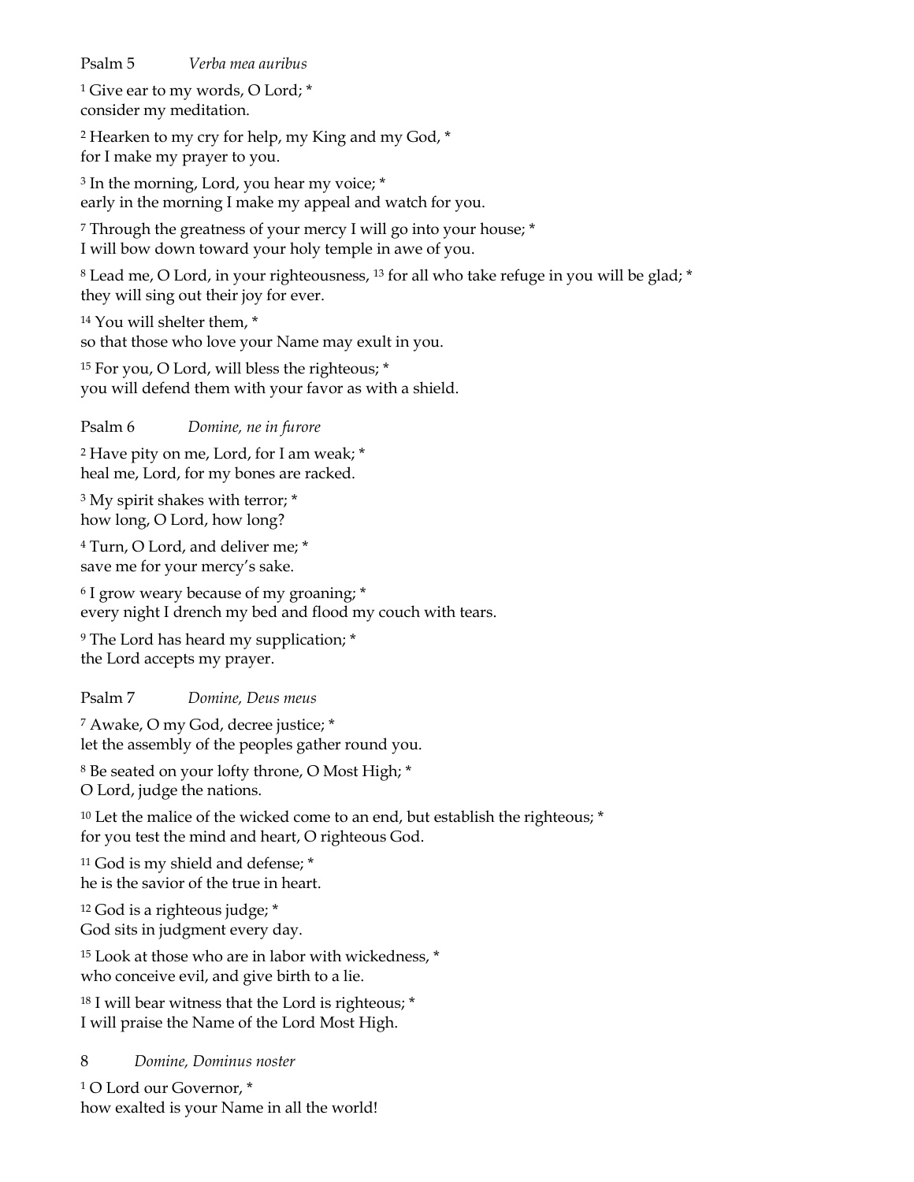Psalm 5 *Verba mea auribus*

[1] Give ear to my words, O Lord; *
consider my meditation.

[2] Hearken to my cry for help, my King and my God, *
for I make my prayer to you.

[3] In the morning, Lord, you hear my voice; *
early in the morning I make my appeal and watch for you.

[7] Through the greatness of your mercy I will go into your house; *
I will bow down toward your holy temple in awe of you.

[8] Lead me, O Lord, in your righteousness, [13] for all who take refuge in you will be glad; *
they will sing out their joy for ever.

[14] You will shelter them, *
so that those who love your Name may exult in you.

[15] For you, O Lord, will bless the righteous; *
you will defend them with your favor as with a shield.

Psalm 6 *Domine, ne in furore*

[2] Have pity on me, Lord, for I am weak; *
heal me, Lord, for my bones are racked.

[3] My spirit shakes with terror; *
how long, O Lord, how long?

[4] Turn, O Lord, and deliver me; *
save me for your mercy's sake.

[6] I grow weary because of my groaning; *
every night I drench my bed and flood my couch with tears.

[9] The Lord has heard my supplication; *
the Lord accepts my prayer.

Psalm 7 *Domine, Deus meus*

[7] Awake, O my God, decree justice; *
let the assembly of the peoples gather round you.

[8] Be seated on your lofty throne, O Most High; *
O Lord, judge the nations.

[10] Let the malice of the wicked come to an end, but establish the righteous; *
for you test the mind and heart, O righteous God.

[11] God is my shield and defense; *
he is the savior of the true in heart.

[12] God is a righteous judge; *
God sits in judgment every day.

[15] Look at those who are in labor with wickedness, *
who conceive evil, and give birth to a lie.

[18] I will bear witness that the Lord is righteous; *
I will praise the Name of the Lord Most High.

8 *Domine, Dominus noster*

[1] O Lord our Governor, *
how exalted is your Name in all the world!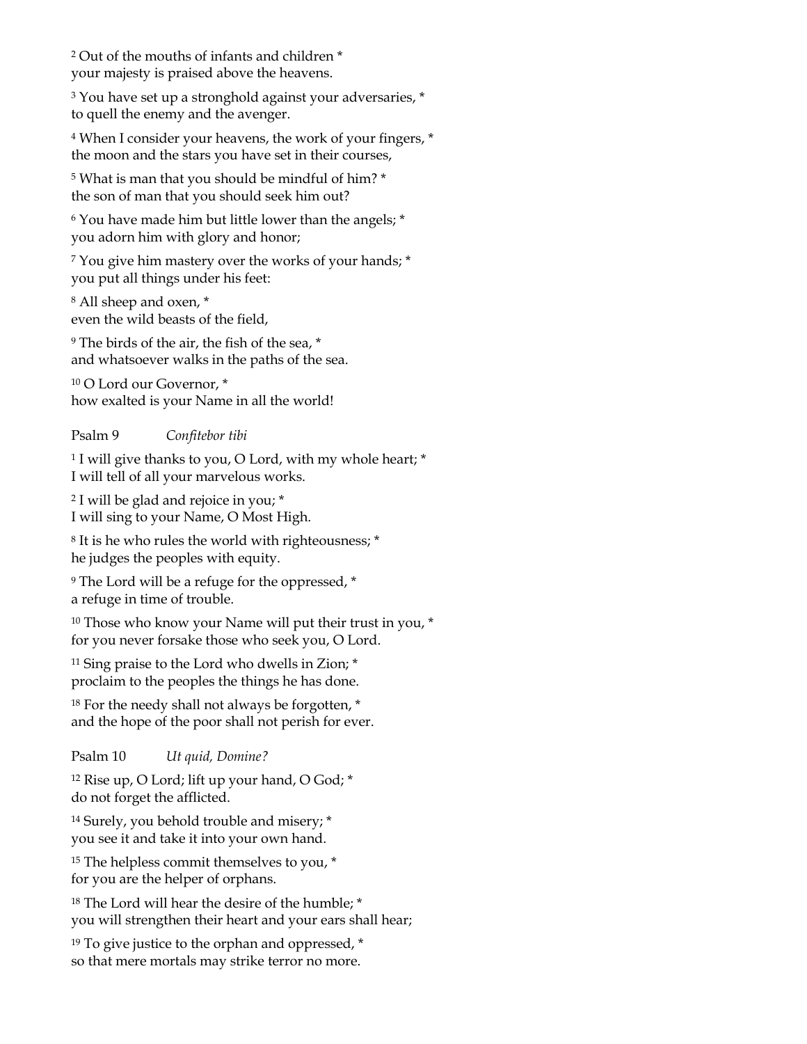[2] Out of the mouths of infants and children *
your majesty is praised above the heavens.

[3] You have set up a stronghold against your adversaries, *
to quell the enemy and the avenger.

[4] When I consider your heavens, the work of your fingers, *
the moon and the stars you have set in their courses,

[5] What is man that you should be mindful of him? *
the son of man that you should seek him out?

[6] You have made him but little lower than the angels; *
you adorn him with glory and honor;

[7] You give him mastery over the works of your hands; *
you put all things under his feet:

[8] All sheep and oxen, *
even the wild beasts of the field,

[9] The birds of the air, the fish of the sea, *
and whatsoever walks in the paths of the sea.

[10] O Lord our Governor, *
how exalted is your Name in all the world!

Psalm 9 *Confitebor tibi*

[1] I will give thanks to you, O Lord, with my whole heart; *
I will tell of all your marvelous works.

[2] I will be glad and rejoice in you; *
I will sing to your Name, O Most High.

[8] It is he who rules the world with righteousness; *
he judges the peoples with equity.

[9] The Lord will be a refuge for the oppressed, *
a refuge in time of trouble.

[10] Those who know your Name will put their trust in you, *
for you never forsake those who seek you, O Lord.

[11] Sing praise to the Lord who dwells in Zion; *
proclaim to the peoples the things he has done.

[18] For the needy shall not always be forgotten, *
and the hope of the poor shall not perish for ever.

Psalm 10 *Ut quid, Domine?*

[12] Rise up, O Lord; lift up your hand, O God; *
do not forget the afflicted.

[14] Surely, you behold trouble and misery; *
you see it and take it into your own hand.

[15] The helpless commit themselves to you, *
for you are the helper of orphans.

[18] The Lord will hear the desire of the humble; *
you will strengthen their heart and your ears shall hear;

[19] To give justice to the orphan and oppressed, *
so that mere mortals may strike terror no more.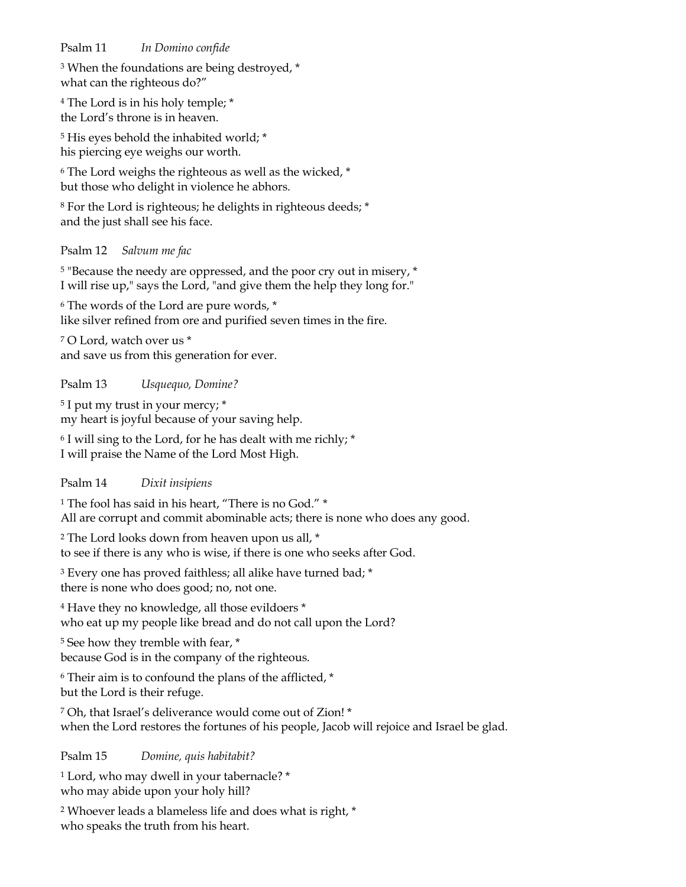Psalm 11 *In Domino confide*

[3] When the foundations are being destroyed, *
what can the righteous do?"

[4] The Lord is in his holy temple; *
the Lord's throne is in heaven.

[5] His eyes behold the inhabited world; *
his piercing eye weighs our worth.

[6] The Lord weighs the righteous as well as the wicked, *
but those who delight in violence he abhors.

[8] For the Lord is righteous; he delights in righteous deeds; *
and the just shall see his face.

Psalm 12 *Salvum me fac*

[5] "Because the needy are oppressed, and the poor cry out in misery, *
I will rise up," says the Lord, "and give them the help they long for."

[6] The words of the Lord are pure words, *
like silver refined from ore and purified seven times in the fire.

[7] O Lord, watch over us *
and save us from this generation for ever.

Psalm 13 *Usquequo, Domine?*

[5] I put my trust in your mercy; *
my heart is joyful because of your saving help.

[6] I will sing to the Lord, for he has dealt with me richly; *
I will praise the Name of the Lord Most High.

Psalm 14 *Dixit insipiens*

[1] The fool has said in his heart, "There is no God." *
All are corrupt and commit abominable acts; there is none who does any good.

[2] The Lord looks down from heaven upon us all, *
to see if there is any who is wise, if there is one who seeks after God.

[3] Every one has proved faithless; all alike have turned bad; *
there is none who does good; no, not one.

[4] Have they no knowledge, all those evildoers *
who eat up my people like bread and do not call upon the Lord?

[5] See how they tremble with fear, *
because God is in the company of the righteous.

[6] Their aim is to confound the plans of the afflicted, *
but the Lord is their refuge.

[7] Oh, that Israel's deliverance would come out of Zion! *
when the Lord restores the fortunes of his people, Jacob will rejoice and Israel be glad.

Psalm 15 *Domine, quis habitabit?*

[1] Lord, who may dwell in your tabernacle? *
who may abide upon your holy hill?

[2] Whoever leads a blameless life and does what is right, *
who speaks the truth from his heart.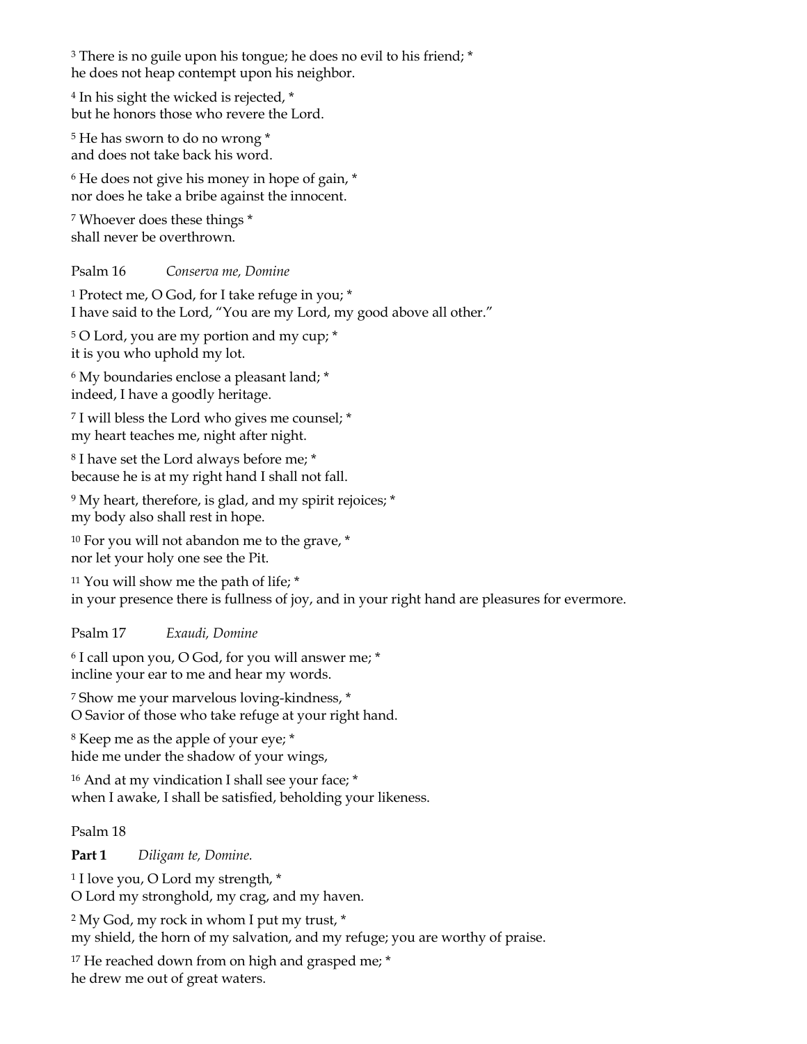[3] There is no guile upon his tongue; he does no evil to his friend; *
he does not heap contempt upon his neighbor.

[4] In his sight the wicked is rejected, *
but he honors those who revere the Lord.

[5] He has sworn to do no wrong *
and does not take back his word.

[6] He does not give his money in hope of gain, *
nor does he take a bribe against the innocent.

[7] Whoever does these things *
shall never be overthrown.

Psalm 16 *Conserva me, Domine*

[1] Protect me, O God, for I take refuge in you; *
I have said to the Lord, "You are my Lord, my good above all other."

[5] O Lord, you are my portion and my cup; *
it is you who uphold my lot.

[6] My boundaries enclose a pleasant land; *
indeed, I have a goodly heritage.

[7] I will bless the Lord who gives me counsel; *
my heart teaches me, night after night.

[8] I have set the Lord always before me; *
because he is at my right hand I shall not fall.

[9] My heart, therefore, is glad, and my spirit rejoices; *
my body also shall rest in hope.

[10] For you will not abandon me to the grave, *
nor let your holy one see the Pit.

[11] You will show me the path of life; *
in your presence there is fullness of joy, and in your right hand are pleasures for evermore.

Psalm 17 *Exaudi, Domine*

[6] I call upon you, O God, for you will answer me; *
incline your ear to me and hear my words.

[7] Show me your marvelous loving-kindness, *
O Savior of those who take refuge at your right hand.

[8] Keep me as the apple of your eye; *
hide me under the shadow of your wings,

[16] And at my vindication I shall see your face; *
when I awake, I shall be satisfied, beholding your likeness.

Psalm 18

**Part 1** *Diligam te, Domine.*

[1] I love you, O Lord my strength, *
O Lord my stronghold, my crag, and my haven.

[2] My God, my rock in whom I put my trust, *
my shield, the horn of my salvation, and my refuge; you are worthy of praise.

[17] He reached down from on high and grasped me; *
he drew me out of great waters.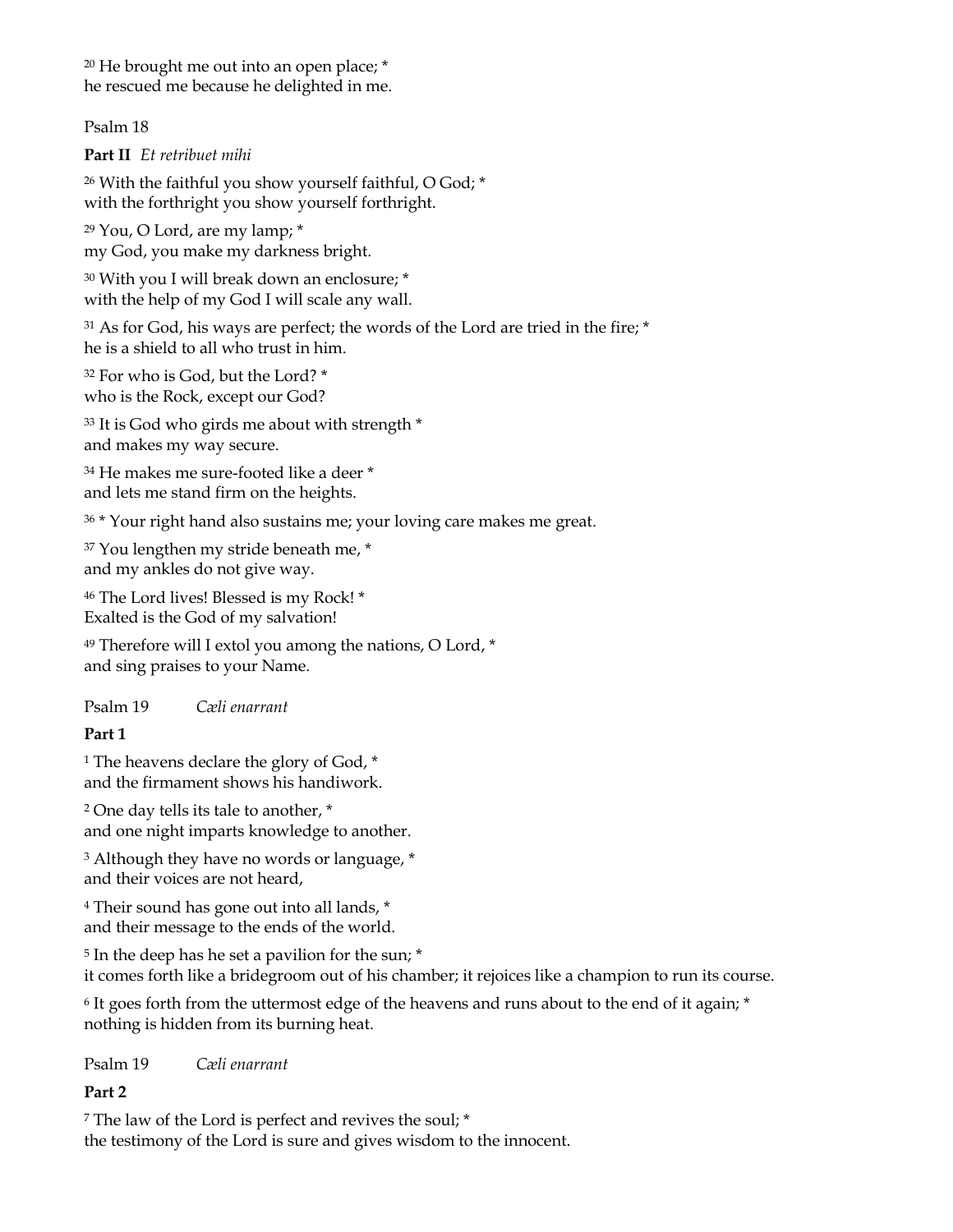20 He brought me out into an open place; *
he rescued me because he delighted in me.

Psalm 18

**Part II** *Et retribuet mihi*

26 With the faithful you show yourself faithful, O God; *
with the forthright you show yourself forthright.

29 You, O Lord, are my lamp; *
my God, you make my darkness bright.

30 With you I will break down an enclosure; *
with the help of my God I will scale any wall.

31 As for God, his ways are perfect; the words of the Lord are tried in the fire; *
he is a shield to all who trust in him.

32 For who is God, but the Lord? *
who is the Rock, except our God?

33 It is God who girds me about with strength *
and makes my way secure.

34 He makes me sure-footed like a deer *
and lets me stand firm on the heights.

36 * Your right hand also sustains me; your loving care makes me great.

37 You lengthen my stride beneath me, *
and my ankles do not give way.

46 The Lord lives! Blessed is my Rock! *
Exalted is the God of my salvation!

49 Therefore will I extol you among the nations, O Lord, *
and sing praises to your Name.

Psalm 19 *Cæli enarrant*

**Part 1**

1 The heavens declare the glory of God, *
and the firmament shows his handiwork.

2 One day tells its tale to another, *
and one night imparts knowledge to another.

3 Although they have no words or language, *
and their voices are not heard,

4 Their sound has gone out into all lands, *
and their message to the ends of the world.

5 In the deep has he set a pavilion for the sun; *
it comes forth like a bridegroom out of his chamber; it rejoices like a champion to run its course.

6 It goes forth from the uttermost edge of the heavens and runs about to the end of it again; *
nothing is hidden from its burning heat.

Psalm 19 *Cæli enarrant*

**Part 2**

7 The law of the Lord is perfect and revives the soul; *
the testimony of the Lord is sure and gives wisdom to the innocent.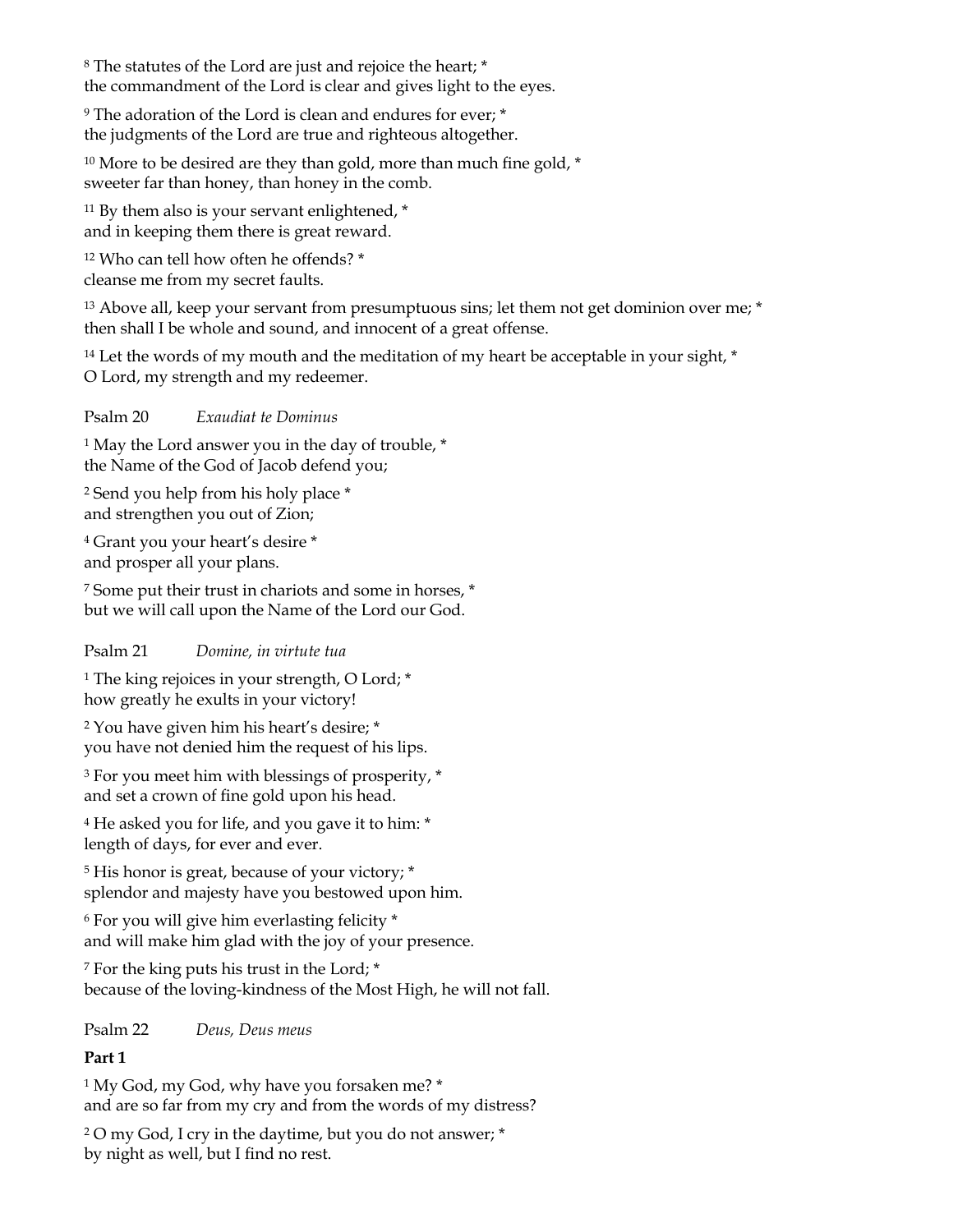[8] The statutes of the Lord are just and rejoice the heart; *
the commandment of the Lord is clear and gives light to the eyes.

[9] The adoration of the Lord is clean and endures for ever; *
the judgments of the Lord are true and righteous altogether.

[10] More to be desired are they than gold, more than much fine gold, *
sweeter far than honey, than honey in the comb.

[11] By them also is your servant enlightened, *
and in keeping them there is great reward.

[12] Who can tell how often he offends? *
cleanse me from my secret faults.

[13] Above all, keep your servant from presumptuous sins; let them not get dominion over me; *
then shall I be whole and sound, and innocent of a great offense.

[14] Let the words of my mouth and the meditation of my heart be acceptable in your sight, *
O Lord, my strength and my redeemer.

Psalm 20 *Exaudiat te Dominus*

[1] May the Lord answer you in the day of trouble, *
the Name of the God of Jacob defend you;

[2] Send you help from his holy place *
and strengthen you out of Zion;

[4] Grant you your heart's desire *
and prosper all your plans.

[7] Some put their trust in chariots and some in horses, *
but we will call upon the Name of the Lord our God.

Psalm 21 *Domine, in virtute tua*

[1] The king rejoices in your strength, O Lord; *
how greatly he exults in your victory!

[2] You have given him his heart's desire; *
you have not denied him the request of his lips.

[3] For you meet him with blessings of prosperity, *
and set a crown of fine gold upon his head.

[4] He asked you for life, and you gave it to him: *
length of days, for ever and ever.

[5] His honor is great, because of your victory; *
splendor and majesty have you bestowed upon him.

[6] For you will give him everlasting felicity *
and will make him glad with the joy of your presence.

[7] For the king puts his trust in the Lord; *
because of the loving-kindness of the Most High, he will not fall.

Psalm 22 *Deus, Deus meus*

**Part 1**

[1] My God, my God, why have you forsaken me? *
and are so far from my cry and from the words of my distress?

[2] O my God, I cry in the daytime, but you do not answer; *
by night as well, but I find no rest.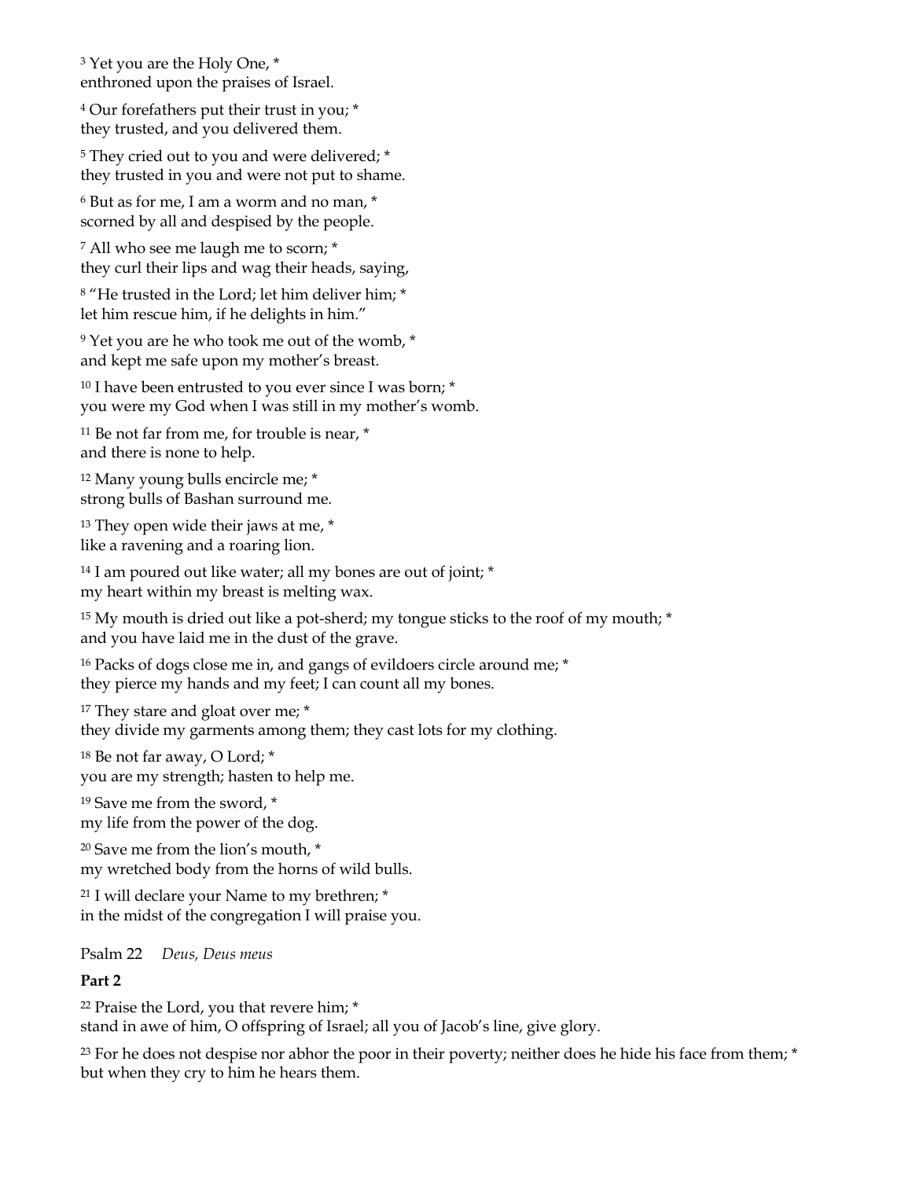[3] Yet you are the Holy One, *
enthroned upon the praises of Israel.

[4] Our forefathers put their trust in you; *
they trusted, and you delivered them.

[5] They cried out to you and were delivered; *
they trusted in you and were not put to shame.

[6] But as for me, I am a worm and no man, *
scorned by all and despised by the people.

[7] All who see me laugh me to scorn; *
they curl their lips and wag their heads, saying,

[8] "He trusted in the Lord; let him deliver him; *
let him rescue him, if he delights in him."

[9] Yet you are he who took me out of the womb, *
and kept me safe upon my mother's breast.

[10] I have been entrusted to you ever since I was born; *
you were my God when I was still in my mother's womb.

[11] Be not far from me, for trouble is near, *
and there is none to help.

[12] Many young bulls encircle me; *
strong bulls of Bashan surround me.

[13] They open wide their jaws at me, *
like a ravening and a roaring lion.

[14] I am poured out like water; all my bones are out of joint; *
my heart within my breast is melting wax.

[15] My mouth is dried out like a pot-sherd; my tongue sticks to the roof of my mouth; *
and you have laid me in the dust of the grave.

[16] Packs of dogs close me in, and gangs of evildoers circle around me; *
they pierce my hands and my feet; I can count all my bones.

[17] They stare and gloat over me; *
they divide my garments among them; they cast lots for my clothing.

[18] Be not far away, O Lord; *
you are my strength; hasten to help me.

[19] Save me from the sword, *
my life from the power of the dog.

[20] Save me from the lion's mouth, *
my wretched body from the horns of wild bulls.

[21] I will declare your Name to my brethren; *
in the midst of the congregation I will praise you.

Psalm 22 *Deus, Deus meus*

**Part 2**

[22] Praise the Lord, you that revere him; *
stand in awe of him, O offspring of Israel; all you of Jacob's line, give glory.

[23] For he does not despise nor abhor the poor in their poverty; neither does he hide his face from them; *
but when they cry to him he hears them.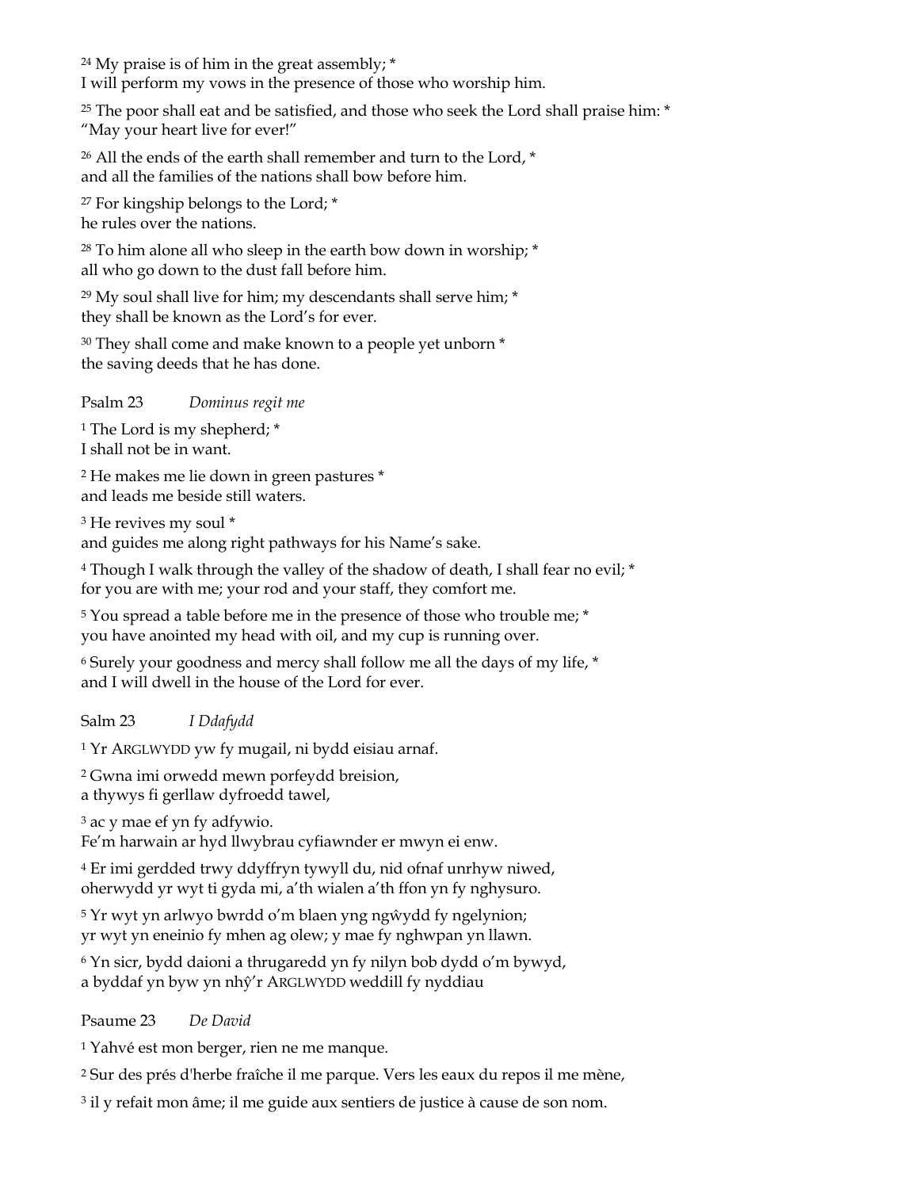[24] My praise is of him in the great assembly; *
I will perform my vows in the presence of those who worship him.

[25] The poor shall eat and be satisfied, and those who seek the Lord shall praise him: *
"May your heart live for ever!"

[26] All the ends of the earth shall remember and turn to the Lord, *
and all the families of the nations shall bow before him.

[27] For kingship belongs to the Lord; *
he rules over the nations.

[28] To him alone all who sleep in the earth bow down in worship; *
all who go down to the dust fall before him.

[29] My soul shall live for him; my descendants shall serve him; *
they shall be known as the Lord's for ever.

[30] They shall come and make known to a people yet unborn *
the saving deeds that he has done.

Psalm 23 *Dominus regit me*

[1] The Lord is my shepherd; *
I shall not be in want.

[2] He makes me lie down in green pastures *
and leads me beside still waters.

[3] He revives my soul *
and guides me along right pathways for his Name's sake.

[4] Though I walk through the valley of the shadow of death, I shall fear no evil; *
for you are with me; your rod and your staff, they comfort me.

[5] You spread a table before me in the presence of those who trouble me; *
you have anointed my head with oil, and my cup is running over.

[6] Surely your goodness and mercy shall follow me all the days of my life, *
and I will dwell in the house of the Lord for ever.

Salm 23 *I Ddafydd*

[1] Yr ARGLWYDD yw fy mugail, ni bydd eisiau arnaf.

[2] Gwna imi orwedd mewn porfeydd breision,
a thywys fi gerllaw dyfroedd tawel,

[3] ac y mae ef yn fy adfywio.
Fe'm harwain ar hyd llwybrau cyfiawnder er mwyn ei enw.

[4] Er imi gerdded trwy ddyffryn tywyll du, nid ofnaf unrhyw niwed,
oherwydd yr wyt ti gyda mi, a'th wialen a'th ffon yn fy nghysuro.

[5] Yr wyt yn arlwyo bwrdd o'm blaen yng ngŵydd fy ngelynion;
yr wyt yn eneinio fy mhen ag olew; y mae fy nghwpan yn llawn.

[6] Yn sicr, bydd daioni a thrugaredd yn fy nilyn bob dydd o'm bywyd,
a byddaf yn byw yn nhŷ'r ARGLWYDD weddill fy nyddiau

Psaume 23 *De David*

[1] Yahvé est mon berger, rien ne me manque.

[2] Sur des prés d'herbe fraîche il me parque. Vers les eaux du repos il me mène,

[3] il y refait mon âme; il me guide aux sentiers de justice à cause de son nom.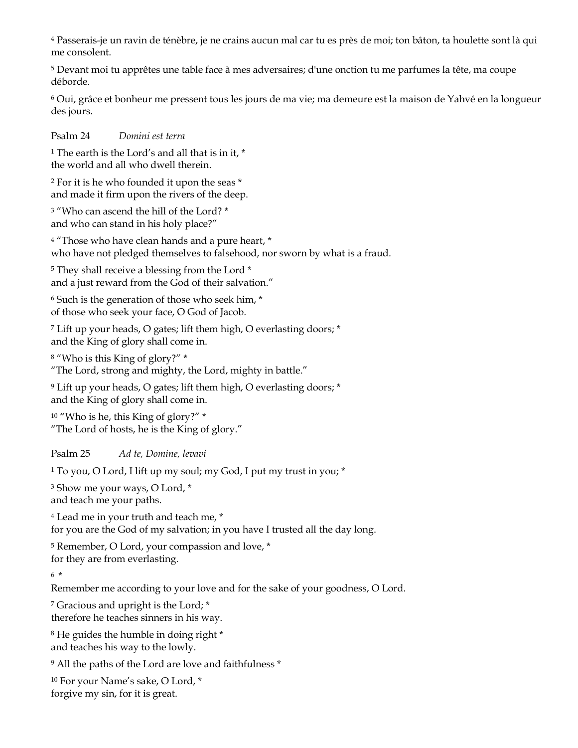[4] Passerais-je un ravin de ténèbre, je ne crains aucun mal car tu es près de moi; ton bâton, ta houlette sont là qui me consolent.

[5] Devant moi tu apprêtes une table face à mes adversaires; d'une onction tu me parfumes la tête, ma coupe déborde.

[6] Oui, grâce et bonheur me pressent tous les jours de ma vie; ma demeure est la maison de Yahvé en la longueur des jours.

Psalm 24 *Domini est terra*

[1] The earth is the Lord’s and all that is in it, *
the world and all who dwell therein.

[2] For it is he who founded it upon the seas *
and made it firm upon the rivers of the deep.

[3] “Who can ascend the hill of the Lord? *
and who can stand in his holy place?”

[4] “Those who have clean hands and a pure heart, *
who have not pledged themselves to falsehood, nor sworn by what is a fraud.

[5] They shall receive a blessing from the Lord *
and a just reward from the God of their salvation.”

[6] Such is the generation of those who seek him, *
of those who seek your face, O God of Jacob.

[7] Lift up your heads, O gates; lift them high, O everlasting doors; *
and the King of glory shall come in.

[8] “Who is this King of glory?” *
“The Lord, strong and mighty, the Lord, mighty in battle.”

[9] Lift up your heads, O gates; lift them high, O everlasting doors; *
and the King of glory shall come in.

[10] “Who is he, this King of glory?” *
“The Lord of hosts, he is the King of glory.”

Psalm 25 *Ad te, Domine, levavi*

[1] To you, O Lord, I lift up my soul; my God, I put my trust in you; *

[3] Show me your ways, O Lord, *
and teach me your paths.

[4] Lead me in your truth and teach me, *
for you are the God of my salvation; in you have I trusted all the day long.

[5] Remember, O Lord, your compassion and love, *
for they are from everlasting.

[6] *
Remember me according to your love and for the sake of your goodness, O Lord.

[7] Gracious and upright is the Lord; *
therefore he teaches sinners in his way.

[8] He guides the humble in doing right *
and teaches his way to the lowly.

[9] All the paths of the Lord are love and faithfulness *

[10] For your Name’s sake, O Lord, *
forgive my sin, for it is great.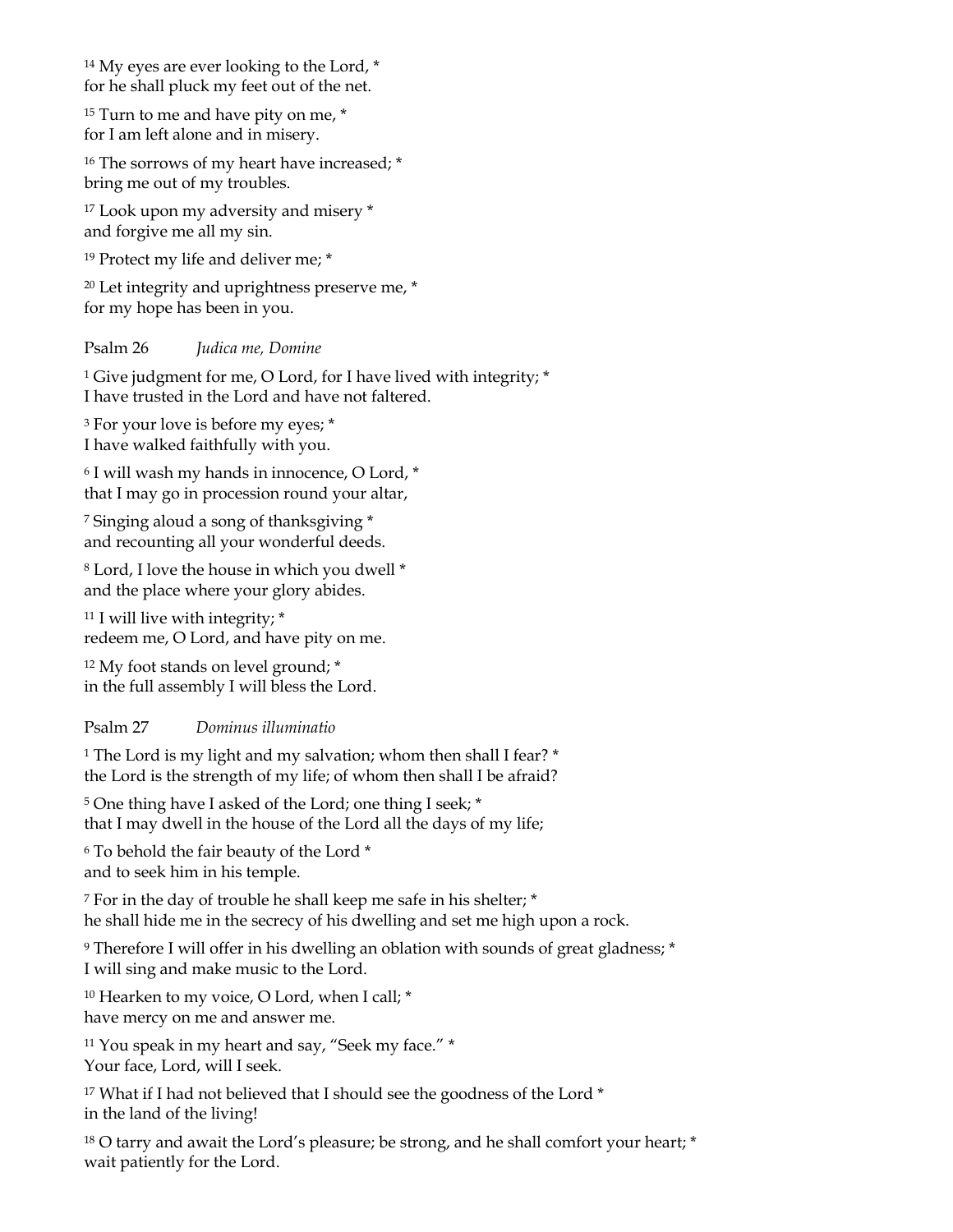[14] My eyes are ever looking to the Lord, *
for he shall pluck my feet out of the net.

[15] Turn to me and have pity on me, *
for I am left alone and in misery.

[16] The sorrows of my heart have increased; *
bring me out of my troubles.

[17] Look upon my adversity and misery *
and forgive me all my sin.

[19] Protect my life and deliver me; *

[20] Let integrity and uprightness preserve me, *
for my hope has been in you.

Psalm 26 *Judica me, Domine*

[1] Give judgment for me, O Lord, for I have lived with integrity; *
I have trusted in the Lord and have not faltered.

[3] For your love is before my eyes; *
I have walked faithfully with you.

[6] I will wash my hands in innocence, O Lord, *
that I may go in procession round your altar,

[7] Singing aloud a song of thanksgiving *
and recounting all your wonderful deeds.

[8] Lord, I love the house in which you dwell *
and the place where your glory abides.

[11] I will live with integrity; *
redeem me, O Lord, and have pity on me.

[12] My foot stands on level ground; *
in the full assembly I will bless the Lord.

Psalm 27 *Dominus illuminatio*

[1] The Lord is my light and my salvation; whom then shall I fear? *
the Lord is the strength of my life; of whom then shall I be afraid?

[5] One thing have I asked of the Lord; one thing I seek; *
that I may dwell in the house of the Lord all the days of my life;

[6] To behold the fair beauty of the Lord *
and to seek him in his temple.

[7] For in the day of trouble he shall keep me safe in his shelter; *
he shall hide me in the secrecy of his dwelling and set me high upon a rock.

[9] Therefore I will offer in his dwelling an oblation with sounds of great gladness; *
I will sing and make music to the Lord.

[10] Hearken to my voice, O Lord, when I call; *
have mercy on me and answer me.

[11] You speak in my heart and say, "Seek my face." *
Your face, Lord, will I seek.

[17] What if I had not believed that I should see the goodness of the Lord *
in the land of the living!

[18] O tarry and await the Lord's pleasure; be strong, and he shall comfort your heart; *
wait patiently for the Lord.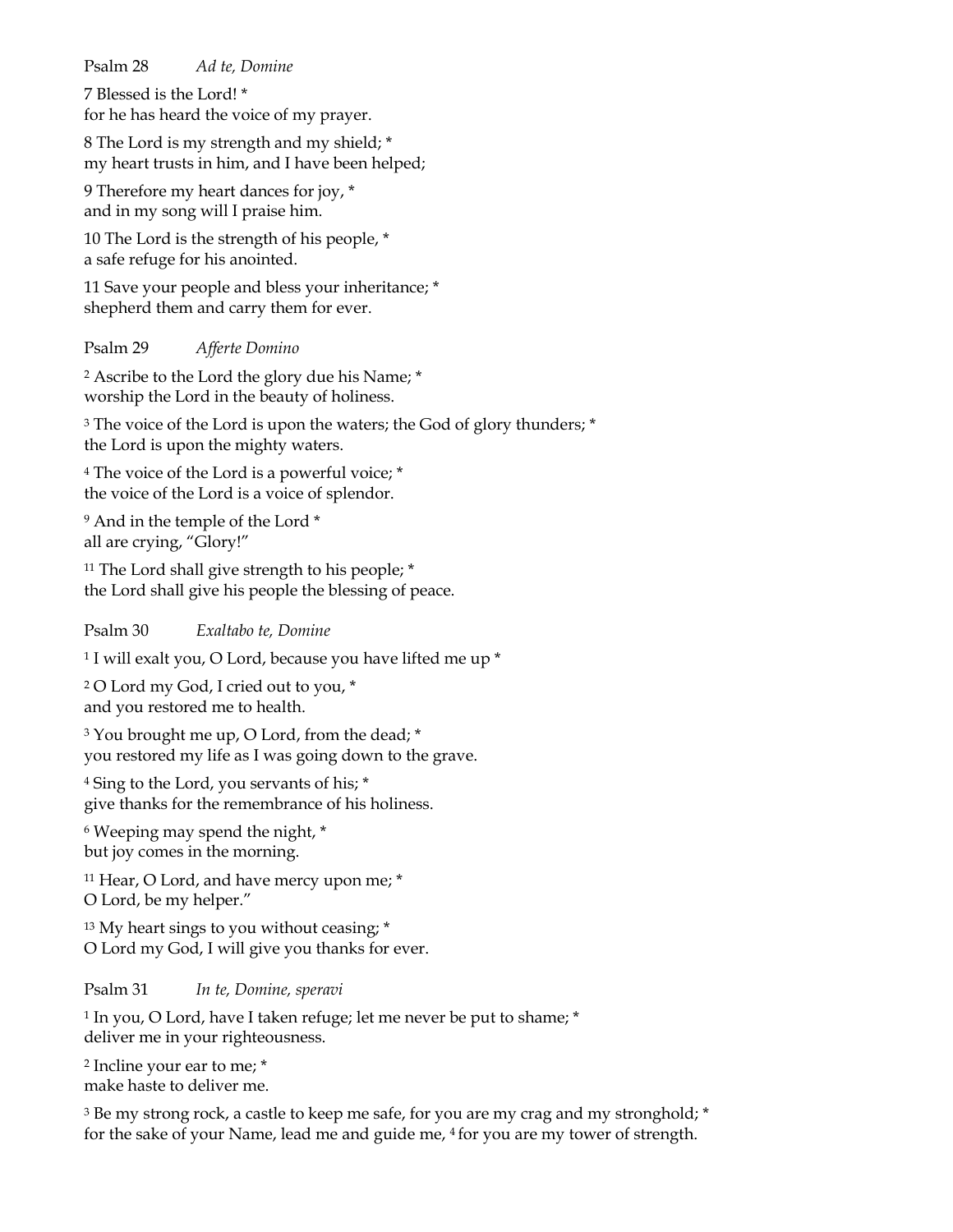Psalm 28 *Ad te, Domine*

7 Blessed is the Lord! *
for he has heard the voice of my prayer.

8 The Lord is my strength and my shield; *
my heart trusts in him, and I have been helped;

9 Therefore my heart dances for joy, *
and in my song will I praise him.

10 The Lord is the strength of his people, *
a safe refuge for his anointed.

11 Save your people and bless your inheritance; *
shepherd them and carry them for ever.

Psalm 29 *Afferte Domino*

2 Ascribe to the Lord the glory due his Name; *
worship the Lord in the beauty of holiness.

3 The voice of the Lord is upon the waters; the God of glory thunders; *
the Lord is upon the mighty waters.

4 The voice of the Lord is a powerful voice; *
the voice of the Lord is a voice of splendor.

9 And in the temple of the Lord *
all are crying, "Glory!"

11 The Lord shall give strength to his people; *
the Lord shall give his people the blessing of peace.

Psalm 30 *Exaltabo te, Domine*

1 I will exalt you, O Lord, because you have lifted me up *

2 O Lord my God, I cried out to you, *
and you restored me to health.

3 You brought me up, O Lord, from the dead; *
you restored my life as I was going down to the grave.

4 Sing to the Lord, you servants of his; *
give thanks for the remembrance of his holiness.

6 Weeping may spend the night, *
but joy comes in the morning.

11 Hear, O Lord, and have mercy upon me; *
O Lord, be my helper."

13 My heart sings to you without ceasing; *
O Lord my God, I will give you thanks for ever.

Psalm 31 *In te, Domine, speravi*

1 In you, O Lord, have I taken refuge; let me never be put to shame; *
deliver me in your righteousness.

2 Incline your ear to me; *
make haste to deliver me.

3 Be my strong rock, a castle to keep me safe, for you are my crag and my stronghold; *
for the sake of your Name, lead me and guide me, 4 for you are my tower of strength.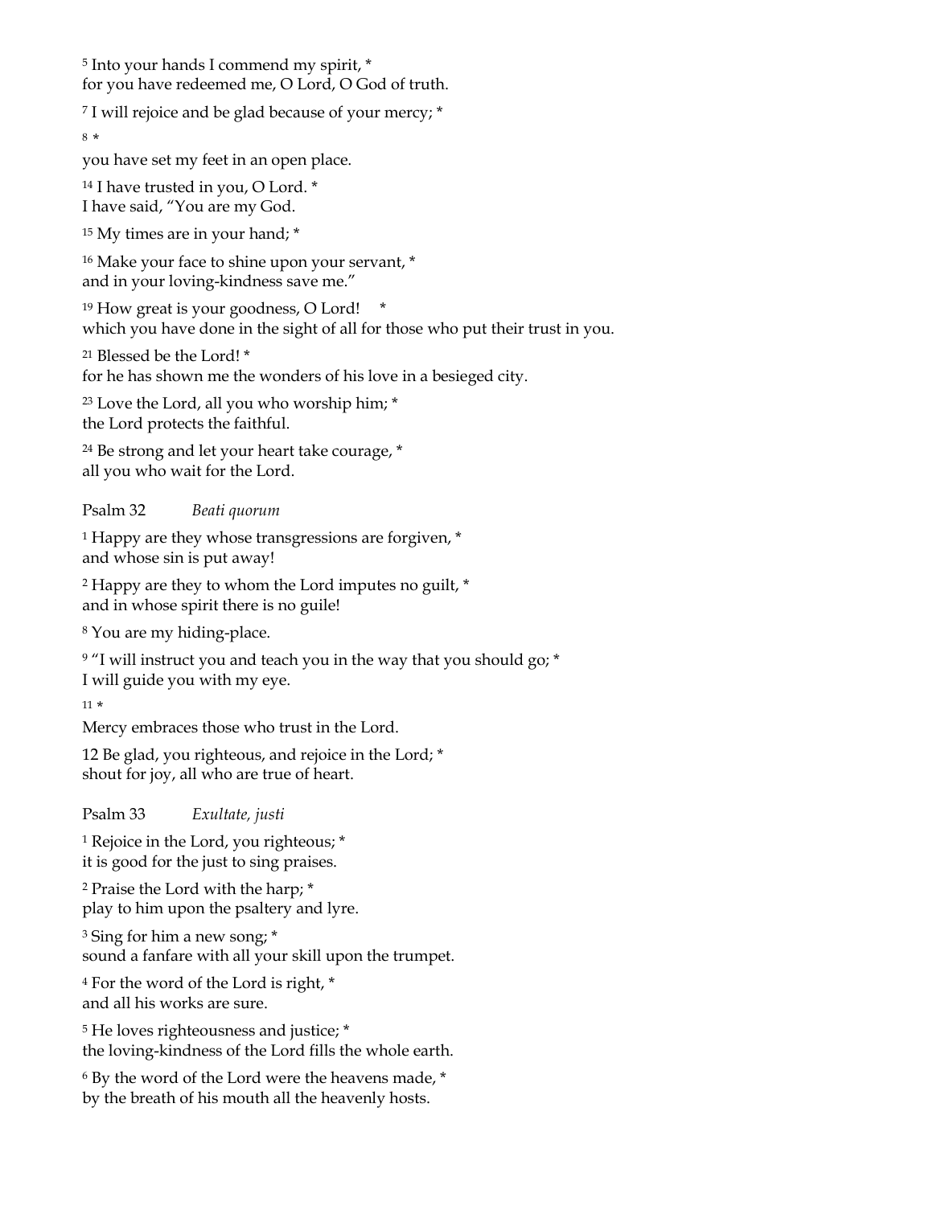5 Into your hands I commend my spirit, *
for you have redeemed me, O Lord, O God of truth.

7 I will rejoice and be glad because of your mercy; *

8 *
you have set my feet in an open place.

14 I have trusted in you, O Lord. *
I have said, "You are my God.

15 My times are in your hand; *

16 Make your face to shine upon your servant, *
and in your loving-kindness save me."

19 How great is your goodness, O Lord! *
which you have done in the sight of all for those who put their trust in you.

21 Blessed be the Lord! *
for he has shown me the wonders of his love in a besieged city.

23 Love the Lord, all you who worship him; *
the Lord protects the faithful.

24 Be strong and let your heart take courage, *
all you who wait for the Lord.

Psalm 32 *Beati quorum*

1 Happy are they whose transgressions are forgiven, *
and whose sin is put away!

2 Happy are they to whom the Lord imputes no guilt, *
and in whose spirit there is no guile!

8 You are my hiding-place.

9 "I will instruct you and teach you in the way that you should go; *
I will guide you with my eye.

11 *
Mercy embraces those who trust in the Lord.

12 Be glad, you righteous, and rejoice in the Lord; *
shout for joy, all who are true of heart.

Psalm 33 *Exultate, justi*

1 Rejoice in the Lord, you righteous; *
it is good for the just to sing praises.

2 Praise the Lord with the harp; *
play to him upon the psaltery and lyre.

3 Sing for him a new song; *
sound a fanfare with all your skill upon the trumpet.

4 For the word of the Lord is right, *
and all his works are sure.

5 He loves righteousness and justice; *
the loving-kindness of the Lord fills the whole earth.

6 By the word of the Lord were the heavens made, *
by the breath of his mouth all the heavenly hosts.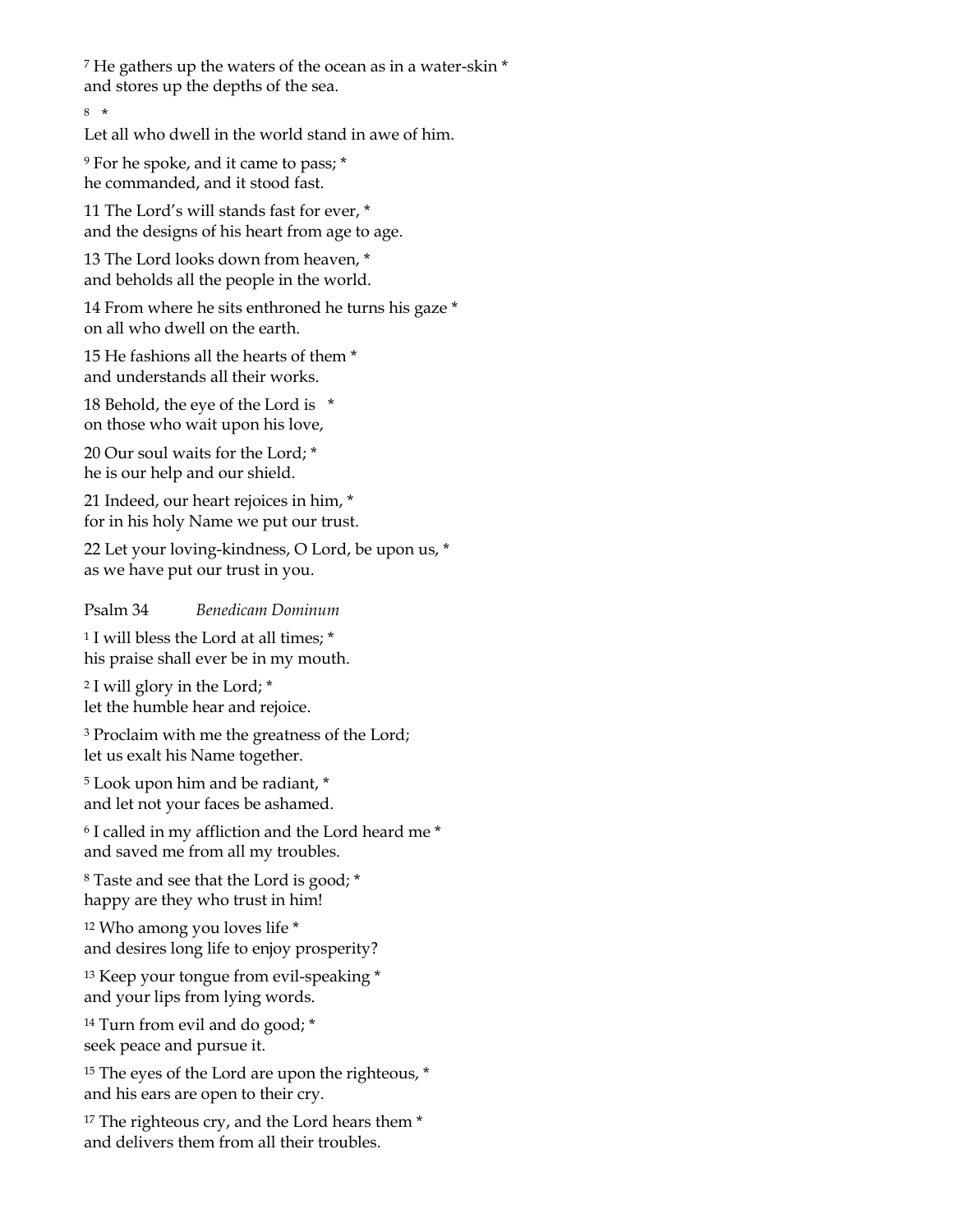7 He gathers up the waters of the ocean as in a water-skin *
and stores up the depths of the sea.

8 *
Let all who dwell in the world stand in awe of him.

9 For he spoke, and it came to pass; *
he commanded, and it stood fast.

11 The Lord's will stands fast for ever, *
and the designs of his heart from age to age.

13 The Lord looks down from heaven, *
and beholds all the people in the world.

14 From where he sits enthroned he turns his gaze *
on all who dwell on the earth.

15 He fashions all the hearts of them *
and understands all their works.

18 Behold, the eye of the Lord is *
on those who wait upon his love,

20 Our soul waits for the Lord; *
he is our help and our shield.

21 Indeed, our heart rejoices in him, *
for in his holy Name we put our trust.

22 Let your loving-kindness, O Lord, be upon us, *
as we have put our trust in you.

Psalm 34 *Benedicam Dominum*

1 I will bless the Lord at all times; *
his praise shall ever be in my mouth.

2 I will glory in the Lord; *
let the humble hear and rejoice.

3 Proclaim with me the greatness of the Lord;
let us exalt his Name together.

5 Look upon him and be radiant, *
and let not your faces be ashamed.

6 I called in my affliction and the Lord heard me *
and saved me from all my troubles.

8 Taste and see that the Lord is good; *
happy are they who trust in him!

12 Who among you loves life *
and desires long life to enjoy prosperity?

13 Keep your tongue from evil-speaking *
and your lips from lying words.

14 Turn from evil and do good; *
seek peace and pursue it.

15 The eyes of the Lord are upon the righteous, *
and his ears are open to their cry.

17 The righteous cry, and the Lord hears them *
and delivers them from all their troubles.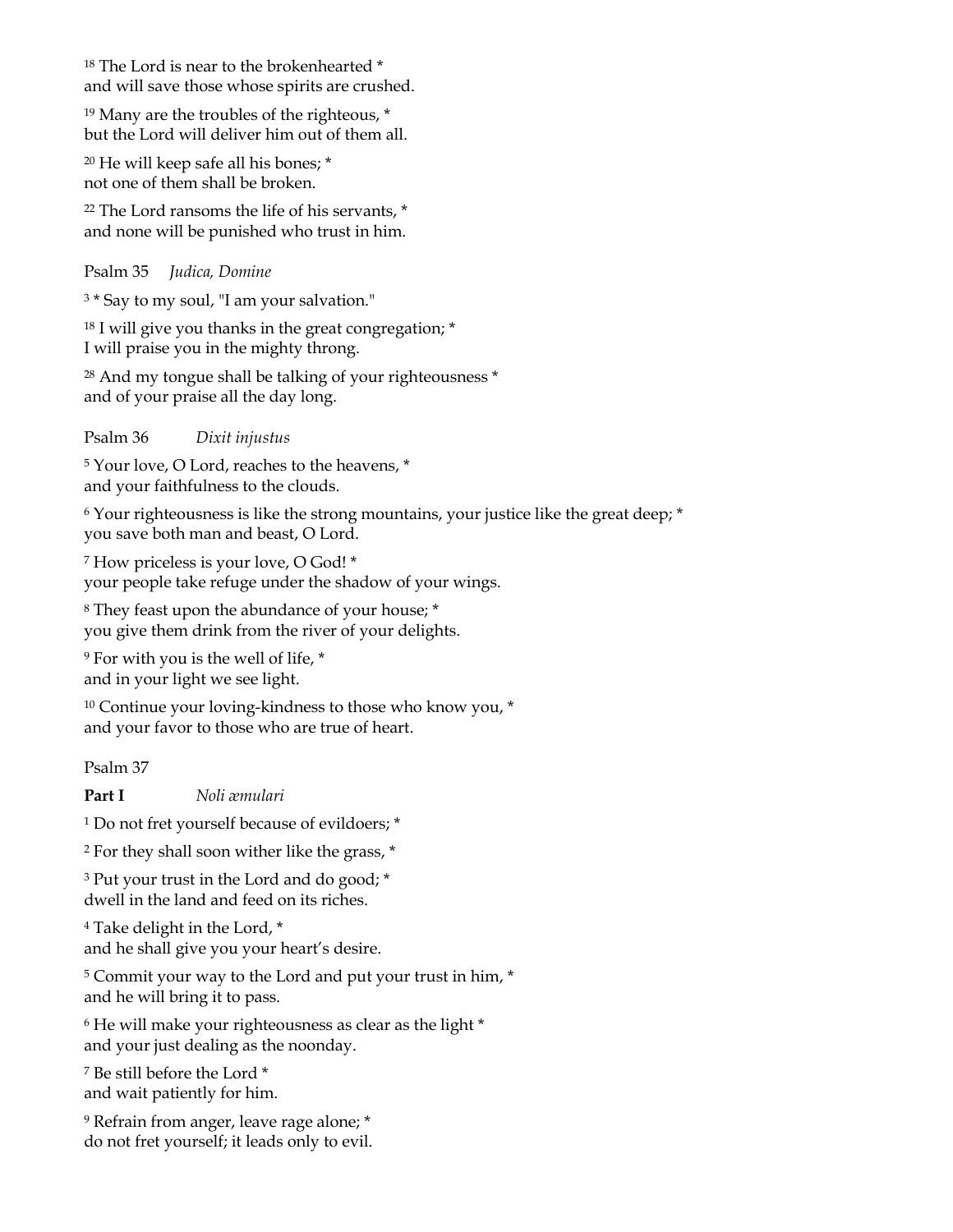18 The Lord is near to the brokenhearted *
and will save those whose spirits are crushed.

19 Many are the troubles of the righteous, *
but the Lord will deliver him out of them all.

20 He will keep safe all his bones; *
not one of them shall be broken.

22 The Lord ransoms the life of his servants, *
and none will be punished who trust in him.

Psalm 35 *Judica, Domine*

3 * Say to my soul, "I am your salvation."

18 I will give you thanks in the great congregation; *
I will praise you in the mighty throng.

28 And my tongue shall be talking of your righteousness *
and of your praise all the day long.

Psalm 36 *Dixit injustus*

5 Your love, O Lord, reaches to the heavens, *
and your faithfulness to the clouds.

6 Your righteousness is like the strong mountains, your justice like the great deep; *
you save both man and beast, O Lord.

7 How priceless is your love, O God! *
your people take refuge under the shadow of your wings.

8 They feast upon the abundance of your house; *
you give them drink from the river of your delights.

9 For with you is the well of life, *
and in your light we see light.

10 Continue your loving-kindness to those who know you, *
and your favor to those who are true of heart.

Psalm 37

**Part I** *Noli æmulari*

1 Do not fret yourself because of evildoers; *

2 For they shall soon wither like the grass, *

3 Put your trust in the Lord and do good; *
dwell in the land and feed on its riches.

4 Take delight in the Lord, *
and he shall give you your heart's desire.

5 Commit your way to the Lord and put your trust in him, *
and he will bring it to pass.

6 He will make your righteousness as clear as the light *
and your just dealing as the noonday.

7 Be still before the Lord *
and wait patiently for him.

9 Refrain from anger, leave rage alone; *
do not fret yourself; it leads only to evil.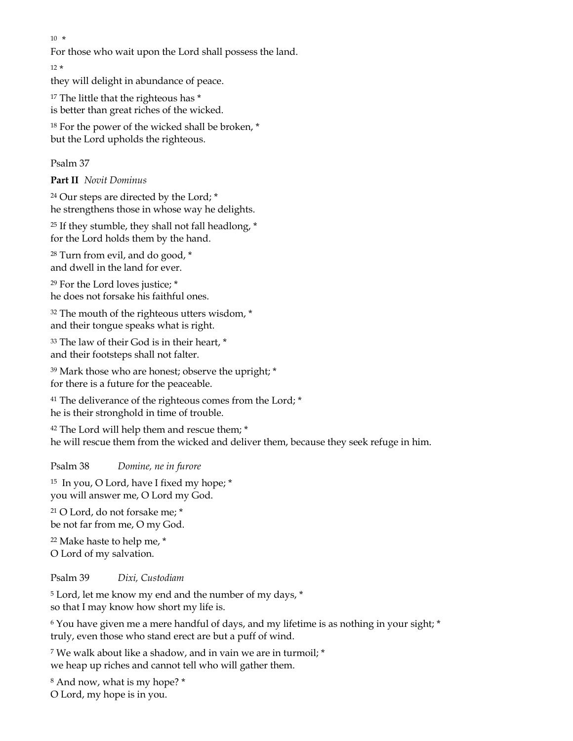10 *
For those who wait upon the Lord shall possess the land.

12 *
they will delight in abundance of peace.

17 The little that the righteous has *
is better than great riches of the wicked.

18 For the power of the wicked shall be broken, *
but the Lord upholds the righteous.

Psalm 37

**Part II** *Novit Dominus*

24 Our steps are directed by the Lord; *
he strengthens those in whose way he delights.

25 If they stumble, they shall not fall headlong, *
for the Lord holds them by the hand.

28 Turn from evil, and do good, *
and dwell in the land for ever.

29 For the Lord loves justice; *
he does not forsake his faithful ones.

32 The mouth of the righteous utters wisdom, *
and their tongue speaks what is right.

33 The law of their God is in their heart, *
and their footsteps shall not falter.

39 Mark those who are honest; observe the upright; *
for there is a future for the peaceable.

41 The deliverance of the righteous comes from the Lord; *
he is their stronghold in time of trouble.

42 The Lord will help them and rescue them; *
he will rescue them from the wicked and deliver them, because they seek refuge in him.

Psalm 38 *Domine, ne in furore*

15 In you, O Lord, have I fixed my hope; *
you will answer me, O Lord my God.

21 O Lord, do not forsake me; *
be not far from me, O my God.

22 Make haste to help me, *
O Lord of my salvation.

Psalm 39 *Dixi, Custodiam*

5 Lord, let me know my end and the number of my days, *
so that I may know how short my life is.

6 You have given me a mere handful of days, and my lifetime is as nothing in your sight; *
truly, even those who stand erect are but a puff of wind.

7 We walk about like a shadow, and in vain we are in turmoil; *
we heap up riches and cannot tell who will gather them.

8 And now, what is my hope? *
O Lord, my hope is in you.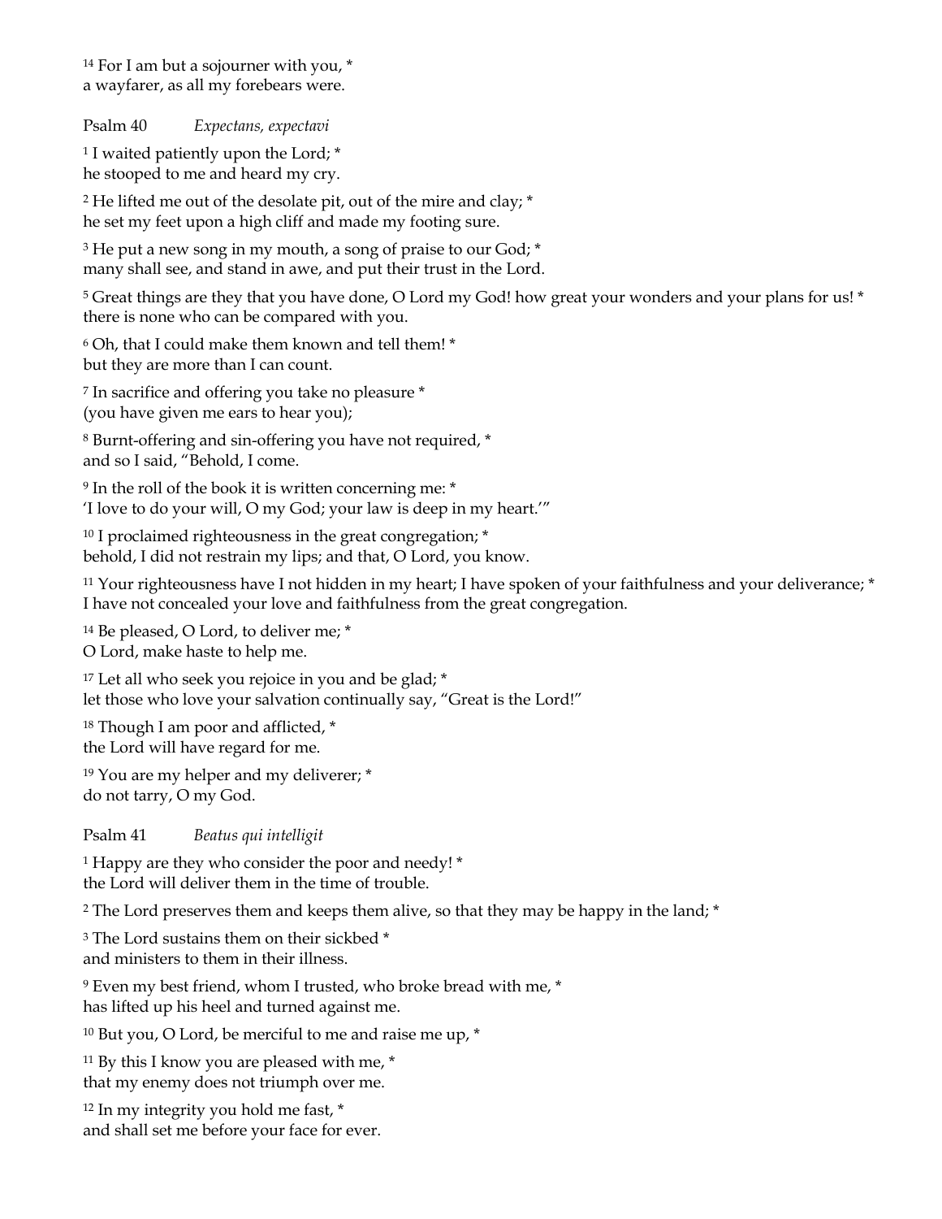[14] For I am but a sojourner with you, *
a wayfarer, as all my forebears were.

Psalm 40 *Expectans, expectavi*

[1] I waited patiently upon the Lord; *
he stooped to me and heard my cry.

[2] He lifted me out of the desolate pit, out of the mire and clay; *
he set my feet upon a high cliff and made my footing sure.

[3] He put a new song in my mouth, a song of praise to our God; *
many shall see, and stand in awe, and put their trust in the Lord.

[5] Great things are they that you have done, O Lord my God! how great your wonders and your plans for us! *
there is none who can be compared with you.

[6] Oh, that I could make them known and tell them! *
but they are more than I can count.

[7] In sacrifice and offering you take no pleasure *
(you have given me ears to hear you);

[8] Burnt-offering and sin-offering you have not required, *
and so I said, "Behold, I come.

[9] In the roll of the book it is written concerning me: *
'I love to do your will, O my God; your law is deep in my heart.'"

[10] I proclaimed righteousness in the great congregation; *
behold, I did not restrain my lips; and that, O Lord, you know.

[11] Your righteousness have I not hidden in my heart; I have spoken of your faithfulness and your deliverance; *
I have not concealed your love and faithfulness from the great congregation.

[14] Be pleased, O Lord, to deliver me; *
O Lord, make haste to help me.

[17] Let all who seek you rejoice in you and be glad; *
let those who love your salvation continually say, "Great is the Lord!"

[18] Though I am poor and afflicted, *
the Lord will have regard for me.

[19] You are my helper and my deliverer; *
do not tarry, O my God.

Psalm 41 *Beatus qui intelligit*

[1] Happy are they who consider the poor and needy! *
the Lord will deliver them in the time of trouble.

[2] The Lord preserves them and keeps them alive, so that they may be happy in the land; *

[3] The Lord sustains them on their sickbed *
and ministers to them in their illness.

[9] Even my best friend, whom I trusted, who broke bread with me, *
has lifted up his heel and turned against me.

[10] But you, O Lord, be merciful to me and raise me up, *

[11] By this I know you are pleased with me, *
that my enemy does not triumph over me.

[12] In my integrity you hold me fast, *
and shall set me before your face for ever.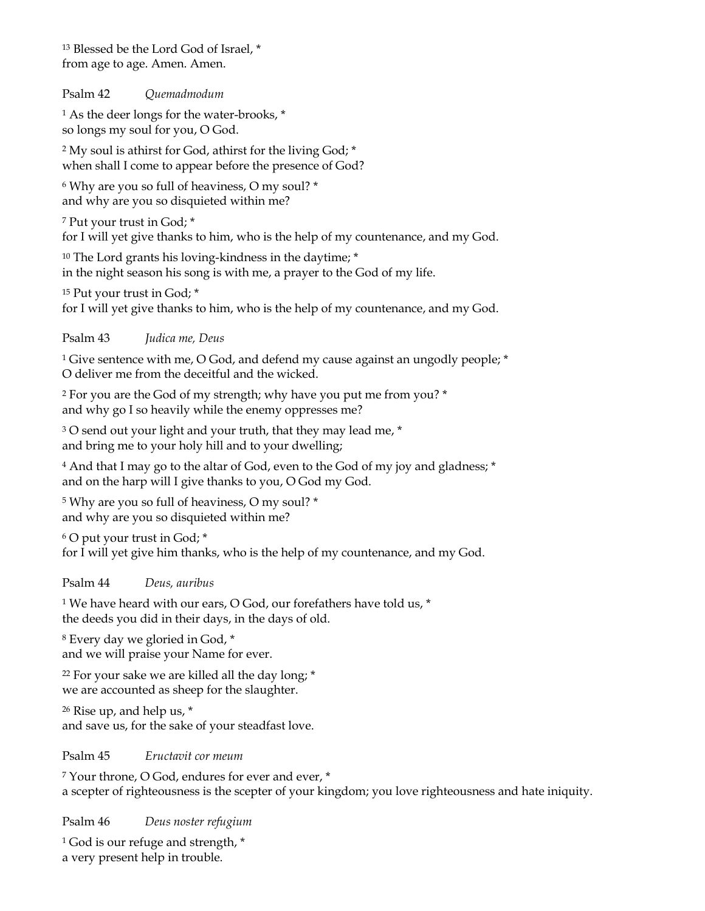[13] Blessed be the Lord God of Israel, *
from age to age. Amen. Amen.

Psalm 42 *Quemadmodum*

[1] As the deer longs for the water-brooks, *
so longs my soul for you, O God.

[2] My soul is athirst for God, athirst for the living God; *
when shall I come to appear before the presence of God?

[6] Why are you so full of heaviness, O my soul? *
and why are you so disquieted within me?

[7] Put your trust in God; *
for I will yet give thanks to him, who is the help of my countenance, and my God.

[10] The Lord grants his loving-kindness in the daytime; *
in the night season his song is with me, a prayer to the God of my life.

[15] Put your trust in God; *
for I will yet give thanks to him, who is the help of my countenance, and my God.

Psalm 43 *Judica me, Deus*

[1] Give sentence with me, O God, and defend my cause against an ungodly people; *
O deliver me from the deceitful and the wicked.

[2] For you are the God of my strength; why have you put me from you? *
and why go I so heavily while the enemy oppresses me?

[3] O send out your light and your truth, that they may lead me, *
and bring me to your holy hill and to your dwelling;

[4] And that I may go to the altar of God, even to the God of my joy and gladness; *
and on the harp will I give thanks to you, O God my God.

[5] Why are you so full of heaviness, O my soul? *
and why are you so disquieted within me?

[6] O put your trust in God; *
for I will yet give him thanks, who is the help of my countenance, and my God.

Psalm 44 *Deus, auribus*

[1] We have heard with our ears, O God, our forefathers have told us, *
the deeds you did in their days, in the days of old.

[8] Every day we gloried in God, *
and we will praise your Name for ever.

[22] For your sake we are killed all the day long; *
we are accounted as sheep for the slaughter.

[26] Rise up, and help us, *
and save us, for the sake of your steadfast love.

Psalm 45 *Eructavit cor meum*

[7] Your throne, O God, endures for ever and ever, *
a scepter of righteousness is the scepter of your kingdom; you love righteousness and hate iniquity.

Psalm 46 *Deus noster refugium*

[1] God is our refuge and strength, *
a very present help in trouble.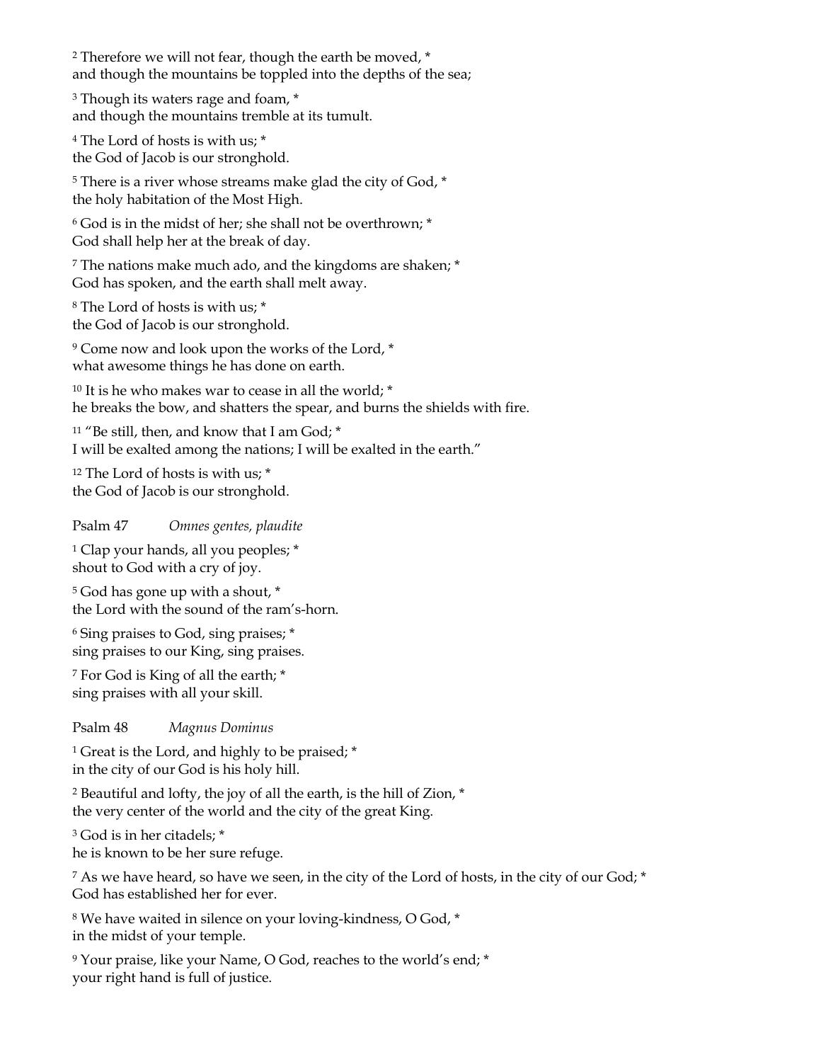[2] Therefore we will not fear, though the earth be moved, *
and though the mountains be toppled into the depths of the sea;

[3] Though its waters rage and foam, *
and though the mountains tremble at its tumult.

[4] The Lord of hosts is with us; *
the God of Jacob is our stronghold.

[5] There is a river whose streams make glad the city of God, *
the holy habitation of the Most High.

[6] God is in the midst of her; she shall not be overthrown; *
God shall help her at the break of day.

[7] The nations make much ado, and the kingdoms are shaken; *
God has spoken, and the earth shall melt away.

[8] The Lord of hosts is with us; *
the God of Jacob is our stronghold.

[9] Come now and look upon the works of the Lord, *
what awesome things he has done on earth.

[10] It is he who makes war to cease in all the world; *
he breaks the bow, and shatters the spear, and burns the shields with fire.

[11] "Be still, then, and know that I am God; *
I will be exalted among the nations; I will be exalted in the earth."

[12] The Lord of hosts is with us; *
the God of Jacob is our stronghold.

Psalm 47 *Omnes gentes, plaudite*

[1] Clap your hands, all you peoples; *
shout to God with a cry of joy.

[5] God has gone up with a shout, *
the Lord with the sound of the ram's-horn.

[6] Sing praises to God, sing praises; *
sing praises to our King, sing praises.

[7] For God is King of all the earth; *
sing praises with all your skill.

Psalm 48 *Magnus Dominus*

[1] Great is the Lord, and highly to be praised; *
in the city of our God is his holy hill.

[2] Beautiful and lofty, the joy of all the earth, is the hill of Zion, *
the very center of the world and the city of the great King.

[3] God is in her citadels; *
he is known to be her sure refuge.

[7] As we have heard, so have we seen, in the city of the Lord of hosts, in the city of our God; *
God has established her for ever.

[8] We have waited in silence on your loving-kindness, O God, *
in the midst of your temple.

[9] Your praise, like your Name, O God, reaches to the world's end; *
your right hand is full of justice.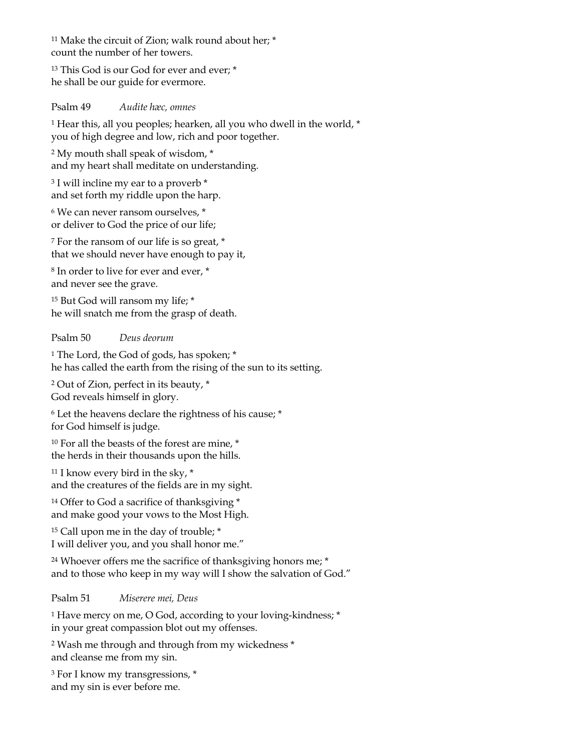[11] Make the circuit of Zion; walk round about her; *
count the number of her towers.

[13] This God is our God for ever and ever; *
he shall be our guide for evermore.

Psalm 49 *Audite hæc, omnes*

[1] Hear this, all you peoples; hearken, all you who dwell in the world, *
you of high degree and low, rich and poor together.

[2] My mouth shall speak of wisdom, *
and my heart shall meditate on understanding.

[3] I will incline my ear to a proverb *
and set forth my riddle upon the harp.

[6] We can never ransom ourselves, *
or deliver to God the price of our life;

[7] For the ransom of our life is so great, *
that we should never have enough to pay it,

[8] In order to live for ever and ever, *
and never see the grave.

[15] But God will ransom my life; *
he will snatch me from the grasp of death.

Psalm 50 *Deus deorum*

[1] The Lord, the God of gods, has spoken; *
he has called the earth from the rising of the sun to its setting.

[2] Out of Zion, perfect in its beauty, *
God reveals himself in glory.

[6] Let the heavens declare the rightness of his cause; *
for God himself is judge.

[10] For all the beasts of the forest are mine, *
the herds in their thousands upon the hills.

[11] I know every bird in the sky, *
and the creatures of the fields are in my sight.

[14] Offer to God a sacrifice of thanksgiving *
and make good your vows to the Most High.

[15] Call upon me in the day of trouble; *
I will deliver you, and you shall honor me."

[24] Whoever offers me the sacrifice of thanksgiving honors me; *
and to those who keep in my way will I show the salvation of God."

Psalm 51 *Miserere mei, Deus*

[1] Have mercy on me, O God, according to your loving-kindness; *
in your great compassion blot out my offenses.

[2] Wash me through and through from my wickedness *
and cleanse me from my sin.

[3] For I know my transgressions, *
and my sin is ever before me.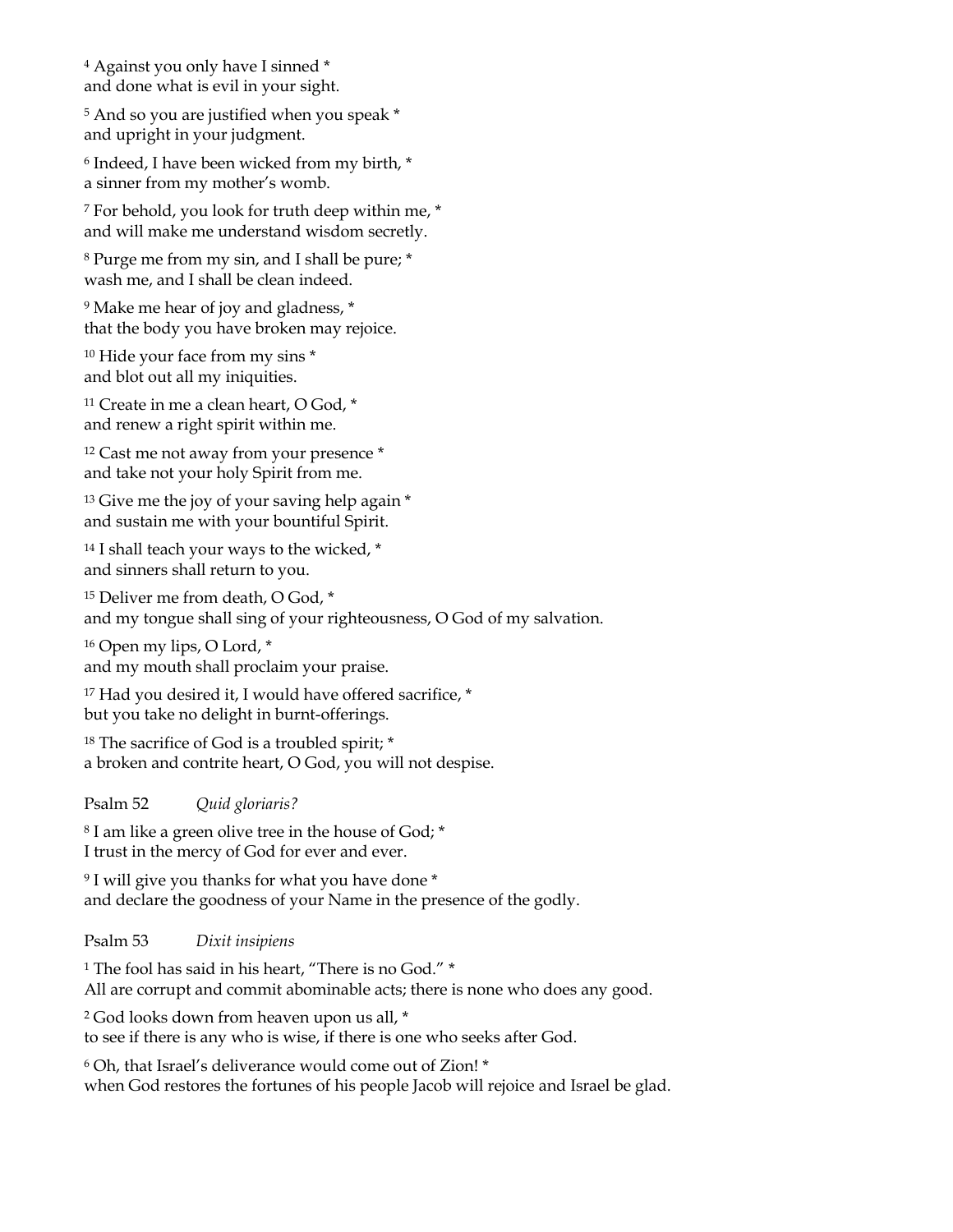[4] Against you only have I sinned *
and done what is evil in your sight.

[5] And so you are justified when you speak *
and upright in your judgment.

[6] Indeed, I have been wicked from my birth, *
a sinner from my mother's womb.

[7] For behold, you look for truth deep within me, *
and will make me understand wisdom secretly.

[8] Purge me from my sin, and I shall be pure; *
wash me, and I shall be clean indeed.

[9] Make me hear of joy and gladness, *
that the body you have broken may rejoice.

[10] Hide your face from my sins *
and blot out all my iniquities.

[11] Create in me a clean heart, O God, *
and renew a right spirit within me.

[12] Cast me not away from your presence *
and take not your holy Spirit from me.

[13] Give me the joy of your saving help again *
and sustain me with your bountiful Spirit.

[14] I shall teach your ways to the wicked, *
and sinners shall return to you.

[15] Deliver me from death, O God, *
and my tongue shall sing of your righteousness, O God of my salvation.

[16] Open my lips, O Lord, *
and my mouth shall proclaim your praise.

[17] Had you desired it, I would have offered sacrifice, *
but you take no delight in burnt-offerings.

[18] The sacrifice of God is a troubled spirit; *
a broken and contrite heart, O God, you will not despise.

Psalm 52 *Quid gloriaris?*

[8] I am like a green olive tree in the house of God; *
I trust in the mercy of God for ever and ever.

[9] I will give you thanks for what you have done *
and declare the goodness of your Name in the presence of the godly.

Psalm 53 *Dixit insipiens*

[1] The fool has said in his heart, "There is no God." *
All are corrupt and commit abominable acts; there is none who does any good.

[2] God looks down from heaven upon us all, *
to see if there is any who is wise, if there is one who seeks after God.

[6] Oh, that Israel's deliverance would come out of Zion! *
when God restores the fortunes of his people Jacob will rejoice and Israel be glad.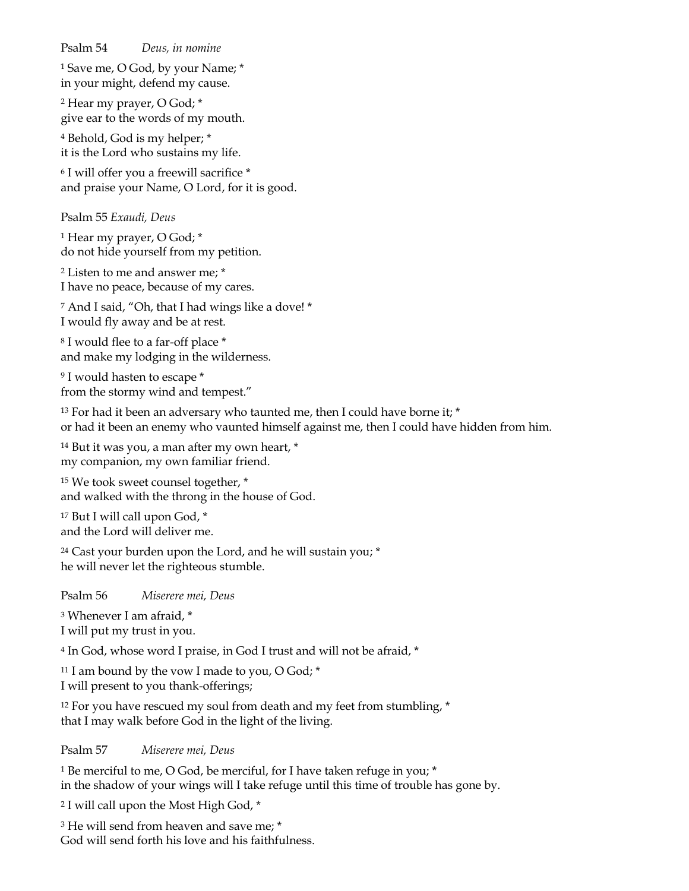Psalm 54 *Deus, in nomine*

[1] Save me, O God, by your Name; *
in your might, defend my cause.

[2] Hear my prayer, O God; *
give ear to the words of my mouth.

[4] Behold, God is my helper; *
it is the Lord who sustains my life.

[6] I will offer you a freewill sacrifice *
and praise your Name, O Lord, for it is good.

Psalm 55 *Exaudi, Deus*

[1] Hear my prayer, O God; *
do not hide yourself from my petition.

[2] Listen to me and answer me; *
I have no peace, because of my cares.

[7] And I said, "Oh, that I had wings like a dove! *
I would fly away and be at rest.

[8] I would flee to a far-off place *
and make my lodging in the wilderness.

[9] I would hasten to escape *
from the stormy wind and tempest."

[13] For had it been an adversary who taunted me, then I could have borne it; *
or had it been an enemy who vaunted himself against me, then I could have hidden from him.

[14] But it was you, a man after my own heart, *
my companion, my own familiar friend.

[15] We took sweet counsel together, *
and walked with the throng in the house of God.

[17] But I will call upon God, *
and the Lord will deliver me.

[24] Cast your burden upon the Lord, and he will sustain you; *
he will never let the righteous stumble.

Psalm 56 *Miserere mei, Deus*

[3] Whenever I am afraid, *
I will put my trust in you.

[4] In God, whose word I praise, in God I trust and will not be afraid, *

[11] I am bound by the vow I made to you, O God; *
I will present to you thank-offerings;

[12] For you have rescued my soul from death and my feet from stumbling, *
that I may walk before God in the light of the living.

Psalm 57 *Miserere mei, Deus*

[1] Be merciful to me, O God, be merciful, for I have taken refuge in you; *
in the shadow of your wings will I take refuge until this time of trouble has gone by.

[2] I will call upon the Most High God, *

[3] He will send from heaven and save me; *
God will send forth his love and his faithfulness.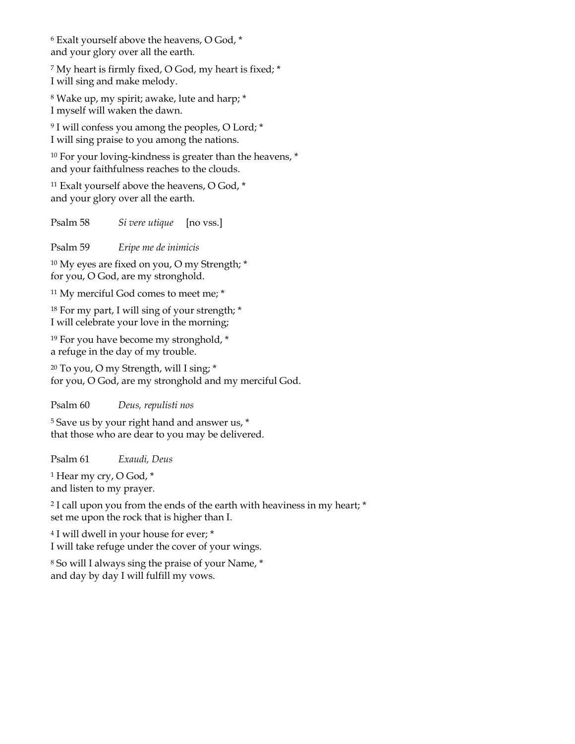[6] Exalt yourself above the heavens, O God, *
and your glory over all the earth.

[7] My heart is firmly fixed, O God, my heart is fixed; *
I will sing and make melody.

[8] Wake up, my spirit; awake, lute and harp; *
I myself will waken the dawn.

[9] I will confess you among the peoples, O Lord; *
I will sing praise to you among the nations.

[10] For your loving-kindness is greater than the heavens, *
and your faithfulness reaches to the clouds.

[11] Exalt yourself above the heavens, O God, *
and your glory over all the earth.

Psalm 58 *Si vere utique* [no vss.]

Psalm 59 *Eripe me de inimicis*

[10] My eyes are fixed on you, O my Strength; *
for you, O God, are my stronghold.

[11] My merciful God comes to meet me; *

[18] For my part, I will sing of your strength; *
I will celebrate your love in the morning;

[19] For you have become my stronghold, *
a refuge in the day of my trouble.

[20] To you, O my Strength, will I sing; *
for you, O God, are my stronghold and my merciful God.

Psalm 60 *Deus, repulisti nos*

[5] Save us by your right hand and answer us, *
that those who are dear to you may be delivered.

Psalm 61 *Exaudi, Deus*

[1] Hear my cry, O God, *
and listen to my prayer.

[2] I call upon you from the ends of the earth with heaviness in my heart; *
set me upon the rock that is higher than I.

[4] I will dwell in your house for ever; *
I will take refuge under the cover of your wings.

[8] So will I always sing the praise of your Name, *
and day by day I will fulfill my vows.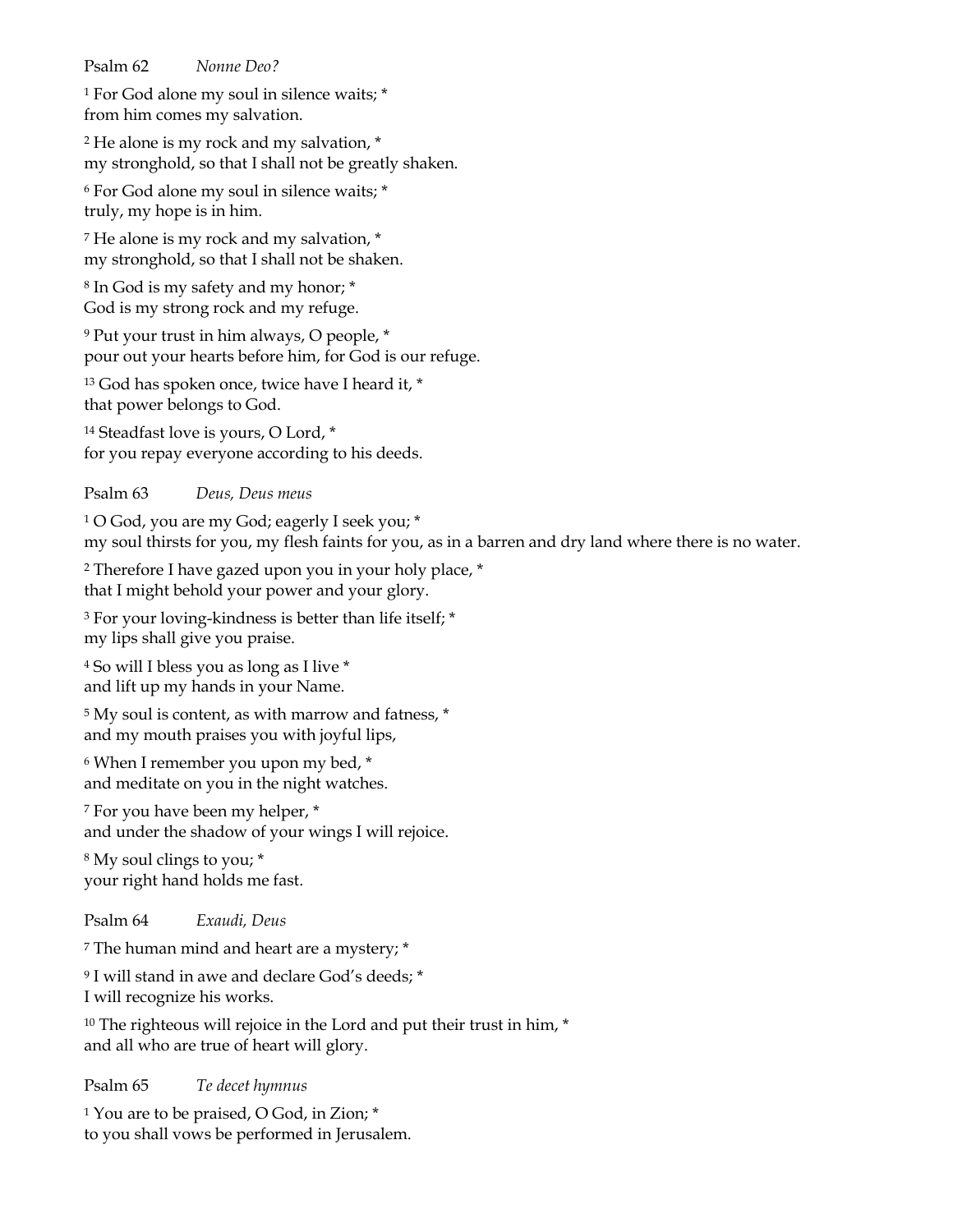Psalm 62 *Nonne Deo?*

[1] For God alone my soul in silence waits; *
from him comes my salvation.

[2] He alone is my rock and my salvation, *
my stronghold, so that I shall not be greatly shaken.

[6] For God alone my soul in silence waits; *
truly, my hope is in him.

[7] He alone is my rock and my salvation, *
my stronghold, so that I shall not be shaken.

[8] In God is my safety and my honor; *
God is my strong rock and my refuge.

[9] Put your trust in him always, O people, *
pour out your hearts before him, for God is our refuge.

[13] God has spoken once, twice have I heard it, *
that power belongs to God.

[14] Steadfast love is yours, O Lord, *
for you repay everyone according to his deeds.

Psalm 63 *Deus, Deus meus*

[1] O God, you are my God; eagerly I seek you; *
my soul thirsts for you, my flesh faints for you, as in a barren and dry land where there is no water.

[2] Therefore I have gazed upon you in your holy place, *
that I might behold your power and your glory.

[3] For your loving-kindness is better than life itself; *
my lips shall give you praise.

[4] So will I bless you as long as I live *
and lift up my hands in your Name.

[5] My soul is content, as with marrow and fatness, *
and my mouth praises you with joyful lips,

[6] When I remember you upon my bed, *
and meditate on you in the night watches.

[7] For you have been my helper, *
and under the shadow of your wings I will rejoice.

[8] My soul clings to you; *
your right hand holds me fast.

Psalm 64 *Exaudi, Deus*

[7] The human mind and heart are a mystery; *

[9] I will stand in awe and declare God's deeds; *
I will recognize his works.

[10] The righteous will rejoice in the Lord and put their trust in him, *
and all who are true of heart will glory.

Psalm 65 *Te decet hymnus*

[1] You are to be praised, O God, in Zion; *
to you shall vows be performed in Jerusalem.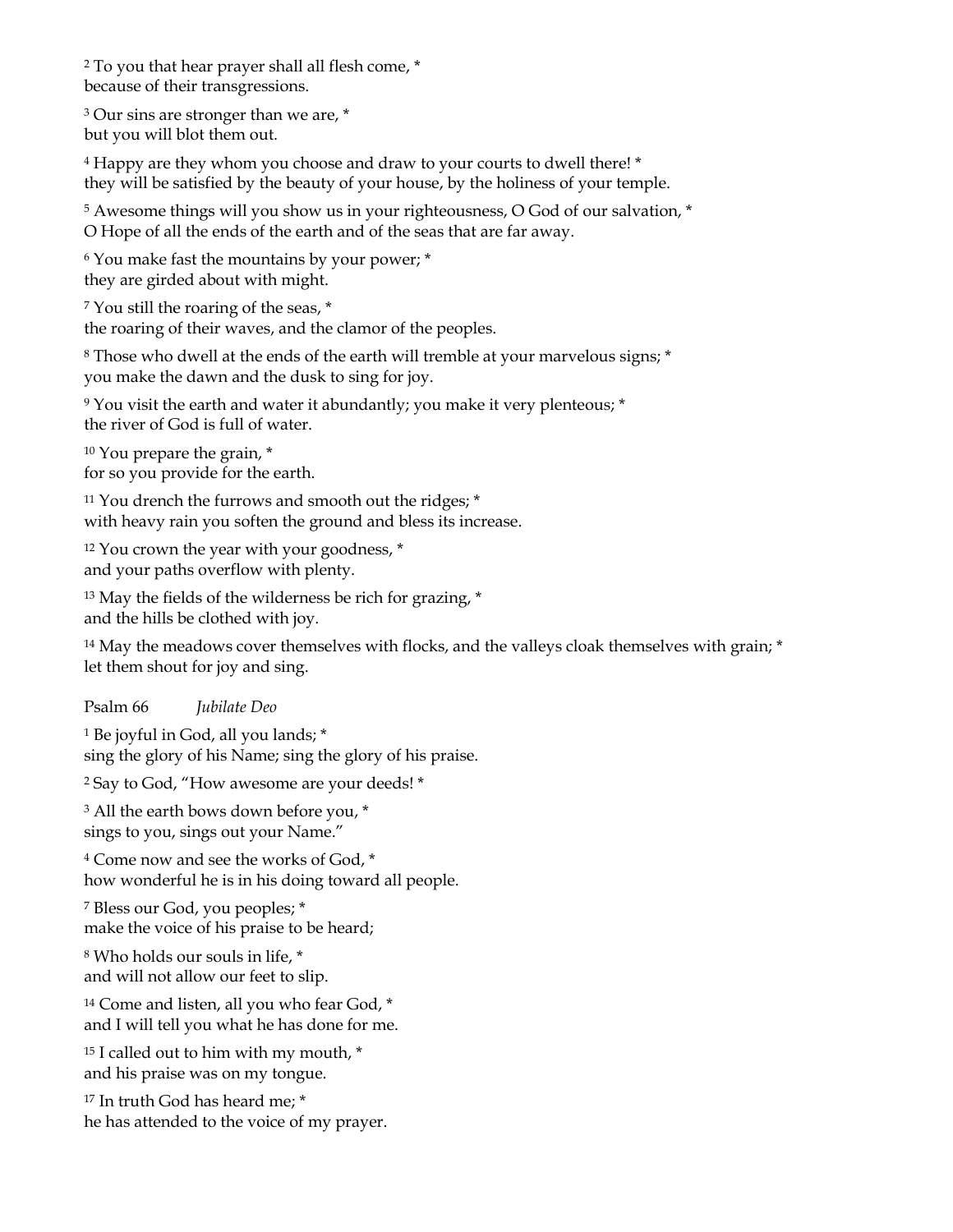[2] To you that hear prayer shall all flesh come, *
because of their transgressions.

[3] Our sins are stronger than we are, *
but you will blot them out.

[4] Happy are they whom you choose and draw to your courts to dwell there! *
they will be satisfied by the beauty of your house, by the holiness of your temple.

[5] Awesome things will you show us in your righteousness, O God of our salvation, *
O Hope of all the ends of the earth and of the seas that are far away.

[6] You make fast the mountains by your power; *
they are girded about with might.

[7] You still the roaring of the seas, *
the roaring of their waves, and the clamor of the peoples.

[8] Those who dwell at the ends of the earth will tremble at your marvelous signs; *
you make the dawn and the dusk to sing for joy.

[9] You visit the earth and water it abundantly; you make it very plenteous; *
the river of God is full of water.

[10] You prepare the grain, *
for so you provide for the earth.

[11] You drench the furrows and smooth out the ridges; *
with heavy rain you soften the ground and bless its increase.

[12] You crown the year with your goodness, *
and your paths overflow with plenty.

[13] May the fields of the wilderness be rich for grazing, *
and the hills be clothed with joy.

[14] May the meadows cover themselves with flocks, and the valleys cloak themselves with grain; *
let them shout for joy and sing.

Psalm 66 *Jubilate Deo*

[1] Be joyful in God, all you lands; *
sing the glory of his Name; sing the glory of his praise.

[2] Say to God, "How awesome are your deeds! *

[3] All the earth bows down before you, *
sings to you, sings out your Name."

[4] Come now and see the works of God, *
how wonderful he is in his doing toward all people.

[7] Bless our God, you peoples; *
make the voice of his praise to be heard;

[8] Who holds our souls in life, *
and will not allow our feet to slip.

[14] Come and listen, all you who fear God, *
and I will tell you what he has done for me.

[15] I called out to him with my mouth, *
and his praise was on my tongue.

[17] In truth God has heard me; *
he has attended to the voice of my prayer.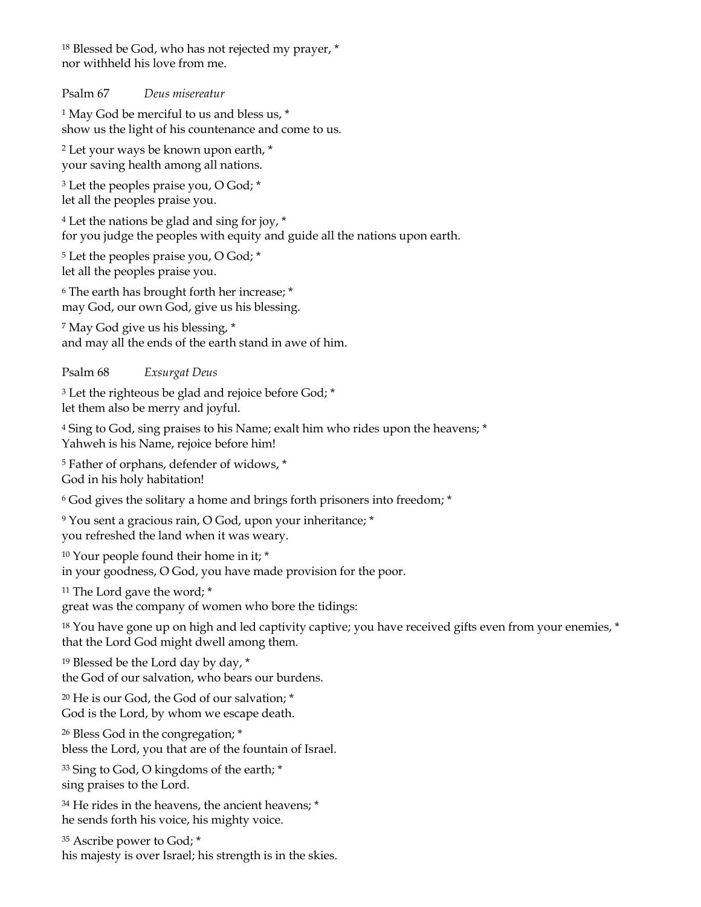[18] Blessed be God, who has not rejected my prayer, *
nor withheld his love from me.

Psalm 67 *Deus misereatur*

[1] May God be merciful to us and bless us, *
show us the light of his countenance and come to us.

[2] Let your ways be known upon earth, *
your saving health among all nations.

[3] Let the peoples praise you, O God; *
let all the peoples praise you.

[4] Let the nations be glad and sing for joy, *
for you judge the peoples with equity and guide all the nations upon earth.

[5] Let the peoples praise you, O God; *
let all the peoples praise you.

[6] The earth has brought forth her increase; *
may God, our own God, give us his blessing.

[7] May God give us his blessing, *
and may all the ends of the earth stand in awe of him.

Psalm 68 *Exsurgat Deus*

[3] Let the righteous be glad and rejoice before God; *
let them also be merry and joyful.

[4] Sing to God, sing praises to his Name; exalt him who rides upon the heavens; *
Yahweh is his Name, rejoice before him!

[5] Father of orphans, defender of widows, *
God in his holy habitation!

[6] God gives the solitary a home and brings forth prisoners into freedom; *

[9] You sent a gracious rain, O God, upon your inheritance; *
you refreshed the land when it was weary.

[10] Your people found their home in it; *
in your goodness, O God, you have made provision for the poor.

[11] The Lord gave the word; *
great was the company of women who bore the tidings:

[18] You have gone up on high and led captivity captive; you have received gifts even from your enemies, *
that the Lord God might dwell among them.

[19] Blessed be the Lord day by day, *
the God of our salvation, who bears our burdens.

[20] He is our God, the God of our salvation; *
God is the Lord, by whom we escape death.

[26] Bless God in the congregation; *
bless the Lord, you that are of the fountain of Israel.

[33] Sing to God, O kingdoms of the earth; *
sing praises to the Lord.

[34] He rides in the heavens, the ancient heavens; *
he sends forth his voice, his mighty voice.

[35] Ascribe power to God; *
his majesty is over Israel; his strength is in the skies.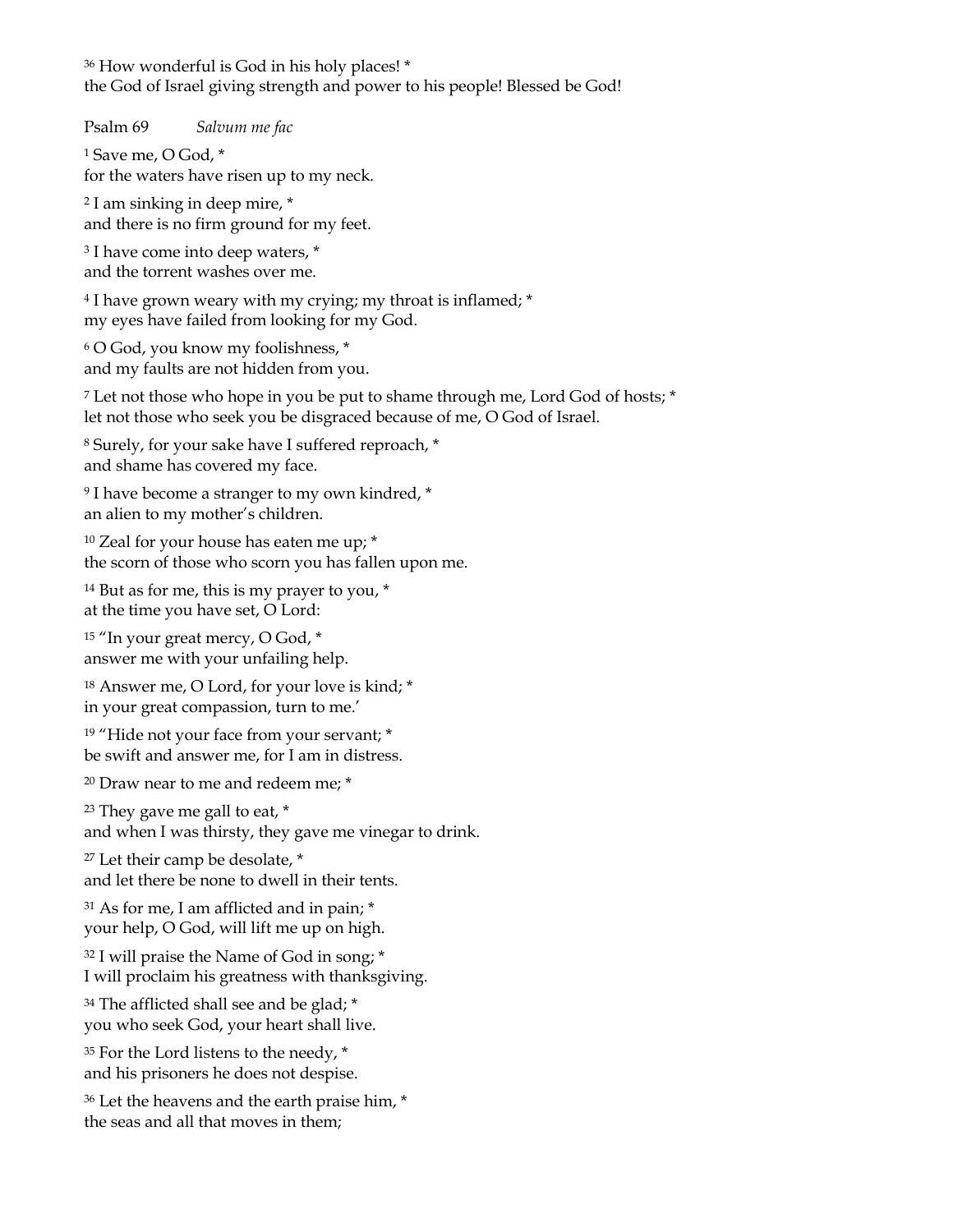[36] How wonderful is God in his holy places! *
the God of Israel giving strength and power to his people! Blessed be God!

Psalm 69 *Salvum me fac*

[1] Save me, O God, *
for the waters have risen up to my neck.

[2] I am sinking in deep mire, *
and there is no firm ground for my feet.

[3] I have come into deep waters, *
and the torrent washes over me.

[4] I have grown weary with my crying; my throat is inflamed; *
my eyes have failed from looking for my God.

[6] O God, you know my foolishness, *
and my faults are not hidden from you.

[7] Let not those who hope in you be put to shame through me, Lord God of hosts; *
let not those who seek you be disgraced because of me, O God of Israel.

[8] Surely, for your sake have I suffered reproach, *
and shame has covered my face.

[9] I have become a stranger to my own kindred, *
an alien to my mother's children.

[10] Zeal for your house has eaten me up; *
the scorn of those who scorn you has fallen upon me.

[14] But as for me, this is my prayer to you, *
at the time you have set, O Lord:

[15] "In your great mercy, O God, *
answer me with your unfailing help.

[18] Answer me, O Lord, for your love is kind; *
in your great compassion, turn to me.'

[19] "Hide not your face from your servant; *
be swift and answer me, for I am in distress.

[20] Draw near to me and redeem me; *

[23] They gave me gall to eat, *
and when I was thirsty, they gave me vinegar to drink.

[27] Let their camp be desolate, *
and let there be none to dwell in their tents.

[31] As for me, I am afflicted and in pain; *
your help, O God, will lift me up on high.

[32] I will praise the Name of God in song; *
I will proclaim his greatness with thanksgiving.

[34] The afflicted shall see and be glad; *
you who seek God, your heart shall live.

[35] For the Lord listens to the needy, *
and his prisoners he does not despise.

[36] Let the heavens and the earth praise him, *
the seas and all that moves in them;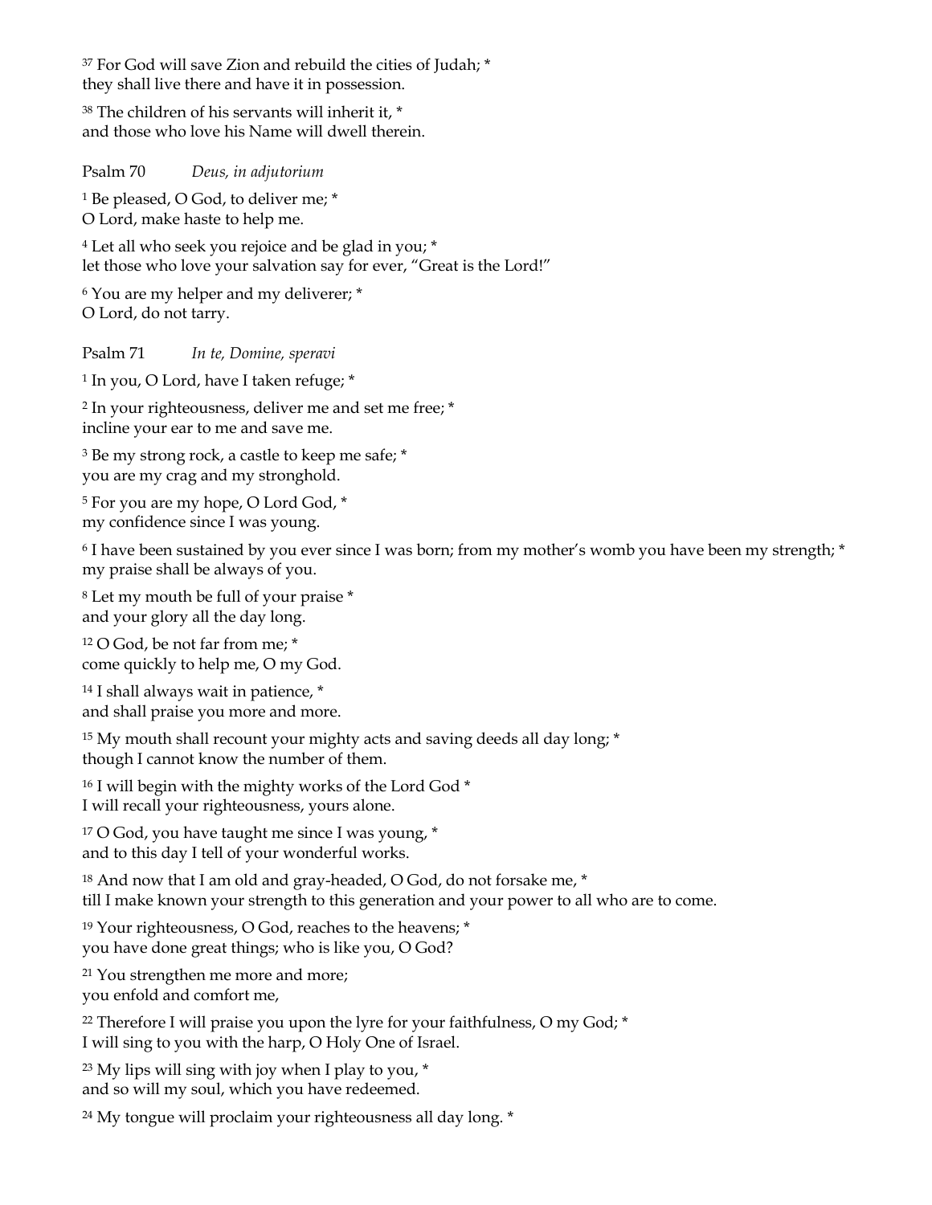37 For God will save Zion and rebuild the cities of Judah; *
they shall live there and have it in possession.

38 The children of his servants will inherit it, *
and those who love his Name will dwell therein.

Psalm 70 *Deus, in adjutorium*

1 Be pleased, O God, to deliver me; *
O Lord, make haste to help me.

4 Let all who seek you rejoice and be glad in you; *
let those who love your salvation say for ever, "Great is the Lord!"

6 You are my helper and my deliverer; *
O Lord, do not tarry.

Psalm 71 *In te, Domine, speravi*

1 In you, O Lord, have I taken refuge; *

2 In your righteousness, deliver me and set me free; *
incline your ear to me and save me.

3 Be my strong rock, a castle to keep me safe; *
you are my crag and my stronghold.

5 For you are my hope, O Lord God, *
my confidence since I was young.

6 I have been sustained by you ever since I was born; from my mother's womb you have been my strength; *
my praise shall be always of you.

8 Let my mouth be full of your praise *
and your glory all the day long.

12 O God, be not far from me; *
come quickly to help me, O my God.

14 I shall always wait in patience, *
and shall praise you more and more.

15 My mouth shall recount your mighty acts and saving deeds all day long; *
though I cannot know the number of them.

16 I will begin with the mighty works of the Lord God *
I will recall your righteousness, yours alone.

17 O God, you have taught me since I was young, *
and to this day I tell of your wonderful works.

18 And now that I am old and gray-headed, O God, do not forsake me, *
till I make known your strength to this generation and your power to all who are to come.

19 Your righteousness, O God, reaches to the heavens; *
you have done great things; who is like you, O God?

21 You strengthen me more and more;
you enfold and comfort me,

22 Therefore I will praise you upon the lyre for your faithfulness, O my God; *
I will sing to you with the harp, O Holy One of Israel.

23 My lips will sing with joy when I play to you, *
and so will my soul, which you have redeemed.

24 My tongue will proclaim your righteousness all day long. *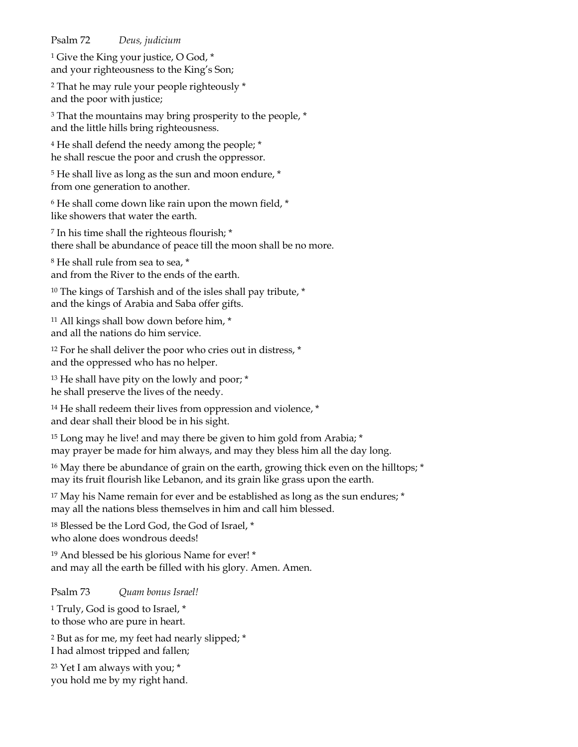Psalm 72 *Deus, judicium*

[1] Give the King your justice, O God, *
and your righteousness to the King's Son;

[2] That he may rule your people righteously *
and the poor with justice;

[3] That the mountains may bring prosperity to the people, *
and the little hills bring righteousness.

[4] He shall defend the needy among the people; *
he shall rescue the poor and crush the oppressor.

[5] He shall live as long as the sun and moon endure, *
from one generation to another.

[6] He shall come down like rain upon the mown field, *
like showers that water the earth.

[7] In his time shall the righteous flourish; *
there shall be abundance of peace till the moon shall be no more.

[8] He shall rule from sea to sea, *
and from the River to the ends of the earth.

[10] The kings of Tarshish and of the isles shall pay tribute, *
and the kings of Arabia and Saba offer gifts.

[11] All kings shall bow down before him, *
and all the nations do him service.

[12] For he shall deliver the poor who cries out in distress, *
and the oppressed who has no helper.

[13] He shall have pity on the lowly and poor; *
he shall preserve the lives of the needy.

[14] He shall redeem their lives from oppression and violence, *
and dear shall their blood be in his sight.

[15] Long may he live! and may there be given to him gold from Arabia; *
may prayer be made for him always, and may they bless him all the day long.

[16] May there be abundance of grain on the earth, growing thick even on the hilltops; *
may its fruit flourish like Lebanon, and its grain like grass upon the earth.

[17] May his Name remain for ever and be established as long as the sun endures; *
may all the nations bless themselves in him and call him blessed.

[18] Blessed be the Lord God, the God of Israel, *
who alone does wondrous deeds!

[19] And blessed be his glorious Name for ever! *
and may all the earth be filled with his glory. Amen. Amen.

Psalm 73 *Quam bonus Israel!*

[1] Truly, God is good to Israel, *
to those who are pure in heart.

[2] But as for me, my feet had nearly slipped; *
I had almost tripped and fallen;

[23] Yet I am always with you; *
you hold me by my right hand.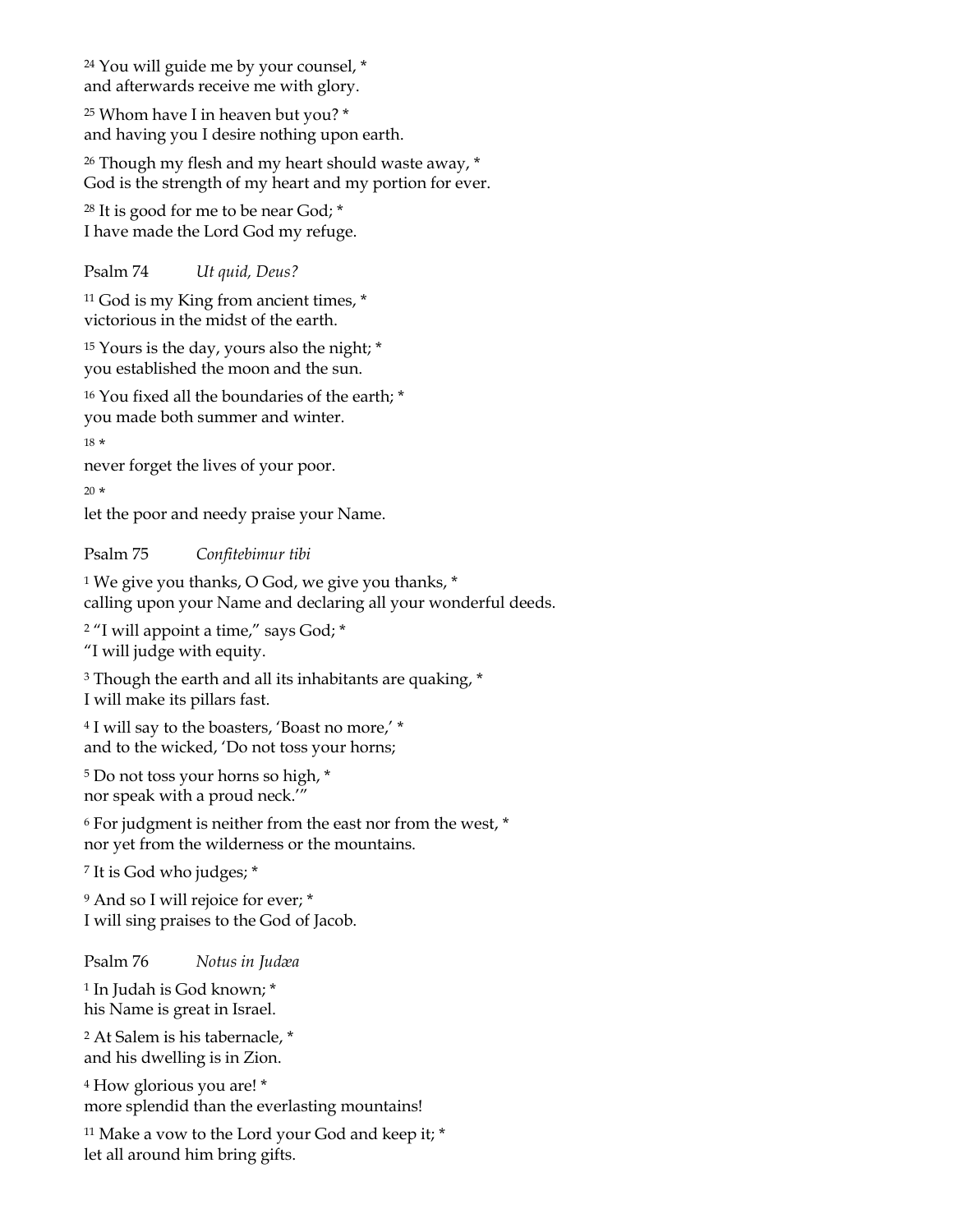24 You will guide me by your counsel, *
and afterwards receive me with glory.

25 Whom have I in heaven but you? *
and having you I desire nothing upon earth.

26 Though my flesh and my heart should waste away, *
God is the strength of my heart and my portion for ever.

28 It is good for me to be near God; *
I have made the Lord God my refuge.

Psalm 74 *Ut quid, Deus?*

11 God is my King from ancient times, *
victorious in the midst of the earth.

15 Yours is the day, yours also the night; *
you established the moon and the sun.

16 You fixed all the boundaries of the earth; *
you made both summer and winter.

18 *
never forget the lives of your poor.

20 *
let the poor and needy praise your Name.

Psalm 75 *Confitebimur tibi*

1 We give you thanks, O God, we give you thanks, *
calling upon your Name and declaring all your wonderful deeds.

2 "I will appoint a time," says God; *
"I will judge with equity.

3 Though the earth and all its inhabitants are quaking, *
I will make its pillars fast.

4 I will say to the boasters, 'Boast no more,' *
and to the wicked, 'Do not toss your horns;

5 Do not toss your horns so high, *
nor speak with a proud neck.'"

6 For judgment is neither from the east nor from the west, *
nor yet from the wilderness or the mountains.

7 It is God who judges; *

9 And so I will rejoice for ever; *
I will sing praises to the God of Jacob.

Psalm 76 *Notus in Judæa*

1 In Judah is God known; *
his Name is great in Israel.

2 At Salem is his tabernacle, *
and his dwelling is in Zion.

4 How glorious you are! *
more splendid than the everlasting mountains!

11 Make a vow to the Lord your God and keep it; *
let all around him bring gifts.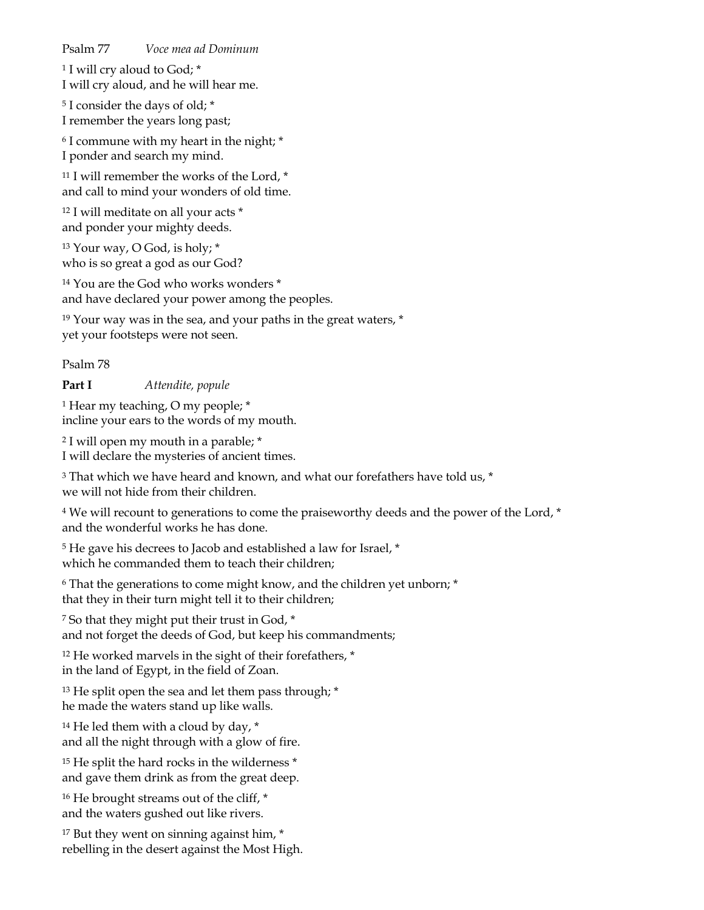Psalm 77 *Voce mea ad Dominum*

[1] I will cry aloud to God; *
I will cry aloud, and he will hear me.

[5] I consider the days of old; *
I remember the years long past;

[6] I commune with my heart in the night; *
I ponder and search my mind.

[11] I will remember the works of the Lord, *
and call to mind your wonders of old time.

[12] I will meditate on all your acts *
and ponder your mighty deeds.

[13] Your way, O God, is holy; *
who is so great a god as our God?

[14] You are the God who works wonders *
and have declared your power among the peoples.

[19] Your way was in the sea, and your paths in the great waters, *
yet your footsteps were not seen.

Psalm 78

**Part I** *Attendite, popule*

[1] Hear my teaching, O my people; *
incline your ears to the words of my mouth.

[2] I will open my mouth in a parable; *
I will declare the mysteries of ancient times.

[3] That which we have heard and known, and what our forefathers have told us, *
we will not hide from their children.

[4] We will recount to generations to come the praiseworthy deeds and the power of the Lord, *
and the wonderful works he has done.

[5] He gave his decrees to Jacob and established a law for Israel, *
which he commanded them to teach their children;

[6] That the generations to come might know, and the children yet unborn; *
that they in their turn might tell it to their children;

[7] So that they might put their trust in God, *
and not forget the deeds of God, but keep his commandments;

[12] He worked marvels in the sight of their forefathers, *
in the land of Egypt, in the field of Zoan.

[13] He split open the sea and let them pass through; *
he made the waters stand up like walls.

[14] He led them with a cloud by day, *
and all the night through with a glow of fire.

[15] He split the hard rocks in the wilderness *
and gave them drink as from the great deep.

[16] He brought streams out of the cliff, *
and the waters gushed out like rivers.

[17] But they went on sinning against him, *
rebelling in the desert against the Most High.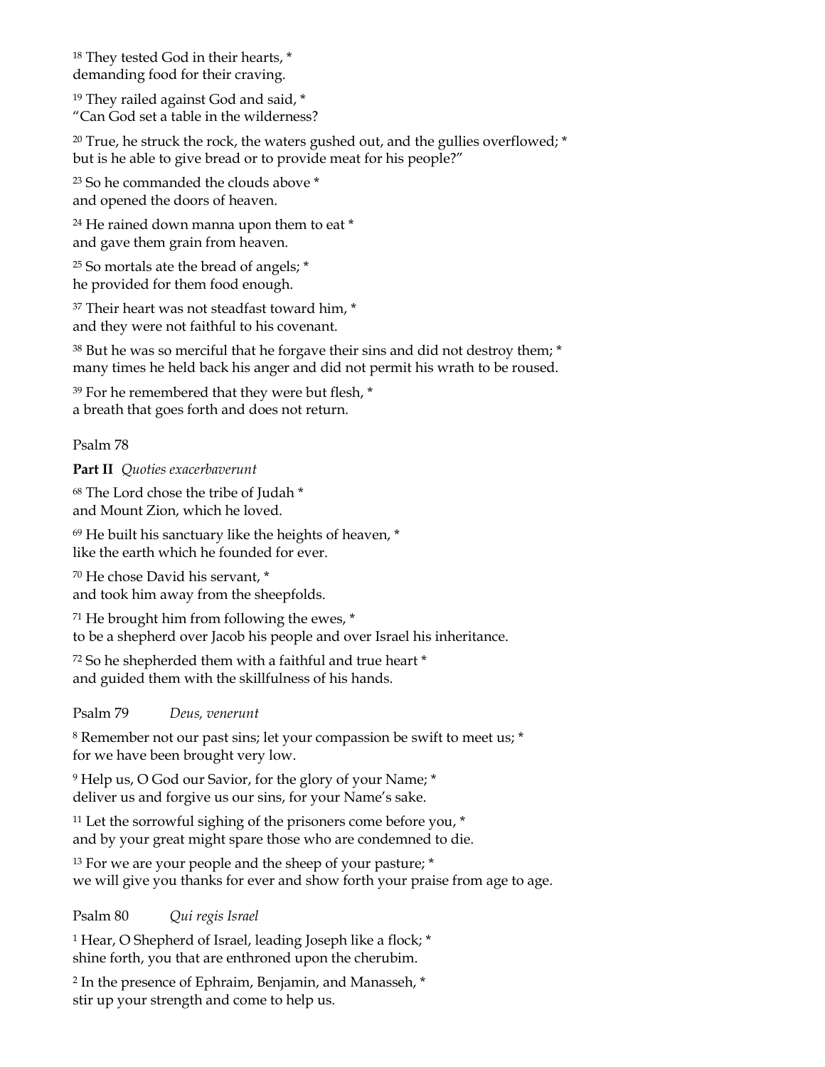[18] They tested God in their hearts, *
demanding food for their craving.

[19] They railed against God and said, *
"Can God set a table in the wilderness?

[20] True, he struck the rock, the waters gushed out, and the gullies overflowed; *
but is he able to give bread or to provide meat for his people?"

[23] So he commanded the clouds above *
and opened the doors of heaven.

[24] He rained down manna upon them to eat *
and gave them grain from heaven.

[25] So mortals ate the bread of angels; *
he provided for them food enough.

[37] Their heart was not steadfast toward him, *
and they were not faithful to his covenant.

[38] But he was so merciful that he forgave their sins and did not destroy them; *
many times he held back his anger and did not permit his wrath to be roused.

[39] For he remembered that they were but flesh, *
a breath that goes forth and does not return.

Psalm 78

**Part II** *Quoties exacerbaverunt*

[68] The Lord chose the tribe of Judah *
and Mount Zion, which he loved.

[69] He built his sanctuary like the heights of heaven, *
like the earth which he founded for ever.

[70] He chose David his servant, *
and took him away from the sheepfolds.

[71] He brought him from following the ewes, *
to be a shepherd over Jacob his people and over Israel his inheritance.

[72] So he shepherded them with a faithful and true heart *
and guided them with the skillfulness of his hands.

Psalm 79 *Deus, venerunt*

[8] Remember not our past sins; let your compassion be swift to meet us; *
for we have been brought very low.

[9] Help us, O God our Savior, for the glory of your Name; *
deliver us and forgive us our sins, for your Name's sake.

[11] Let the sorrowful sighing of the prisoners come before you, *
and by your great might spare those who are condemned to die.

[13] For we are your people and the sheep of your pasture; *
we will give you thanks for ever and show forth your praise from age to age.

Psalm 80 *Qui regis Israel*

[1] Hear, O Shepherd of Israel, leading Joseph like a flock; *
shine forth, you that are enthroned upon the cherubim.

[2] In the presence of Ephraim, Benjamin, and Manasseh, *
stir up your strength and come to help us.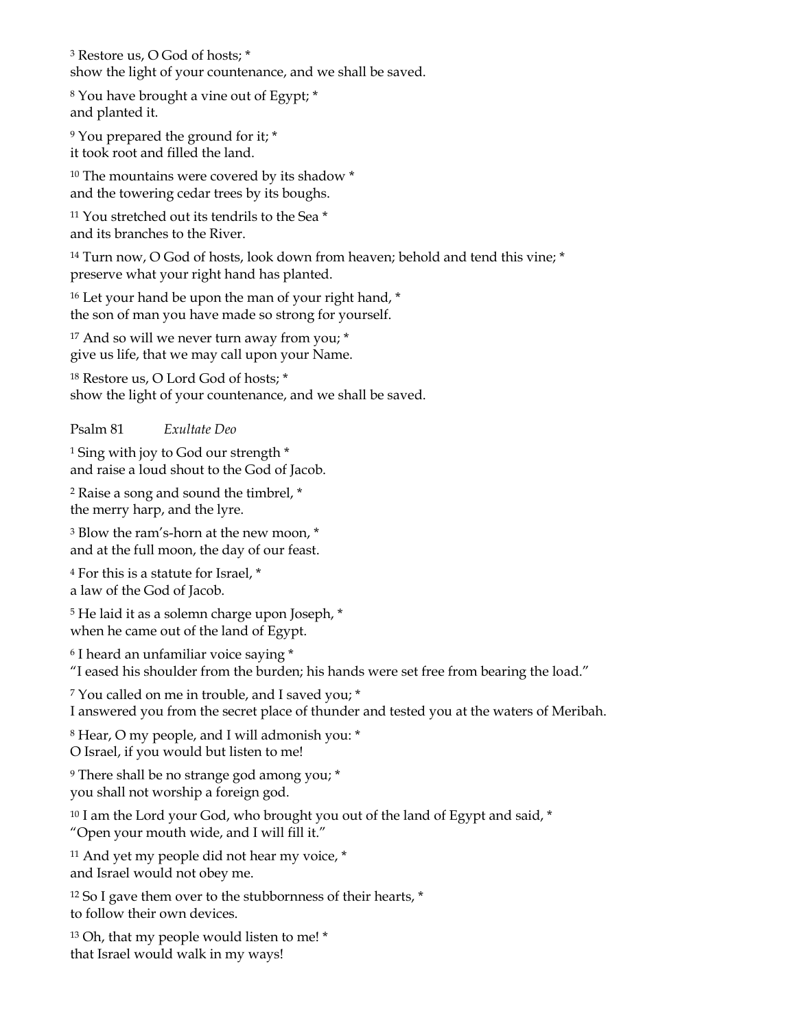[3] Restore us, O God of hosts; *
show the light of your countenance, and we shall be saved.

[8] You have brought a vine out of Egypt; *
and planted it.

[9] You prepared the ground for it; *
it took root and filled the land.

[10] The mountains were covered by its shadow *
and the towering cedar trees by its boughs.

[11] You stretched out its tendrils to the Sea *
and its branches to the River.

[14] Turn now, O God of hosts, look down from heaven; behold and tend this vine; *
preserve what your right hand has planted.

[16] Let your hand be upon the man of your right hand, *
the son of man you have made so strong for yourself.

[17] And so will we never turn away from you; *
give us life, that we may call upon your Name.

[18] Restore us, O Lord God of hosts; *
show the light of your countenance, and we shall be saved.

Psalm 81 *Exultate Deo*

[1] Sing with joy to God our strength *
and raise a loud shout to the God of Jacob.

[2] Raise a song and sound the timbrel, *
the merry harp, and the lyre.

[3] Blow the ram's-horn at the new moon, *
and at the full moon, the day of our feast.

[4] For this is a statute for Israel, *
a law of the God of Jacob.

[5] He laid it as a solemn charge upon Joseph, *
when he came out of the land of Egypt.

[6] I heard an unfamiliar voice saying *
"I eased his shoulder from the burden; his hands were set free from bearing the load."

[7] You called on me in trouble, and I saved you; *
I answered you from the secret place of thunder and tested you at the waters of Meribah.

[8] Hear, O my people, and I will admonish you: *
O Israel, if you would but listen to me!

[9] There shall be no strange god among you; *
you shall not worship a foreign god.

[10] I am the Lord your God, who brought you out of the land of Egypt and said, *
"Open your mouth wide, and I will fill it."

[11] And yet my people did not hear my voice, *
and Israel would not obey me.

[12] So I gave them over to the stubbornness of their hearts, *
to follow their own devices.

[13] Oh, that my people would listen to me! *
that Israel would walk in my ways!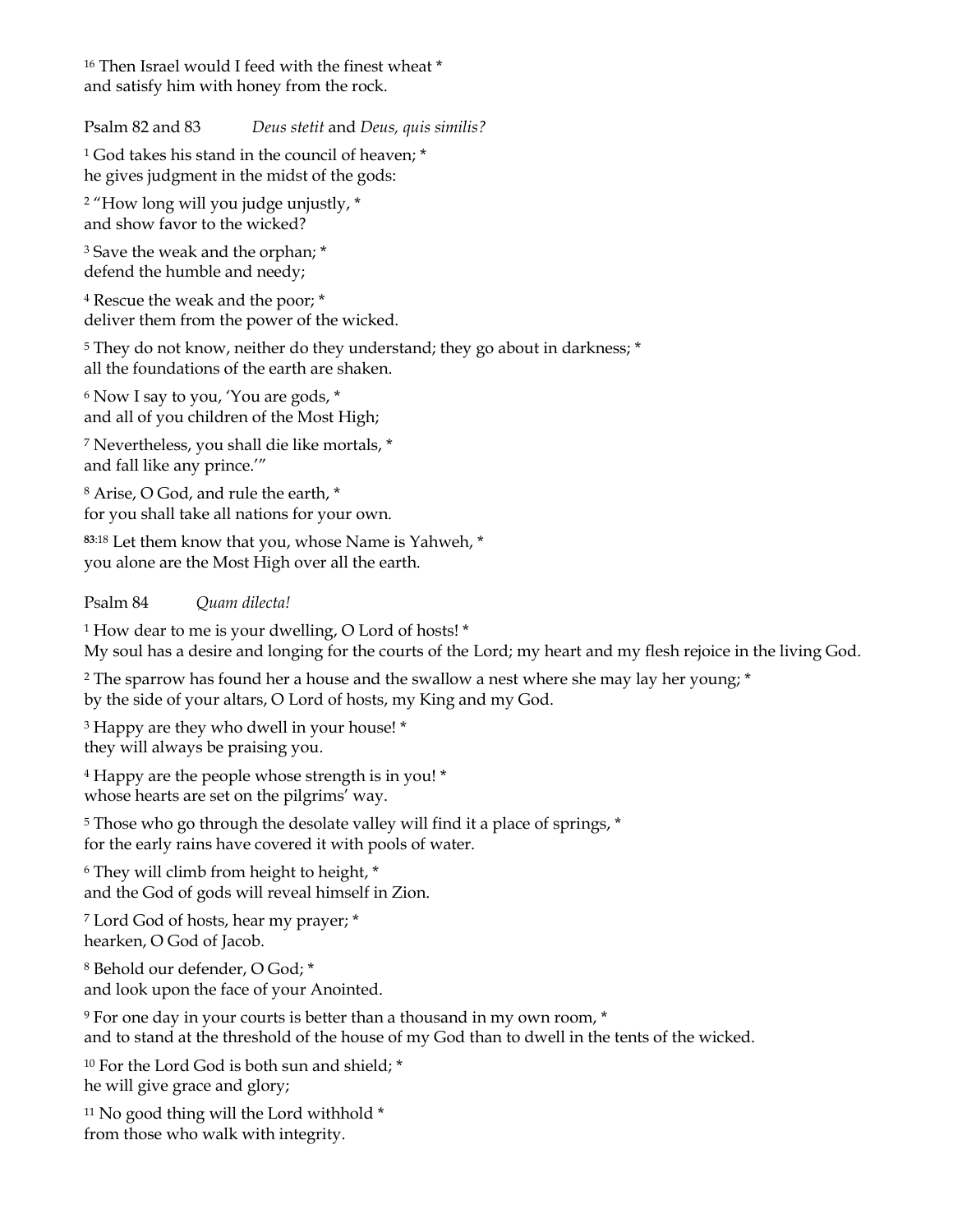[16] Then Israel would I feed with the finest wheat *
and satisfy him with honey from the rock.

Psalm 82 and 83 *Deus stetit* and *Deus, quis similis?*

[1] God takes his stand in the council of heaven; *
he gives judgment in the midst of the gods:

[2] "How long will you judge unjustly, *
and show favor to the wicked?

[3] Save the weak and the orphan; *
defend the humble and needy;

[4] Rescue the weak and the poor; *
deliver them from the power of the wicked.

[5] They do not know, neither do they understand; they go about in darkness; *
all the foundations of the earth are shaken.

[6] Now I say to you, 'You are gods, *
and all of you children of the Most High;

[7] Nevertheless, you shall die like mortals, *
and fall like any prince.'"

[8] Arise, O God, and rule the earth, *
for you shall take all nations for your own.

[**83**:18] Let them know that you, whose Name is Yahweh, *
you alone are the Most High over all the earth.

Psalm 84 *Quam dilecta!*

[1] How dear to me is your dwelling, O Lord of hosts! *
My soul has a desire and longing for the courts of the Lord; my heart and my flesh rejoice in the living God.

[2] The sparrow has found her a house and the swallow a nest where she may lay her young; *
by the side of your altars, O Lord of hosts, my King and my God.

[3] Happy are they who dwell in your house! *
they will always be praising you.

[4] Happy are the people whose strength is in you! *
whose hearts are set on the pilgrims' way.

[5] Those who go through the desolate valley will find it a place of springs, *
for the early rains have covered it with pools of water.

[6] They will climb from height to height, *
and the God of gods will reveal himself in Zion.

[7] Lord God of hosts, hear my prayer; *
hearken, O God of Jacob.

[8] Behold our defender, O God; *
and look upon the face of your Anointed.

[9] For one day in your courts is better than a thousand in my own room, *
and to stand at the threshold of the house of my God than to dwell in the tents of the wicked.

[10] For the Lord God is both sun and shield; *
he will give grace and glory;

[11] No good thing will the Lord withhold *
from those who walk with integrity.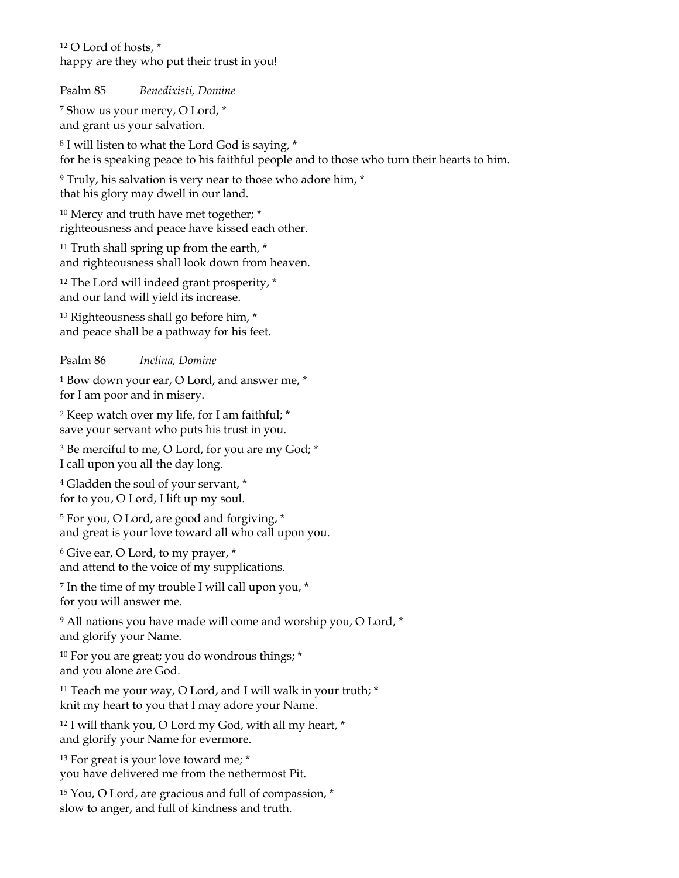[12] O Lord of hosts, *
happy are they who put their trust in you!

Psalm 85 *Benedixisti, Domine*

[7] Show us your mercy, O Lord, *
and grant us your salvation.

[8] I will listen to what the Lord God is saying, *
for he is speaking peace to his faithful people and to those who turn their hearts to him.

[9] Truly, his salvation is very near to those who adore him, *
that his glory may dwell in our land.

[10] Mercy and truth have met together; *
righteousness and peace have kissed each other.

[11] Truth shall spring up from the earth, *
and righteousness shall look down from heaven.

[12] The Lord will indeed grant prosperity, *
and our land will yield its increase.

[13] Righteousness shall go before him, *
and peace shall be a pathway for his feet.

Psalm 86 *Inclina, Domine*

[1] Bow down your ear, O Lord, and answer me, *
for I am poor and in misery.

[2] Keep watch over my life, for I am faithful; *
save your servant who puts his trust in you.

[3] Be merciful to me, O Lord, for you are my God; *
I call upon you all the day long.

[4] Gladden the soul of your servant, *
for to you, O Lord, I lift up my soul.

[5] For you, O Lord, are good and forgiving, *
and great is your love toward all who call upon you.

[6] Give ear, O Lord, to my prayer, *
and attend to the voice of my supplications.

[7] In the time of my trouble I will call upon you, *
for you will answer me.

[9] All nations you have made will come and worship you, O Lord, *
and glorify your Name.

[10] For you are great; you do wondrous things; *
and you alone are God.

[11] Teach me your way, O Lord, and I will walk in your truth; *
knit my heart to you that I may adore your Name.

[12] I will thank you, O Lord my God, with all my heart, *
and glorify your Name for evermore.

[13] For great is your love toward me; *
you have delivered me from the nethermost Pit.

[15] You, O Lord, are gracious and full of compassion, *
slow to anger, and full of kindness and truth.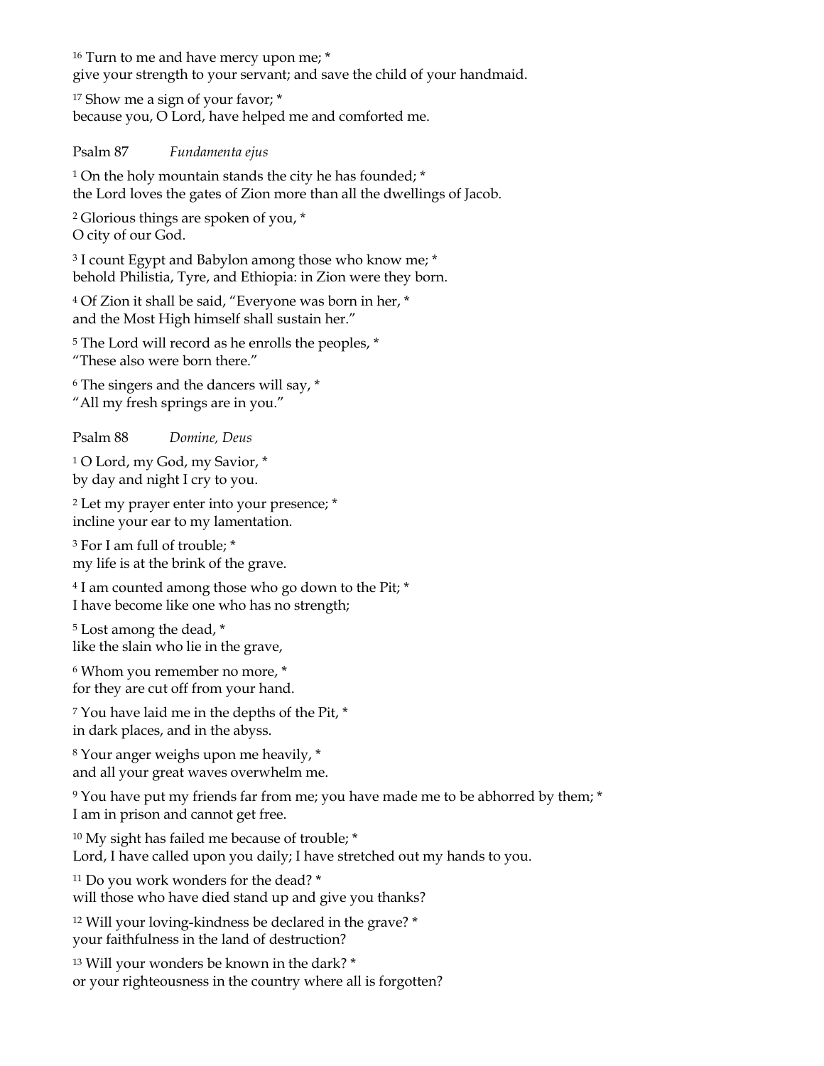[16] Turn to me and have mercy upon me; *
give your strength to your servant; and save the child of your handmaid.

[17] Show me a sign of your favor; *
because you, O Lord, have helped me and comforted me.

Psalm 87 *Fundamenta ejus*

[1] On the holy mountain stands the city he has founded; *
the Lord loves the gates of Zion more than all the dwellings of Jacob.

[2] Glorious things are spoken of you, *
O city of our God.

[3] I count Egypt and Babylon among those who know me; *
behold Philistia, Tyre, and Ethiopia: in Zion were they born.

[4] Of Zion it shall be said, "Everyone was born in her, *
and the Most High himself shall sustain her."

[5] The Lord will record as he enrolls the peoples, *
"These also were born there."

[6] The singers and the dancers will say, *
"All my fresh springs are in you."

Psalm 88 *Domine, Deus*

[1] O Lord, my God, my Savior, *
by day and night I cry to you.

[2] Let my prayer enter into your presence; *
incline your ear to my lamentation.

[3] For I am full of trouble; *
my life is at the brink of the grave.

[4] I am counted among those who go down to the Pit; *
I have become like one who has no strength;

[5] Lost among the dead, *
like the slain who lie in the grave,

[6] Whom you remember no more, *
for they are cut off from your hand.

[7] You have laid me in the depths of the Pit, *
in dark places, and in the abyss.

[8] Your anger weighs upon me heavily, *
and all your great waves overwhelm me.

[9] You have put my friends far from me; you have made me to be abhorred by them; *
I am in prison and cannot get free.

[10] My sight has failed me because of trouble; *
Lord, I have called upon you daily; I have stretched out my hands to you.

[11] Do you work wonders for the dead? *
will those who have died stand up and give you thanks?

[12] Will your loving-kindness be declared in the grave? *
your faithfulness in the land of destruction?

[13] Will your wonders be known in the dark? *
or your righteousness in the country where all is forgotten?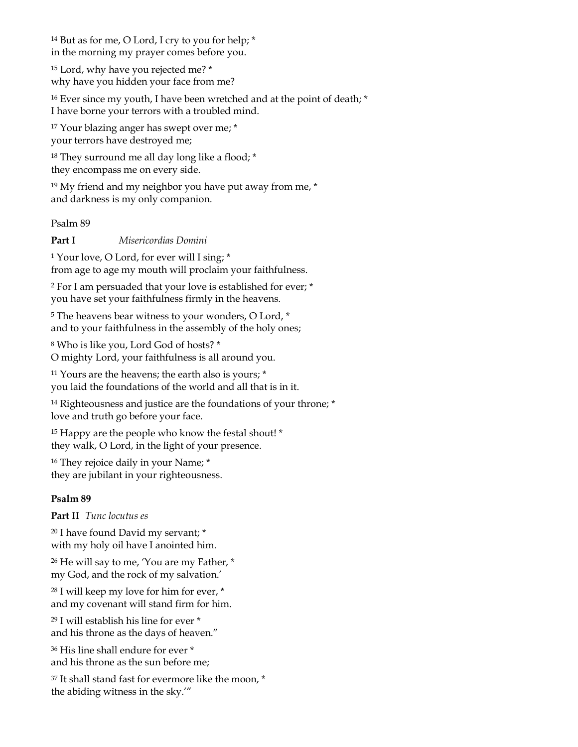[14] But as for me, O Lord, I cry to you for help; *
in the morning my prayer comes before you.

[15] Lord, why have you rejected me? *
why have you hidden your face from me?

[16] Ever since my youth, I have been wretched and at the point of death; *
I have borne your terrors with a troubled mind.

[17] Your blazing anger has swept over me; *
your terrors have destroyed me;

[18] They surround me all day long like a flood; *
they encompass me on every side.

[19] My friend and my neighbor you have put away from me, *
and darkness is my only companion.

Psalm 89

**Part I** *Misericordias Domini*

[1] Your love, O Lord, for ever will I sing; *
from age to age my mouth will proclaim your faithfulness.

[2] For I am persuaded that your love is established for ever; *
you have set your faithfulness firmly in the heavens.

[5] The heavens bear witness to your wonders, O Lord, *
and to your faithfulness in the assembly of the holy ones;

[8] Who is like you, Lord God of hosts? *
O mighty Lord, your faithfulness is all around you.

[11] Yours are the heavens; the earth also is yours; *
you laid the foundations of the world and all that is in it.

[14] Righteousness and justice are the foundations of your throne; *
love and truth go before your face.

[15] Happy are the people who know the festal shout! *
they walk, O Lord, in the light of your presence.

[16] They rejoice daily in your Name; *
they are jubilant in your righteousness.

**Psalm 89**

**Part II** *Tunc locutus es*

[20] I have found David my servant; *
with my holy oil have I anointed him.

[26] He will say to me, 'You are my Father, *
my God, and the rock of my salvation.'

[28] I will keep my love for him for ever, *
and my covenant will stand firm for him.

[29] I will establish his line for ever *
and his throne as the days of heaven."

[36] His line shall endure for ever *
and his throne as the sun before me;

[37] It shall stand fast for evermore like the moon, *
the abiding witness in the sky.'"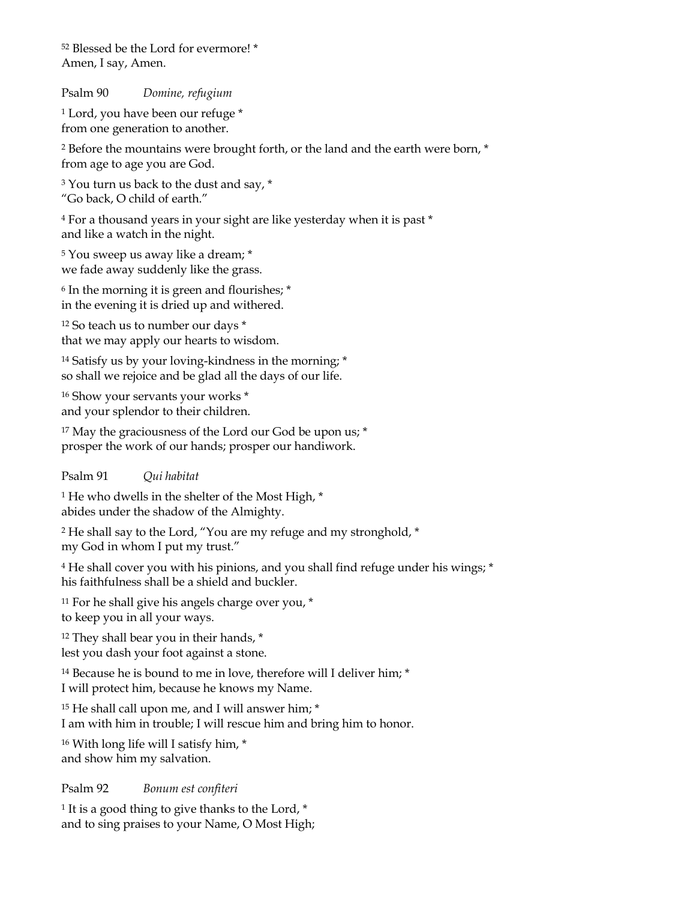[52] Blessed be the Lord for evermore! *
Amen, I say, Amen.

Psalm 90 *Domine, refugium*

[1] Lord, you have been our refuge *
from one generation to another.

[2] Before the mountains were brought forth, or the land and the earth were born, *
from age to age you are God.

[3] You turn us back to the dust and say, *
"Go back, O child of earth."

[4] For a thousand years in your sight are like yesterday when it is past *
and like a watch in the night.

[5] You sweep us away like a dream; *
we fade away suddenly like the grass.

[6] In the morning it is green and flourishes; *
in the evening it is dried up and withered.

[12] So teach us to number our days *
that we may apply our hearts to wisdom.

[14] Satisfy us by your loving-kindness in the morning; *
so shall we rejoice and be glad all the days of our life.

[16] Show your servants your works *
and your splendor to their children.

[17] May the graciousness of the Lord our God be upon us; *
prosper the work of our hands; prosper our handiwork.

Psalm 91 *Qui habitat*

[1] He who dwells in the shelter of the Most High, *
abides under the shadow of the Almighty.

[2] He shall say to the Lord, "You are my refuge and my stronghold, *
my God in whom I put my trust."

[4] He shall cover you with his pinions, and you shall find refuge under his wings; *
his faithfulness shall be a shield and buckler.

[11] For he shall give his angels charge over you, *
to keep you in all your ways.

[12] They shall bear you in their hands, *
lest you dash your foot against a stone.

[14] Because he is bound to me in love, therefore will I deliver him; *
I will protect him, because he knows my Name.

[15] He shall call upon me, and I will answer him; *
I am with him in trouble; I will rescue him and bring him to honor.

[16] With long life will I satisfy him, *
and show him my salvation.

Psalm 92 *Bonum est confiteri*

[1] It is a good thing to give thanks to the Lord, *
and to sing praises to your Name, O Most High;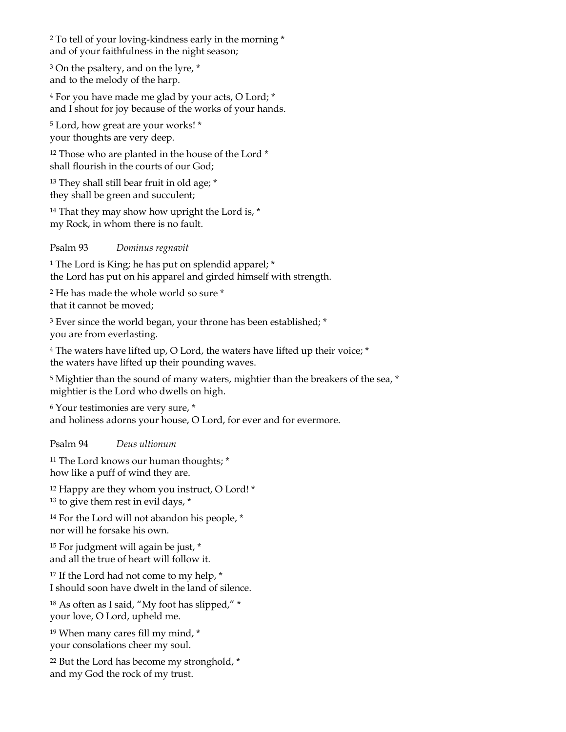[2] To tell of your loving-kindness early in the morning *
and of your faithfulness in the night season;

[3] On the psaltery, and on the lyre, *
and to the melody of the harp.

[4] For you have made me glad by your acts, O Lord; *
and I shout for joy because of the works of your hands.

[5] Lord, how great are your works! *
your thoughts are very deep.

[12] Those who are planted in the house of the Lord *
shall flourish in the courts of our God;

[13] They shall still bear fruit in old age; *
they shall be green and succulent;

[14] That they may show how upright the Lord is, *
my Rock, in whom there is no fault.

Psalm 93 *Dominus regnavit*

[1] The Lord is King; he has put on splendid apparel; *
the Lord has put on his apparel and girded himself with strength.

[2] He has made the whole world so sure *
that it cannot be moved;

[3] Ever since the world began, your throne has been established; *
you are from everlasting.

[4] The waters have lifted up, O Lord, the waters have lifted up their voice; *
the waters have lifted up their pounding waves.

[5] Mightier than the sound of many waters, mightier than the breakers of the sea, *
mightier is the Lord who dwells on high.

[6] Your testimonies are very sure, *
and holiness adorns your house, O Lord, for ever and for evermore.

Psalm 94 *Deus ultionum*

[11] The Lord knows our human thoughts; *
how like a puff of wind they are.

[12] Happy are they whom you instruct, O Lord! *
[13] to give them rest in evil days, *

[14] For the Lord will not abandon his people, *
nor will he forsake his own.

[15] For judgment will again be just, *
and all the true of heart will follow it.

[17] If the Lord had not come to my help, *
I should soon have dwelt in the land of silence.

[18] As often as I said, "My foot has slipped," *
your love, O Lord, upheld me.

[19] When many cares fill my mind, *
your consolations cheer my soul.

[22] But the Lord has become my stronghold, *
and my God the rock of my trust.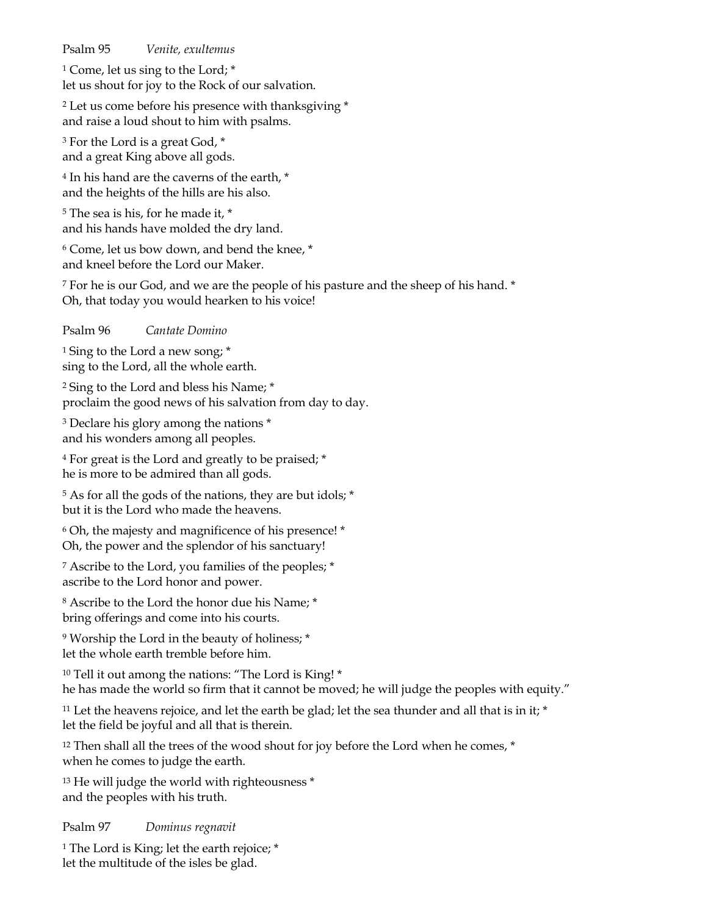Psalm 95 *Venite, exultemus*

1 Come, let us sing to the Lord; *
let us shout for joy to the Rock of our salvation.

2 Let us come before his presence with thanksgiving *
and raise a loud shout to him with psalms.

3 For the Lord is a great God, *
and a great King above all gods.

4 In his hand are the caverns of the earth, *
and the heights of the hills are his also.

5 The sea is his, for he made it, *
and his hands have molded the dry land.

6 Come, let us bow down, and bend the knee, *
and kneel before the Lord our Maker.

7 For he is our God, and we are the people of his pasture and the sheep of his hand. *
Oh, that today you would hearken to his voice!

Psalm 96 *Cantate Domino*

1 Sing to the Lord a new song; *
sing to the Lord, all the whole earth.

2 Sing to the Lord and bless his Name; *
proclaim the good news of his salvation from day to day.

3 Declare his glory among the nations *
and his wonders among all peoples.

4 For great is the Lord and greatly to be praised; *
he is more to be admired than all gods.

5 As for all the gods of the nations, they are but idols; *
but it is the Lord who made the heavens.

6 Oh, the majesty and magnificence of his presence! *
Oh, the power and the splendor of his sanctuary!

7 Ascribe to the Lord, you families of the peoples; *
ascribe to the Lord honor and power.

8 Ascribe to the Lord the honor due his Name; *
bring offerings and come into his courts.

9 Worship the Lord in the beauty of holiness; *
let the whole earth tremble before him.

10 Tell it out among the nations: "The Lord is King! *
he has made the world so firm that it cannot be moved; he will judge the peoples with equity."

11 Let the heavens rejoice, and let the earth be glad; let the sea thunder and all that is in it; *
let the field be joyful and all that is therein.

12 Then shall all the trees of the wood shout for joy before the Lord when he comes, *
when he comes to judge the earth.

13 He will judge the world with righteousness *
and the peoples with his truth.

Psalm 97 *Dominus regnavit*

1 The Lord is King; let the earth rejoice; *
let the multitude of the isles be glad.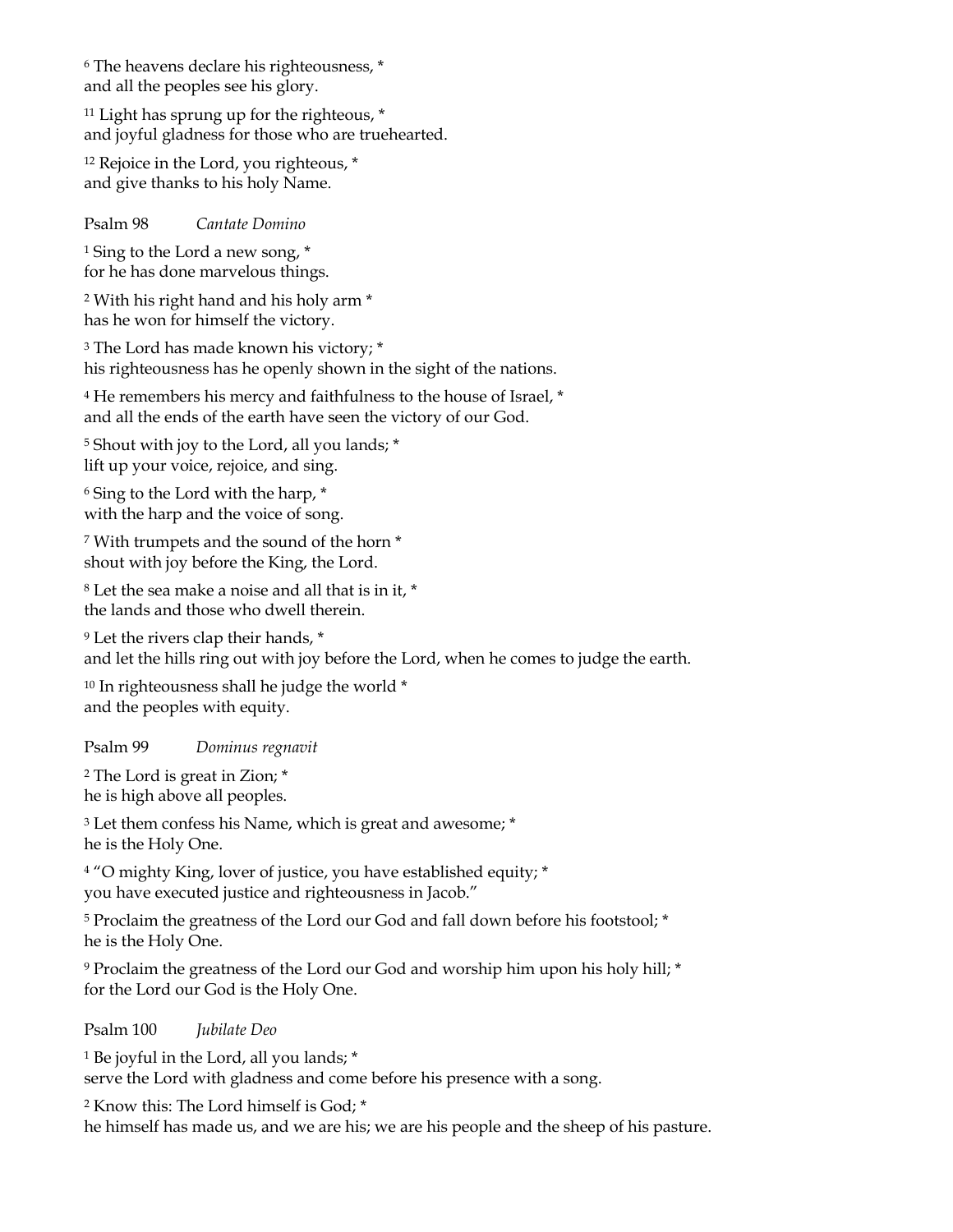[6] The heavens declare his righteousness, *
and all the peoples see his glory.

[11] Light has sprung up for the righteous, *
and joyful gladness for those who are truehearted.

[12] Rejoice in the Lord, you righteous, *
and give thanks to his holy Name.

Psalm 98 *Cantate Domino*

[1] Sing to the Lord a new song, *
for he has done marvelous things.

[2] With his right hand and his holy arm *
has he won for himself the victory.

[3] The Lord has made known his victory; *
his righteousness has he openly shown in the sight of the nations.

[4] He remembers his mercy and faithfulness to the house of Israel, *
and all the ends of the earth have seen the victory of our God.

[5] Shout with joy to the Lord, all you lands; *
lift up your voice, rejoice, and sing.

[6] Sing to the Lord with the harp, *
with the harp and the voice of song.

[7] With trumpets and the sound of the horn *
shout with joy before the King, the Lord.

[8] Let the sea make a noise and all that is in it, *
the lands and those who dwell therein.

[9] Let the rivers clap their hands, *
and let the hills ring out with joy before the Lord, when he comes to judge the earth.

[10] In righteousness shall he judge the world *
and the peoples with equity.

Psalm 99 *Dominus regnavit*

[2] The Lord is great in Zion; *
he is high above all peoples.

[3] Let them confess his Name, which is great and awesome; *
he is the Holy One.

[4] "O mighty King, lover of justice, you have established equity; *
you have executed justice and righteousness in Jacob."

[5] Proclaim the greatness of the Lord our God and fall down before his footstool; *
he is the Holy One.

[9] Proclaim the greatness of the Lord our God and worship him upon his holy hill; *
for the Lord our God is the Holy One.

Psalm 100 *Jubilate Deo*

[1] Be joyful in the Lord, all you lands; *
serve the Lord with gladness and come before his presence with a song.

[2] Know this: The Lord himself is God; *
he himself has made us, and we are his; we are his people and the sheep of his pasture.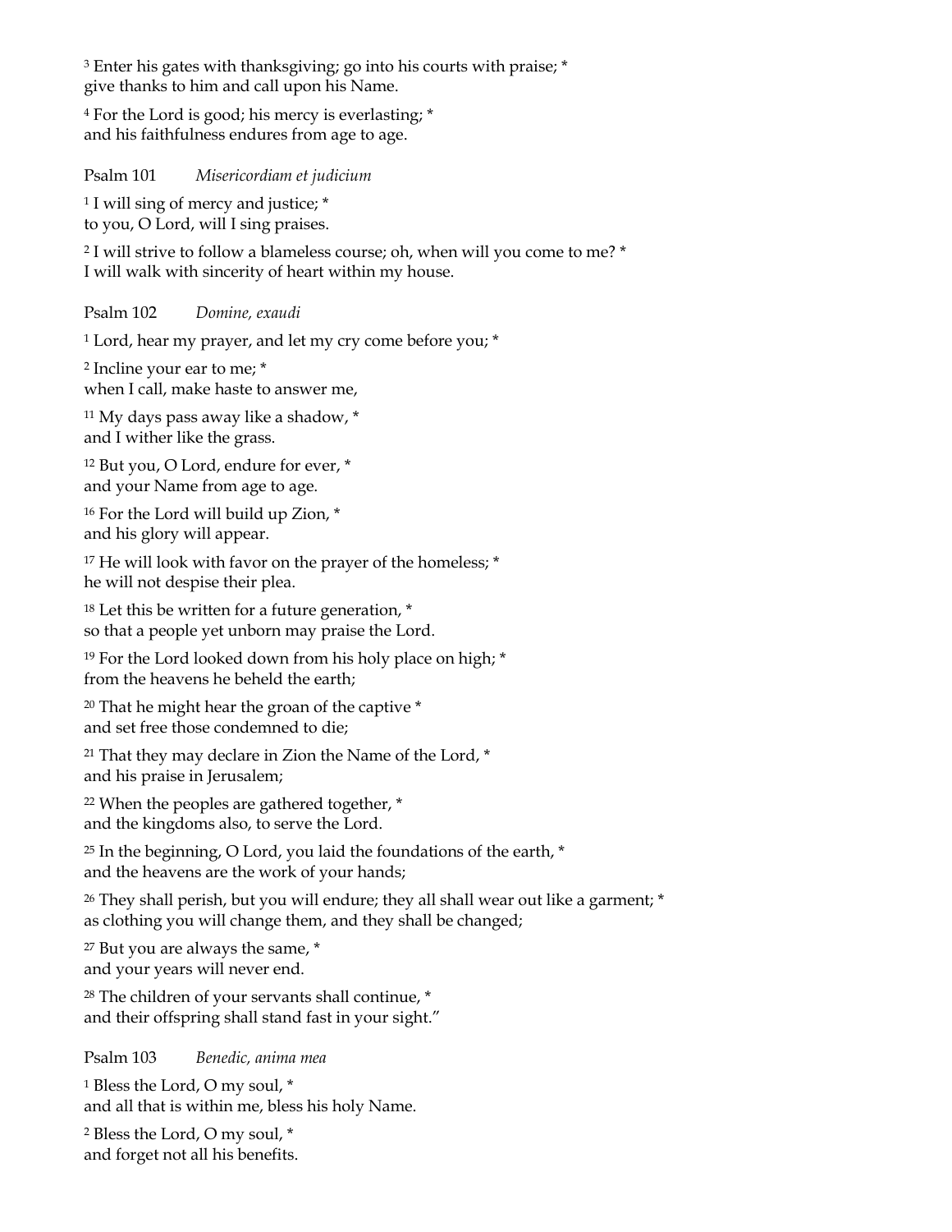[3] Enter his gates with thanksgiving; go into his courts with praise; *
give thanks to him and call upon his Name.

[4] For the Lord is good; his mercy is everlasting; *
and his faithfulness endures from age to age.

Psalm 101 *Misericordiam et judicium*

[1] I will sing of mercy and justice; *
to you, O Lord, will I sing praises.

[2] I will strive to follow a blameless course; oh, when will you come to me? *
I will walk with sincerity of heart within my house.

Psalm 102 *Domine, exaudi*

[1] Lord, hear my prayer, and let my cry come before you; *

[2] Incline your ear to me; *
when I call, make haste to answer me,

[11] My days pass away like a shadow, *
and I wither like the grass.

[12] But you, O Lord, endure for ever, *
and your Name from age to age.

[16] For the Lord will build up Zion, *
and his glory will appear.

[17] He will look with favor on the prayer of the homeless; *
he will not despise their plea.

[18] Let this be written for a future generation, *
so that a people yet unborn may praise the Lord.

[19] For the Lord looked down from his holy place on high; *
from the heavens he beheld the earth;

[20] That he might hear the groan of the captive *
and set free those condemned to die;

[21] That they may declare in Zion the Name of the Lord, *
and his praise in Jerusalem;

[22] When the peoples are gathered together, *
and the kingdoms also, to serve the Lord.

[25] In the beginning, O Lord, you laid the foundations of the earth, *
and the heavens are the work of your hands;

[26] They shall perish, but you will endure; they all shall wear out like a garment; *
as clothing you will change them, and they shall be changed;

[27] But you are always the same, *
and your years will never end.

[28] The children of your servants shall continue, *
and their offspring shall stand fast in your sight."

Psalm 103 *Benedic, anima mea*

[1] Bless the Lord, O my soul, *
and all that is within me, bless his holy Name.

[2] Bless the Lord, O my soul, *
and forget not all his benefits.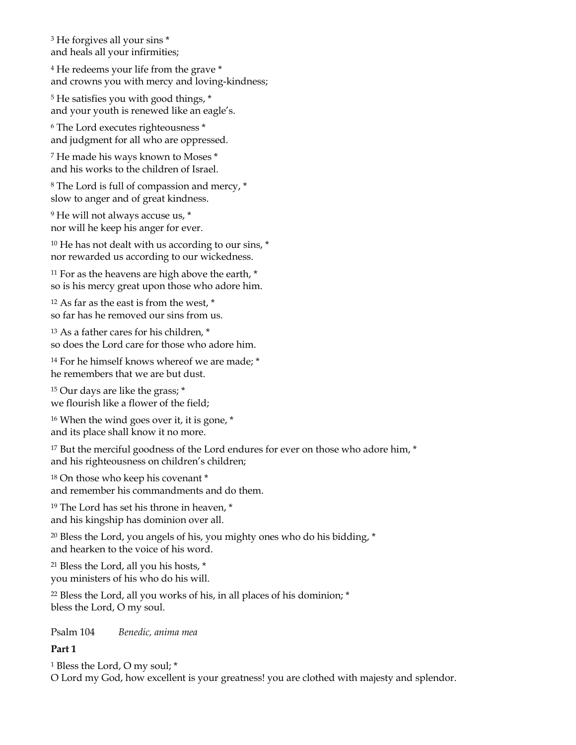[3] He forgives all your sins *
and heals all your infirmities;

[4] He redeems your life from the grave *
and crowns you with mercy and loving-kindness;

[5] He satisfies you with good things, *
and your youth is renewed like an eagle's.

[6] The Lord executes righteousness *
and judgment for all who are oppressed.

[7] He made his ways known to Moses *
and his works to the children of Israel.

[8] The Lord is full of compassion and mercy, *
slow to anger and of great kindness.

[9] He will not always accuse us, *
nor will he keep his anger for ever.

[10] He has not dealt with us according to our sins, *
nor rewarded us according to our wickedness.

[11] For as the heavens are high above the earth, *
so is his mercy great upon those who adore him.

[12] As far as the east is from the west, *
so far has he removed our sins from us.

[13] As a father cares for his children, *
so does the Lord care for those who adore him.

[14] For he himself knows whereof we are made; *
he remembers that we are but dust.

[15] Our days are like the grass; *
we flourish like a flower of the field;

[16] When the wind goes over it, it is gone, *
and its place shall know it no more.

[17] But the merciful goodness of the Lord endures for ever on those who adore him, *
and his righteousness on children's children;

[18] On those who keep his covenant *
and remember his commandments and do them.

[19] The Lord has set his throne in heaven, *
and his kingship has dominion over all.

[20] Bless the Lord, you angels of his, you mighty ones who do his bidding, *
and hearken to the voice of his word.

[21] Bless the Lord, all you his hosts, *
you ministers of his who do his will.

[22] Bless the Lord, all you works of his, in all places of his dominion; *
bless the Lord, O my soul.

Psalm 104 *Benedic, anima mea*

**Part 1**

[1] Bless the Lord, O my soul; *
O Lord my God, how excellent is your greatness! you are clothed with majesty and splendor.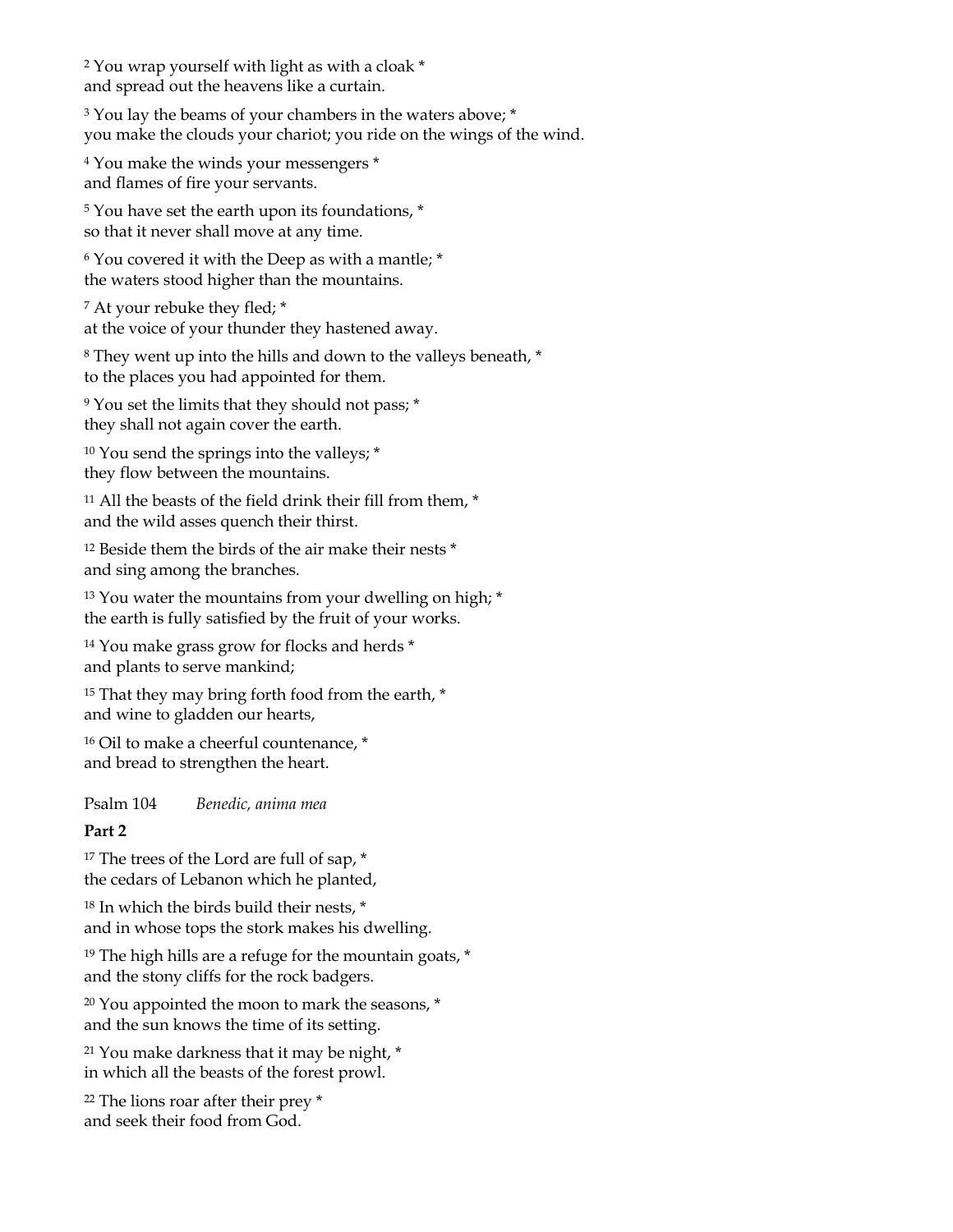[2] You wrap yourself with light as with a cloak *
and spread out the heavens like a curtain.

[3] You lay the beams of your chambers in the waters above; *
you make the clouds your chariot; you ride on the wings of the wind.

[4] You make the winds your messengers *
and flames of fire your servants.

[5] You have set the earth upon its foundations, *
so that it never shall move at any time.

[6] You covered it with the Deep as with a mantle; *
the waters stood higher than the mountains.

[7] At your rebuke they fled; *
at the voice of your thunder they hastened away.

[8] They went up into the hills and down to the valleys beneath, *
to the places you had appointed for them.

[9] You set the limits that they should not pass; *
they shall not again cover the earth.

[10] You send the springs into the valleys; *
they flow between the mountains.

[11] All the beasts of the field drink their fill from them, *
and the wild asses quench their thirst.

[12] Beside them the birds of the air make their nests *
and sing among the branches.

[13] You water the mountains from your dwelling on high; *
the earth is fully satisfied by the fruit of your works.

[14] You make grass grow for flocks and herds *
and plants to serve mankind;

[15] That they may bring forth food from the earth, *
and wine to gladden our hearts,

[16] Oil to make a cheerful countenance, *
and bread to strengthen the heart.

Psalm 104 *Benedic, anima mea*

**Part 2**

[17] The trees of the Lord are full of sap, *
the cedars of Lebanon which he planted,

[18] In which the birds build their nests, *
and in whose tops the stork makes his dwelling.

[19] The high hills are a refuge for the mountain goats, *
and the stony cliffs for the rock badgers.

[20] You appointed the moon to mark the seasons, *
and the sun knows the time of its setting.

[21] You make darkness that it may be night, *
in which all the beasts of the forest prowl.

[22] The lions roar after their prey *
and seek their food from God.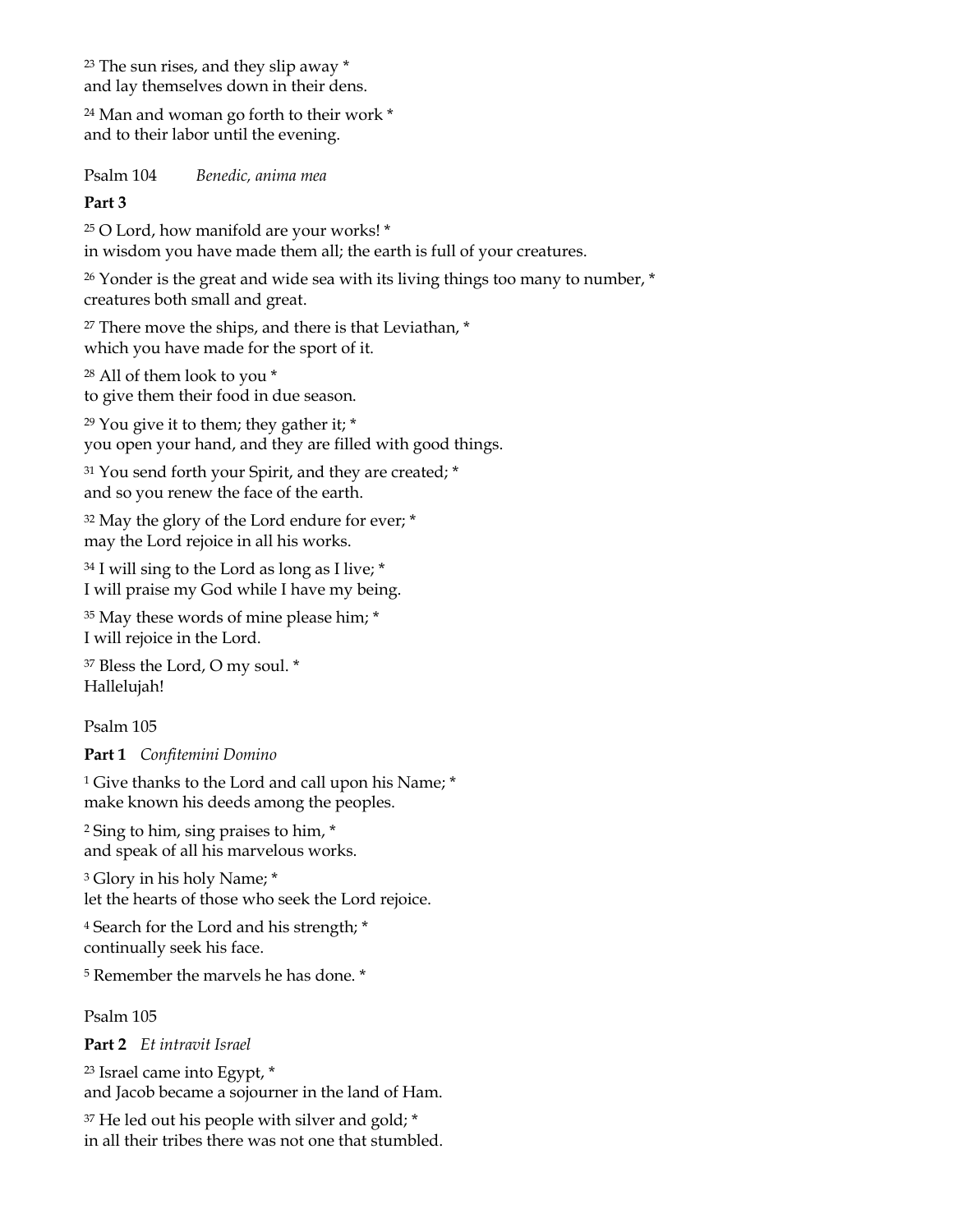23 The sun rises, and they slip away *
and lay themselves down in their dens.

24 Man and woman go forth to their work *
and to their labor until the evening.

Psalm 104 *Benedic, anima mea*

**Part 3**

25 O Lord, how manifold are your works! *
in wisdom you have made them all; the earth is full of your creatures.

26 Yonder is the great and wide sea with its living things too many to number, *
creatures both small and great.

27 There move the ships, and there is that Leviathan, *
which you have made for the sport of it.

28 All of them look to you *
to give them their food in due season.

29 You give it to them; they gather it; *
you open your hand, and they are filled with good things.

31 You send forth your Spirit, and they are created; *
and so you renew the face of the earth.

32 May the glory of the Lord endure for ever; *
may the Lord rejoice in all his works.

34 I will sing to the Lord as long as I live; *
I will praise my God while I have my being.

35 May these words of mine please him; *
I will rejoice in the Lord.

37 Bless the Lord, O my soul. *
Hallelujah!

Psalm 105

**Part 1** *Confitemini Domino*

1 Give thanks to the Lord and call upon his Name; *
make known his deeds among the peoples.

2 Sing to him, sing praises to him, *
and speak of all his marvelous works.

3 Glory in his holy Name; *
let the hearts of those who seek the Lord rejoice.

4 Search for the Lord and his strength; *
continually seek his face.

5 Remember the marvels he has done. *

Psalm 105

**Part 2** *Et intravit Israel*

23 Israel came into Egypt, *
and Jacob became a sojourner in the land of Ham.

37 He led out his people with silver and gold; *
in all their tribes there was not one that stumbled.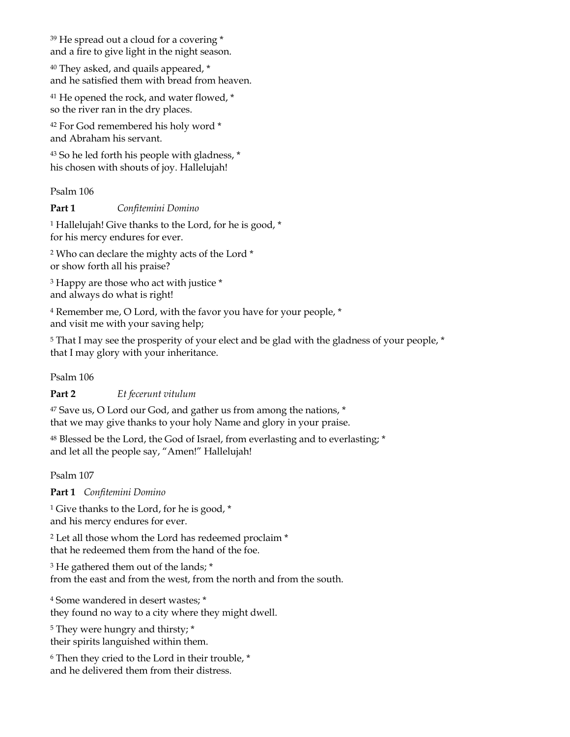[39] He spread out a cloud for a covering *
and a fire to give light in the night season.

[40] They asked, and quails appeared, *
and he satisfied them with bread from heaven.

[41] He opened the rock, and water flowed, *
so the river ran in the dry places.

[42] For God remembered his holy word *
and Abraham his servant.

[43] So he led forth his people with gladness, *
his chosen with shouts of joy. Hallelujah!

Psalm 106

**Part 1** *Confitemini Domino*

[1] Hallelujah! Give thanks to the Lord, for he is good, *
for his mercy endures for ever.

[2] Who can declare the mighty acts of the Lord *
or show forth all his praise?

[3] Happy are those who act with justice *
and always do what is right!

[4] Remember me, O Lord, with the favor you have for your people, *
and visit me with your saving help;

[5] That I may see the prosperity of your elect and be glad with the gladness of your people, *
that I may glory with your inheritance.

Psalm 106

**Part 2** *Et fecerunt vitulum*

[47] Save us, O Lord our God, and gather us from among the nations, *
that we may give thanks to your holy Name and glory in your praise.

[48] Blessed be the Lord, the God of Israel, from everlasting and to everlasting; *
and let all the people say, "Amen!" Hallelujah!

Psalm 107

**Part 1** *Confitemini Domino*

[1] Give thanks to the Lord, for he is good, *
and his mercy endures for ever.

[2] Let all those whom the Lord has redeemed proclaim *
that he redeemed them from the hand of the foe.

[3] He gathered them out of the lands; *
from the east and from the west, from the north and from the south.

[4] Some wandered in desert wastes; *
they found no way to a city where they might dwell.

[5] They were hungry and thirsty; *
their spirits languished within them.

[6] Then they cried to the Lord in their trouble, *
and he delivered them from their distress.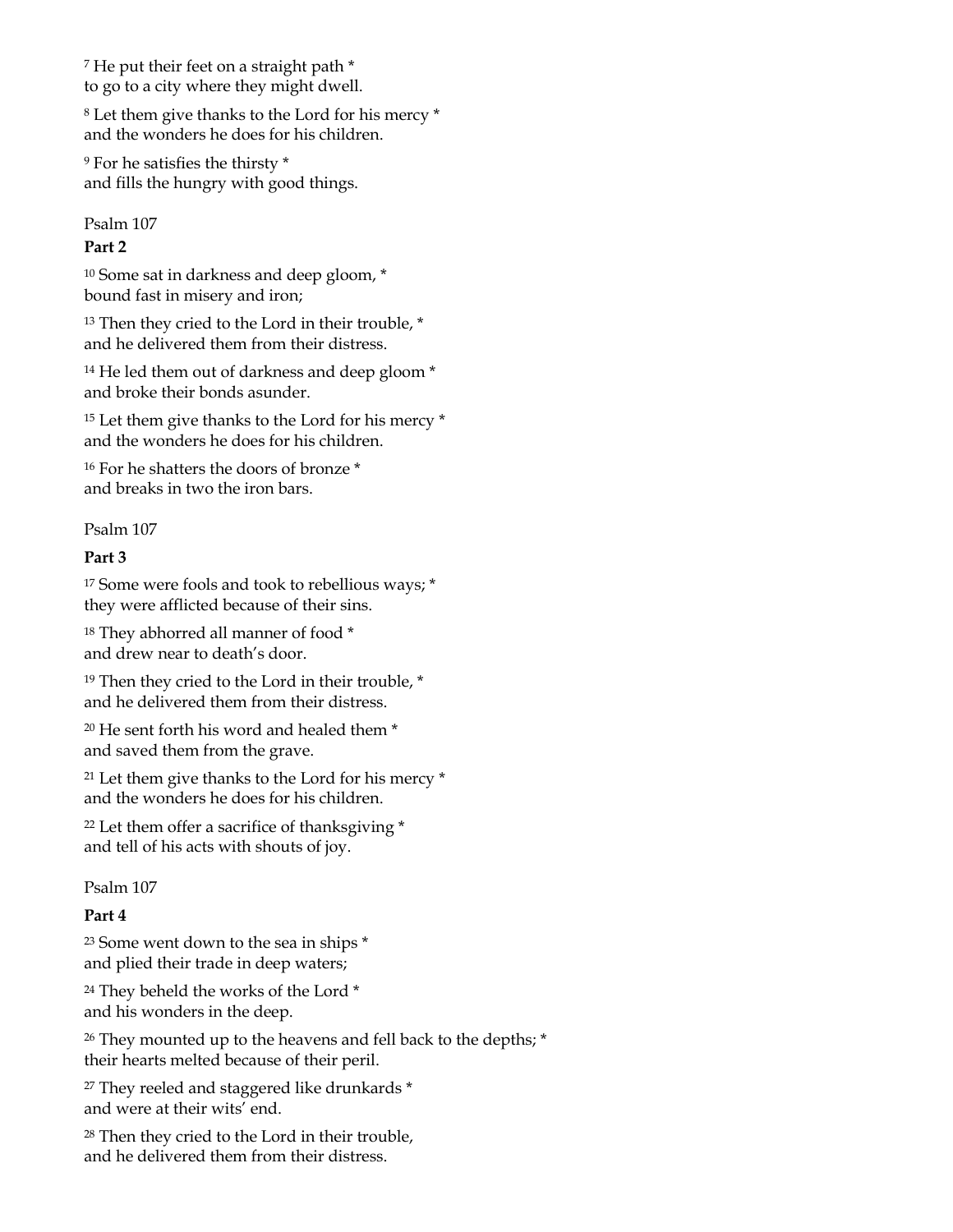[7] He put their feet on a straight path *
to go to a city where they might dwell.

[8] Let them give thanks to the Lord for his mercy *
and the wonders he does for his children.

[9] For he satisfies the thirsty *
and fills the hungry with good things.

Psalm 107

**Part 2**

[10] Some sat in darkness and deep gloom, *
bound fast in misery and iron;

[13] Then they cried to the Lord in their trouble, *
and he delivered them from their distress.

[14] He led them out of darkness and deep gloom *
and broke their bonds asunder.

[15] Let them give thanks to the Lord for his mercy *
and the wonders he does for his children.

[16] For he shatters the doors of bronze *
and breaks in two the iron bars.

Psalm 107

**Part 3**

[17] Some were fools and took to rebellious ways; *
they were afflicted because of their sins.

[18] They abhorred all manner of food *
and drew near to death's door.

[19] Then they cried to the Lord in their trouble, *
and he delivered them from their distress.

[20] He sent forth his word and healed them *
and saved them from the grave.

[21] Let them give thanks to the Lord for his mercy *
and the wonders he does for his children.

[22] Let them offer a sacrifice of thanksgiving *
and tell of his acts with shouts of joy.

Psalm 107

**Part 4**

[23] Some went down to the sea in ships *
and plied their trade in deep waters;

[24] They beheld the works of the Lord *
and his wonders in the deep.

[26] They mounted up to the heavens and fell back to the depths; *
their hearts melted because of their peril.

[27] They reeled and staggered like drunkards *
and were at their wits' end.

[28] Then they cried to the Lord in their trouble,
and he delivered them from their distress.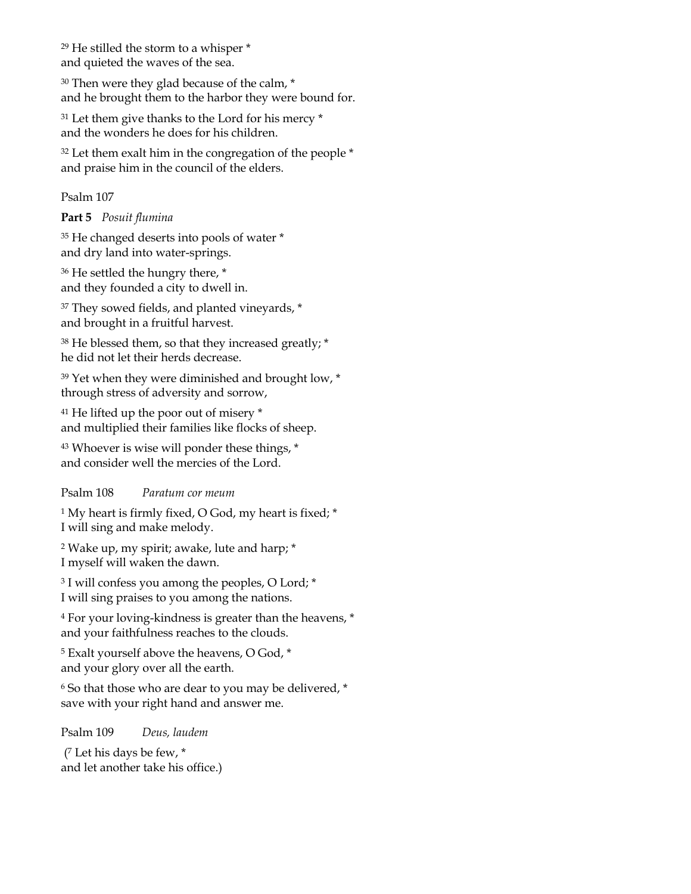[29] He stilled the storm to a whisper *
and quieted the waves of the sea.

[30] Then were they glad because of the calm, *
and he brought them to the harbor they were bound for.

[31] Let them give thanks to the Lord for his mercy *
and the wonders he does for his children.

[32] Let them exalt him in the congregation of the people *
and praise him in the council of the elders.

Psalm 107

**Part 5** *Posuit flumina*

[35] He changed deserts into pools of water *
and dry land into water-springs.

[36] He settled the hungry there, *
and they founded a city to dwell in.

[37] They sowed fields, and planted vineyards, *
and brought in a fruitful harvest.

[38] He blessed them, so that they increased greatly; *
he did not let their herds decrease.

[39] Yet when they were diminished and brought low, *
through stress of adversity and sorrow,

[41] He lifted up the poor out of misery *
and multiplied their families like flocks of sheep.

[43] Whoever is wise will ponder these things, *
and consider well the mercies of the Lord.

Psalm 108 *Paratum cor meum*

[1] My heart is firmly fixed, O God, my heart is fixed; *
I will sing and make melody.

[2] Wake up, my spirit; awake, lute and harp; *
I myself will waken the dawn.

[3] I will confess you among the peoples, O Lord; *
I will sing praises to you among the nations.

[4] For your loving-kindness is greater than the heavens, *
and your faithfulness reaches to the clouds.

[5] Exalt yourself above the heavens, O God, *
and your glory over all the earth.

[6] So that those who are dear to you may be delivered, *
save with your right hand and answer me.

Psalm 109 *Deus, laudem*

([7] Let his days be few, *
and let another take his office.)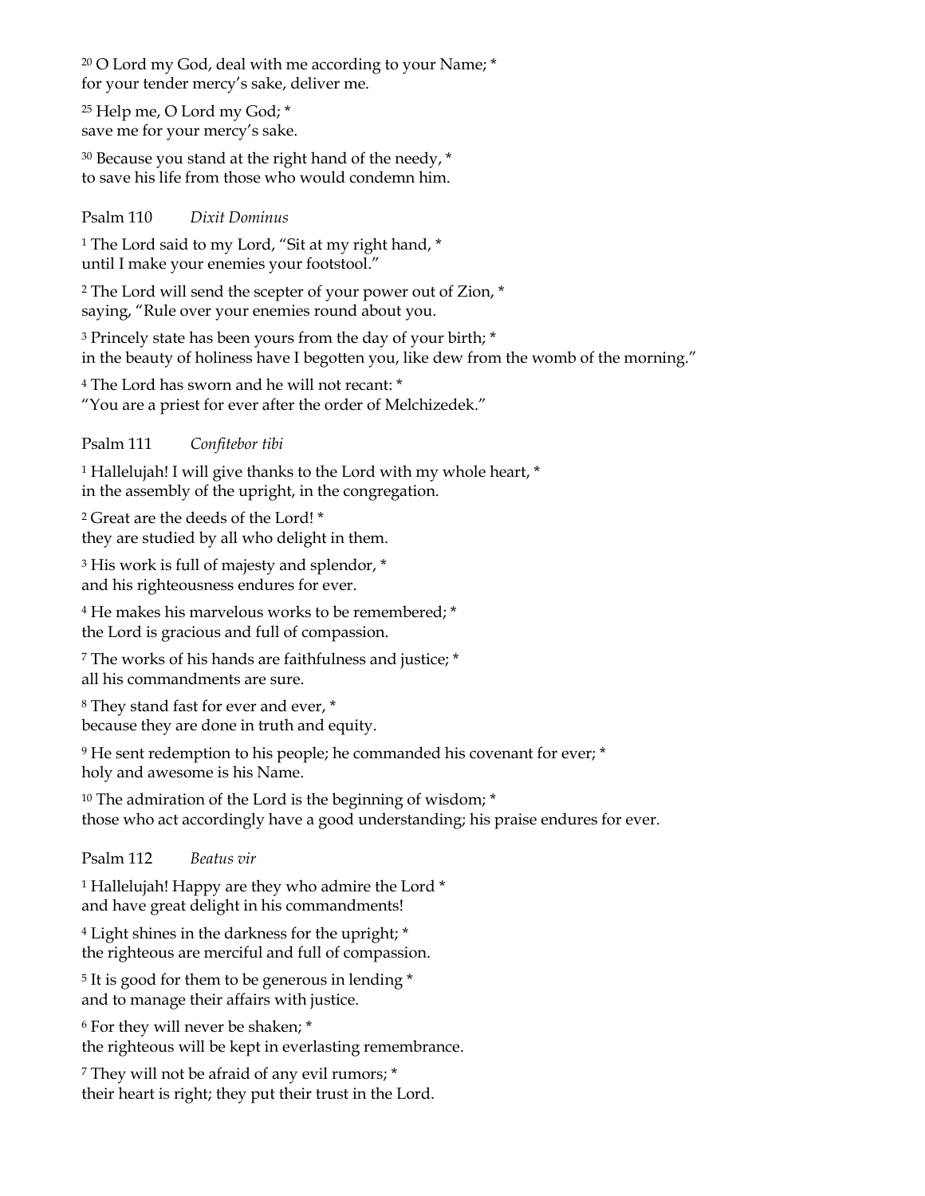[20] O Lord my God, deal with me according to your Name; *
for your tender mercy's sake, deliver me.

[25] Help me, O Lord my God; *
save me for your mercy's sake.

[30] Because you stand at the right hand of the needy, *
to save his life from those who would condemn him.

Psalm 110 *Dixit Dominus*

[1] The Lord said to my Lord, "Sit at my right hand, *
until I make your enemies your footstool."

[2] The Lord will send the scepter of your power out of Zion, *
saying, "Rule over your enemies round about you.

[3] Princely state has been yours from the day of your birth; *
in the beauty of holiness have I begotten you, like dew from the womb of the morning."

[4] The Lord has sworn and he will not recant: *
"You are a priest for ever after the order of Melchizedek."

Psalm 111 *Confitebor tibi*

[1] Hallelujah! I will give thanks to the Lord with my whole heart, *
in the assembly of the upright, in the congregation.

[2] Great are the deeds of the Lord! *
they are studied by all who delight in them.

[3] His work is full of majesty and splendor, *
and his righteousness endures for ever.

[4] He makes his marvelous works to be remembered; *
the Lord is gracious and full of compassion.

[7] The works of his hands are faithfulness and justice; *
all his commandments are sure.

[8] They stand fast for ever and ever, *
because they are done in truth and equity.

[9] He sent redemption to his people; he commanded his covenant for ever; *
holy and awesome is his Name.

[10] The admiration of the Lord is the beginning of wisdom; *
those who act accordingly have a good understanding; his praise endures for ever.

Psalm 112 *Beatus vir*

[1] Hallelujah! Happy are they who admire the Lord *
and have great delight in his commandments!

[4] Light shines in the darkness for the upright; *
the righteous are merciful and full of compassion.

[5] It is good for them to be generous in lending *
and to manage their affairs with justice.

[6] For they will never be shaken; *
the righteous will be kept in everlasting remembrance.

[7] They will not be afraid of any evil rumors; *
their heart is right; they put their trust in the Lord.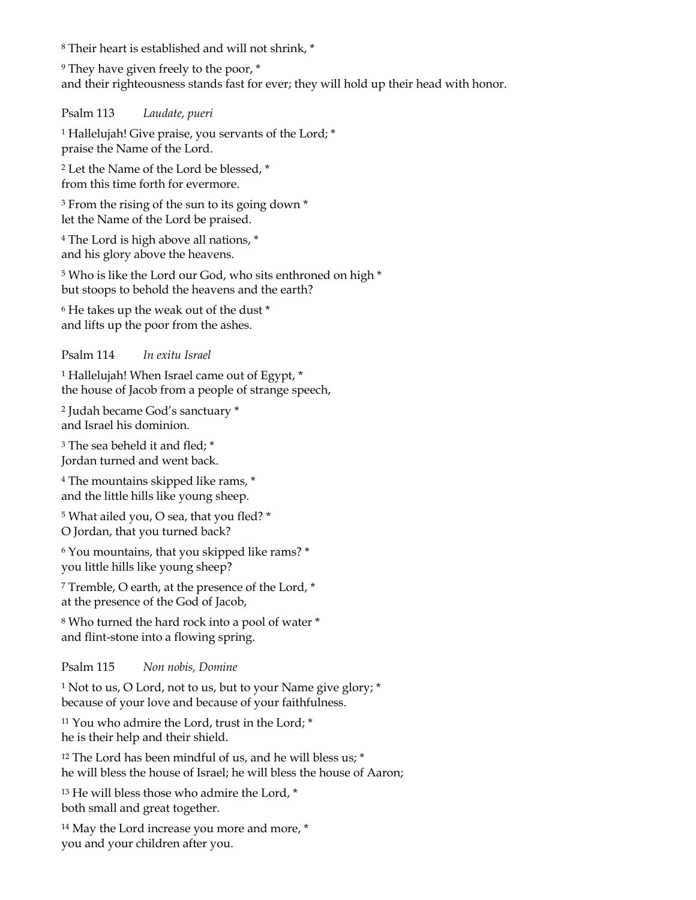[8] Their heart is established and will not shrink, *

[9] They have given freely to the poor, *
and their righteousness stands fast for ever; they will hold up their head with honor.

Psalm 113 *Laudate, pueri*

[1] Hallelujah! Give praise, you servants of the Lord; *
praise the Name of the Lord.

[2] Let the Name of the Lord be blessed, *
from this time forth for evermore.

[3] From the rising of the sun to its going down *
let the Name of the Lord be praised.

[4] The Lord is high above all nations, *
and his glory above the heavens.

[5] Who is like the Lord our God, who sits enthroned on high *
but stoops to behold the heavens and the earth?

[6] He takes up the weak out of the dust *
and lifts up the poor from the ashes.

Psalm 114 *In exitu Israel*

[1] Hallelujah! When Israel came out of Egypt, *
the house of Jacob from a people of strange speech,

[2] Judah became God's sanctuary *
and Israel his dominion.

[3] The sea beheld it and fled; *
Jordan turned and went back.

[4] The mountains skipped like rams, *
and the little hills like young sheep.

[5] What ailed you, O sea, that you fled? *
O Jordan, that you turned back?

[6] You mountains, that you skipped like rams? *
you little hills like young sheep?

[7] Tremble, O earth, at the presence of the Lord, *
at the presence of the God of Jacob,

[8] Who turned the hard rock into a pool of water *
and flint-stone into a flowing spring.

Psalm 115 *Non nobis, Domine*

[1] Not to us, O Lord, not to us, but to your Name give glory; *
because of your love and because of your faithfulness.

[11] You who admire the Lord, trust in the Lord; *
he is their help and their shield.

[12] The Lord has been mindful of us, and he will bless us; *
he will bless the house of Israel; he will bless the house of Aaron;

[13] He will bless those who admire the Lord, *
both small and great together.

[14] May the Lord increase you more and more, *
you and your children after you.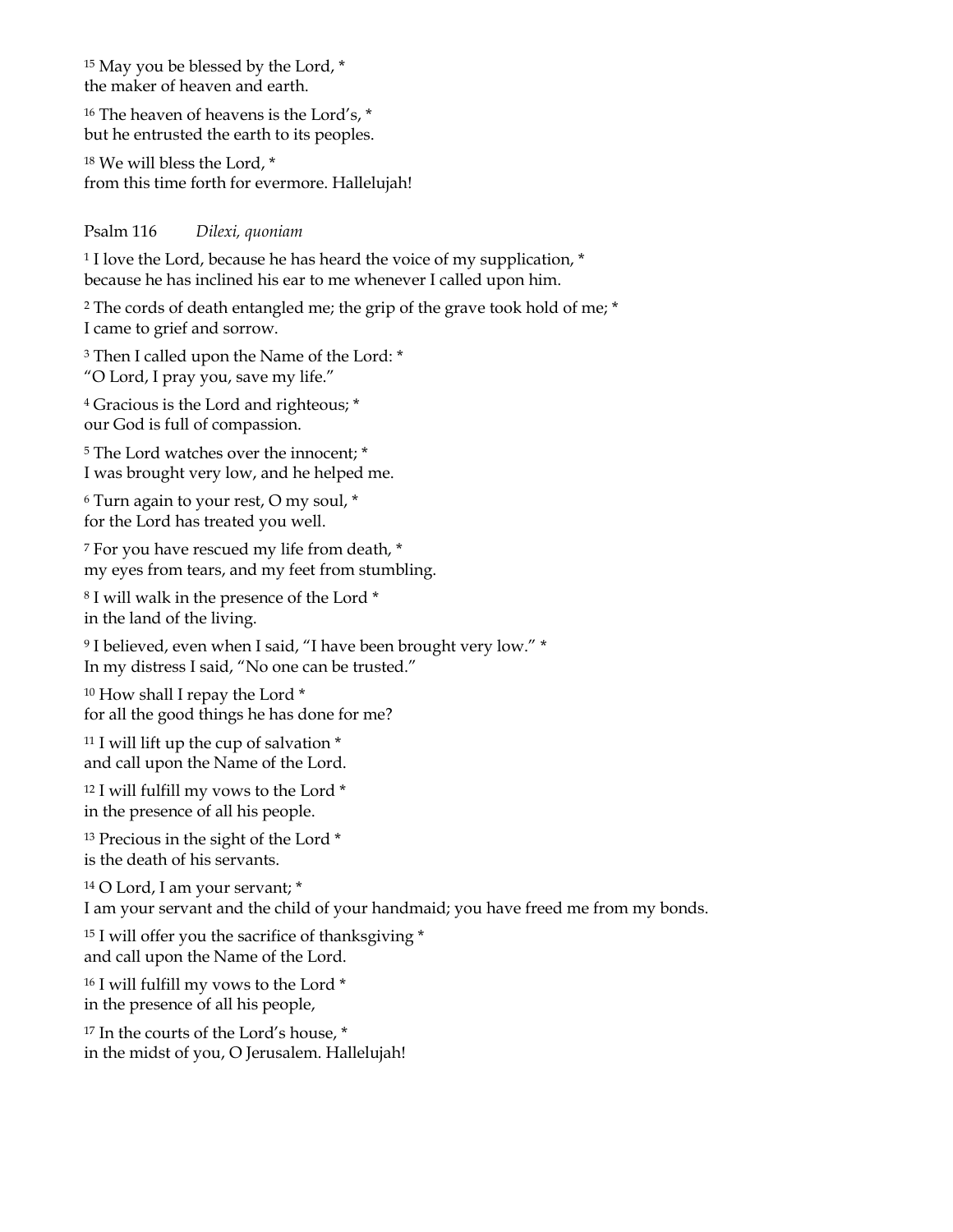[15] May you be blessed by the Lord, *
the maker of heaven and earth.

[16] The heaven of heavens is the Lord's, *
but he entrusted the earth to its peoples.

[18] We will bless the Lord, *
from this time forth for evermore. Hallelujah!

Psalm 116 *Dilexi, quoniam*

[1] I love the Lord, because he has heard the voice of my supplication, *
because he has inclined his ear to me whenever I called upon him.

[2] The cords of death entangled me; the grip of the grave took hold of me; *
I came to grief and sorrow.

[3] Then I called upon the Name of the Lord: *
"O Lord, I pray you, save my life."

[4] Gracious is the Lord and righteous; *
our God is full of compassion.

[5] The Lord watches over the innocent; *
I was brought very low, and he helped me.

[6] Turn again to your rest, O my soul, *
for the Lord has treated you well.

[7] For you have rescued my life from death, *
my eyes from tears, and my feet from stumbling.

[8] I will walk in the presence of the Lord *
in the land of the living.

[9] I believed, even when I said, "I have been brought very low." *
In my distress I said, "No one can be trusted."

[10] How shall I repay the Lord *
for all the good things he has done for me?

[11] I will lift up the cup of salvation *
and call upon the Name of the Lord.

[12] I will fulfill my vows to the Lord *
in the presence of all his people.

[13] Precious in the sight of the Lord *
is the death of his servants.

[14] O Lord, I am your servant; *
I am your servant and the child of your handmaid; you have freed me from my bonds.

[15] I will offer you the sacrifice of thanksgiving *
and call upon the Name of the Lord.

[16] I will fulfill my vows to the Lord *
in the presence of all his people,

[17] In the courts of the Lord's house, *
in the midst of you, O Jerusalem. Hallelujah!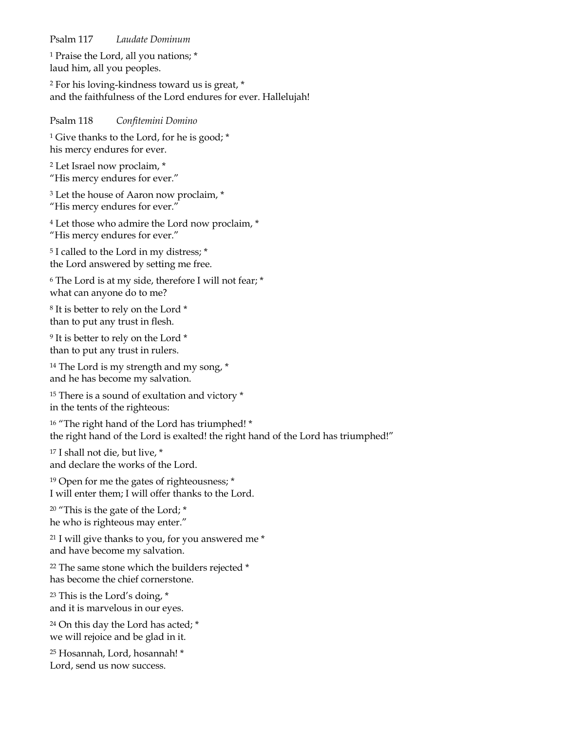Psalm 117 *Laudate Dominum*

[1] Praise the Lord, all you nations; *
laud him, all you peoples.

[2] For his loving-kindness toward us is great, *
and the faithfulness of the Lord endures for ever. Hallelujah!

Psalm 118 *Confitemini Domino*

[1] Give thanks to the Lord, for he is good; *
his mercy endures for ever.

[2] Let Israel now proclaim, *
"His mercy endures for ever."

[3] Let the house of Aaron now proclaim, *
"His mercy endures for ever."

[4] Let those who admire the Lord now proclaim, *
"His mercy endures for ever."

[5] I called to the Lord in my distress; *
the Lord answered by setting me free.

[6] The Lord is at my side, therefore I will not fear; *
what can anyone do to me?

[8] It is better to rely on the Lord *
than to put any trust in flesh.

[9] It is better to rely on the Lord *
than to put any trust in rulers.

[14] The Lord is my strength and my song, *
and he has become my salvation.

[15] There is a sound of exultation and victory *
in the tents of the righteous:

[16] "The right hand of the Lord has triumphed! *
the right hand of the Lord is exalted! the right hand of the Lord has triumphed!"

[17] I shall not die, but live, *
and declare the works of the Lord.

[19] Open for me the gates of righteousness; *
I will enter them; I will offer thanks to the Lord.

[20] "This is the gate of the Lord; *
he who is righteous may enter."

[21] I will give thanks to you, for you answered me *
and have become my salvation.

[22] The same stone which the builders rejected *
has become the chief cornerstone.

[23] This is the Lord's doing, *
and it is marvelous in our eyes.

[24] On this day the Lord has acted; *
we will rejoice and be glad in it.

[25] Hosannah, Lord, hosannah! *
Lord, send us now success.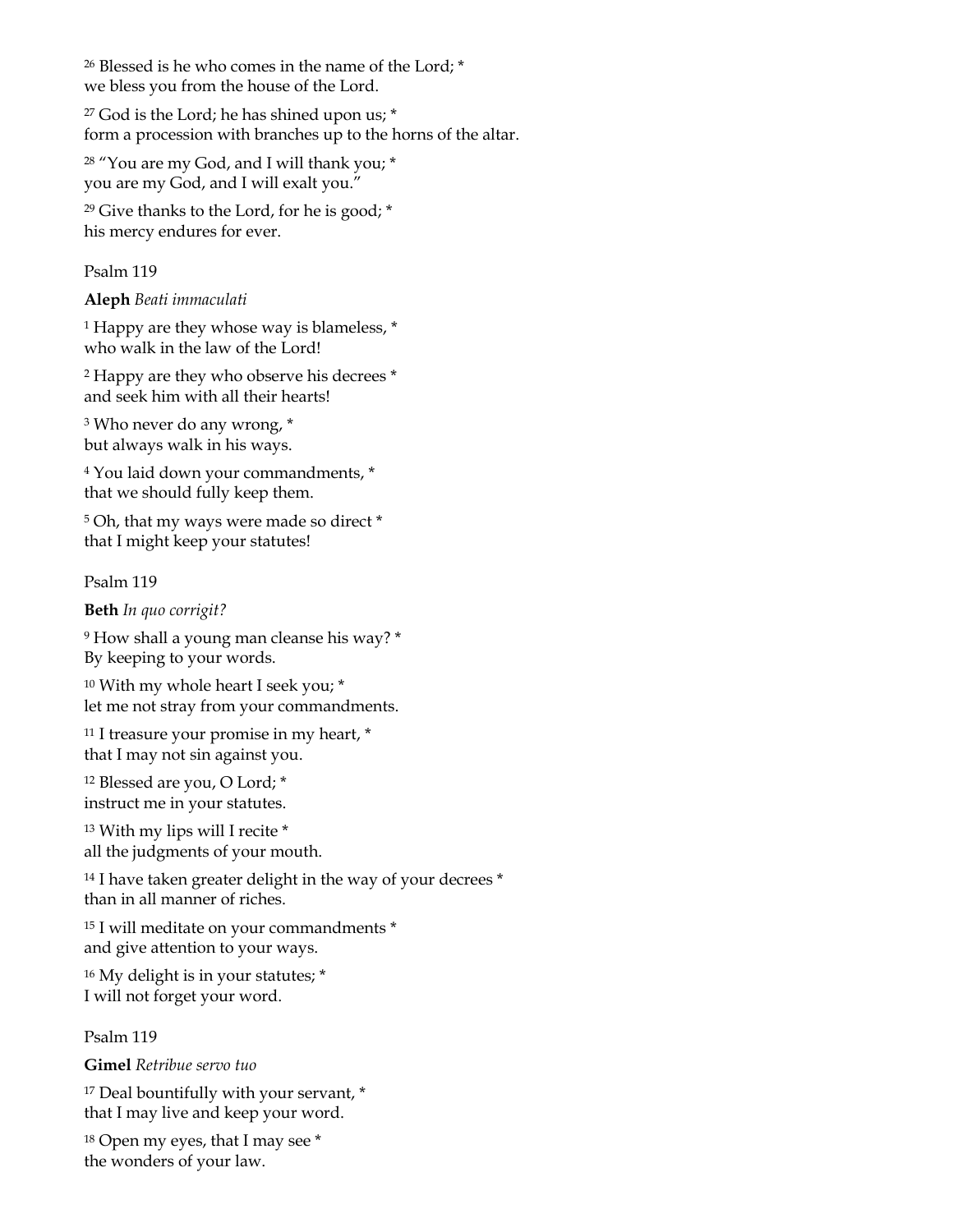[26] Blessed is he who comes in the name of the Lord; *
we bless you from the house of the Lord.

[27] God is the Lord; he has shined upon us; *
form a procession with branches up to the horns of the altar.

[28] "You are my God, and I will thank you; *
you are my God, and I will exalt you."

[29] Give thanks to the Lord, for he is good; *
his mercy endures for ever.

Psalm 119

**Aleph** *Beati immaculati*

[1] Happy are they whose way is blameless, *
who walk in the law of the Lord!

[2] Happy are they who observe his decrees *
and seek him with all their hearts!

[3] Who never do any wrong, *
but always walk in his ways.

[4] You laid down your commandments, *
that we should fully keep them.

[5] Oh, that my ways were made so direct *
that I might keep your statutes!

Psalm 119

**Beth** *In quo corrigit?*

[9] How shall a young man cleanse his way? *
By keeping to your words.

[10] With my whole heart I seek you; *
let me not stray from your commandments.

[11] I treasure your promise in my heart, *
that I may not sin against you.

[12] Blessed are you, O Lord; *
instruct me in your statutes.

[13] With my lips will I recite *
all the judgments of your mouth.

[14] I have taken greater delight in the way of your decrees *
than in all manner of riches.

[15] I will meditate on your commandments *
and give attention to your ways.

[16] My delight is in your statutes; *
I will not forget your word.

Psalm 119

**Gimel** *Retribue servo tuo*

[17] Deal bountifully with your servant, *
that I may live and keep your word.

[18] Open my eyes, that I may see *
the wonders of your law.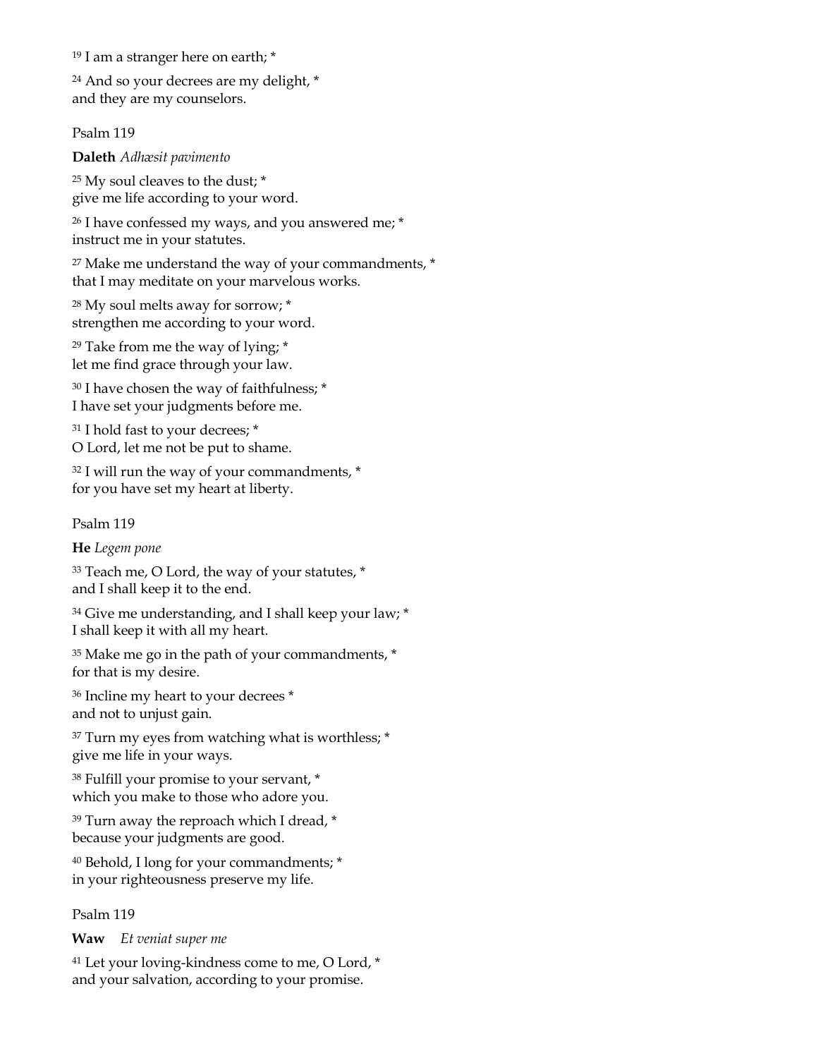19 I am a stranger here on earth; *

24 And so your decrees are my delight, *
and they are my counselors.

Psalm 119

**Daleth** *Adhæsit pavimento*

25 My soul cleaves to the dust; *
give me life according to your word.

26 I have confessed my ways, and you answered me; *
instruct me in your statutes.

27 Make me understand the way of your commandments, *
that I may meditate on your marvelous works.

28 My soul melts away for sorrow; *
strengthen me according to your word.

29 Take from me the way of lying; *
let me find grace through your law.

30 I have chosen the way of faithfulness; *
I have set your judgments before me.

31 I hold fast to your decrees; *
O Lord, let me not be put to shame.

32 I will run the way of your commandments, *
for you have set my heart at liberty.

Psalm 119

**He** *Legem pone*

33 Teach me, O Lord, the way of your statutes, *
and I shall keep it to the end.

34 Give me understanding, and I shall keep your law; *
I shall keep it with all my heart.

35 Make me go in the path of your commandments, *
for that is my desire.

36 Incline my heart to your decrees *
and not to unjust gain.

37 Turn my eyes from watching what is worthless; *
give me life in your ways.

38 Fulfill your promise to your servant, *
which you make to those who adore you.

39 Turn away the reproach which I dread, *
because your judgments are good.

40 Behold, I long for your commandments; *
in your righteousness preserve my life.

Psalm 119

**Waw** *Et veniat super me*

41 Let your loving-kindness come to me, O Lord, *
and your salvation, according to your promise.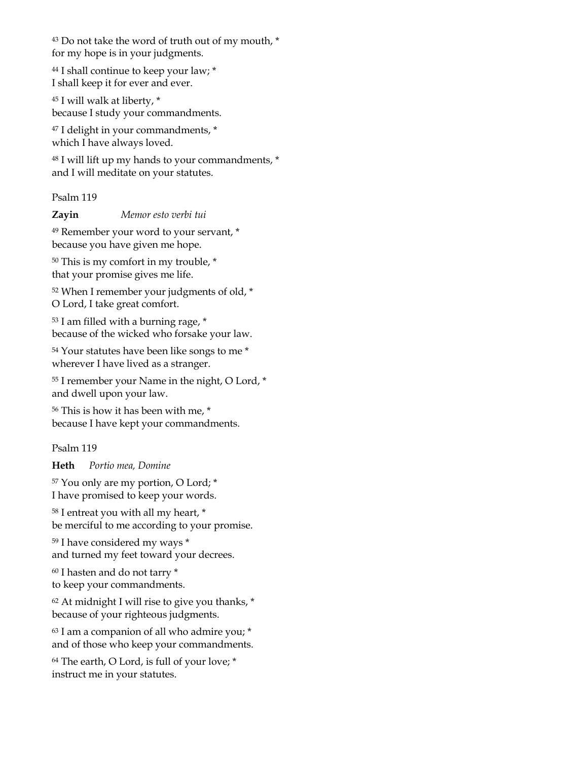[43] Do not take the word of truth out of my mouth, *
for my hope is in your judgments.

[44] I shall continue to keep your law; *
I shall keep it for ever and ever.

[45] I will walk at liberty, *
because I study your commandments.

[47] I delight in your commandments, *
which I have always loved.

[48] I will lift up my hands to your commandments, *
and I will meditate on your statutes.

Psalm 119

**Zayin** *Memor esto verbi tui*

[49] Remember your word to your servant, *
because you have given me hope.

[50] This is my comfort in my trouble, *
that your promise gives me life.

[52] When I remember your judgments of old, *
O Lord, I take great comfort.

[53] I am filled with a burning rage, *
because of the wicked who forsake your law.

[54] Your statutes have been like songs to me *
wherever I have lived as a stranger.

[55] I remember your Name in the night, O Lord, *
and dwell upon your law.

[56] This is how it has been with me, *
because I have kept your commandments.

Psalm 119

**Heth** *Portio mea, Domine*

[57] You only are my portion, O Lord; *
I have promised to keep your words.

[58] I entreat you with all my heart, *
be merciful to me according to your promise.

[59] I have considered my ways *
and turned my feet toward your decrees.

[60] I hasten and do not tarry *
to keep your commandments.

[62] At midnight I will rise to give you thanks, *
because of your righteous judgments.

[63] I am a companion of all who admire you; *
and of those who keep your commandments.

[64] The earth, O Lord, is full of your love; *
instruct me in your statutes.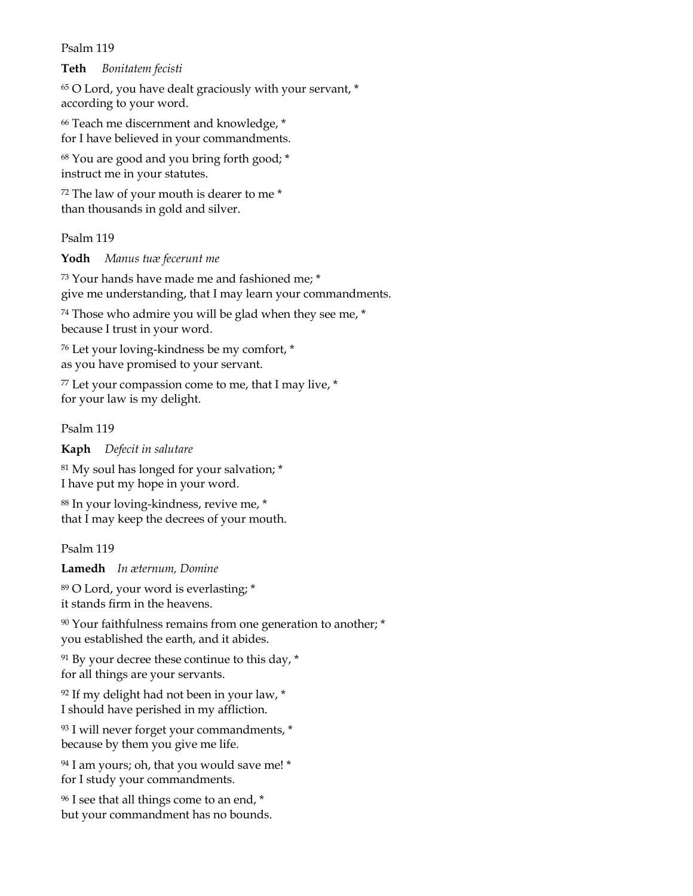Psalm 119

**Teth** *Bonitatem fecisti*

[65] O Lord, you have dealt graciously with your servant, *
according to your word.

[66] Teach me discernment and knowledge, *
for I have believed in your commandments.

[68] You are good and you bring forth good; *
instruct me in your statutes.

[72] The law of your mouth is dearer to me *
than thousands in gold and silver.

Psalm 119

**Yodh** *Manus tuæ fecerunt me*

[73] Your hands have made me and fashioned me; *
give me understanding, that I may learn your commandments.

[74] Those who admire you will be glad when they see me, *
because I trust in your word.

[76] Let your loving-kindness be my comfort, *
as you have promised to your servant.

[77] Let your compassion come to me, that I may live, *
for your law is my delight.

Psalm 119

**Kaph** *Defecit in salutare*

[81] My soul has longed for your salvation; *
I have put my hope in your word.

[88] In your loving-kindness, revive me, *
that I may keep the decrees of your mouth.

Psalm 119

**Lamedh** *In æternum, Domine*

[89] O Lord, your word is everlasting; *
it stands firm in the heavens.

[90] Your faithfulness remains from one generation to another; *
you established the earth, and it abides.

[91] By your decree these continue to this day, *
for all things are your servants.

[92] If my delight had not been in your law, *
I should have perished in my affliction.

[93] I will never forget your commandments, *
because by them you give me life.

[94] I am yours; oh, that you would save me! *
for I study your commandments.

[96] I see that all things come to an end, *
but your commandment has no bounds.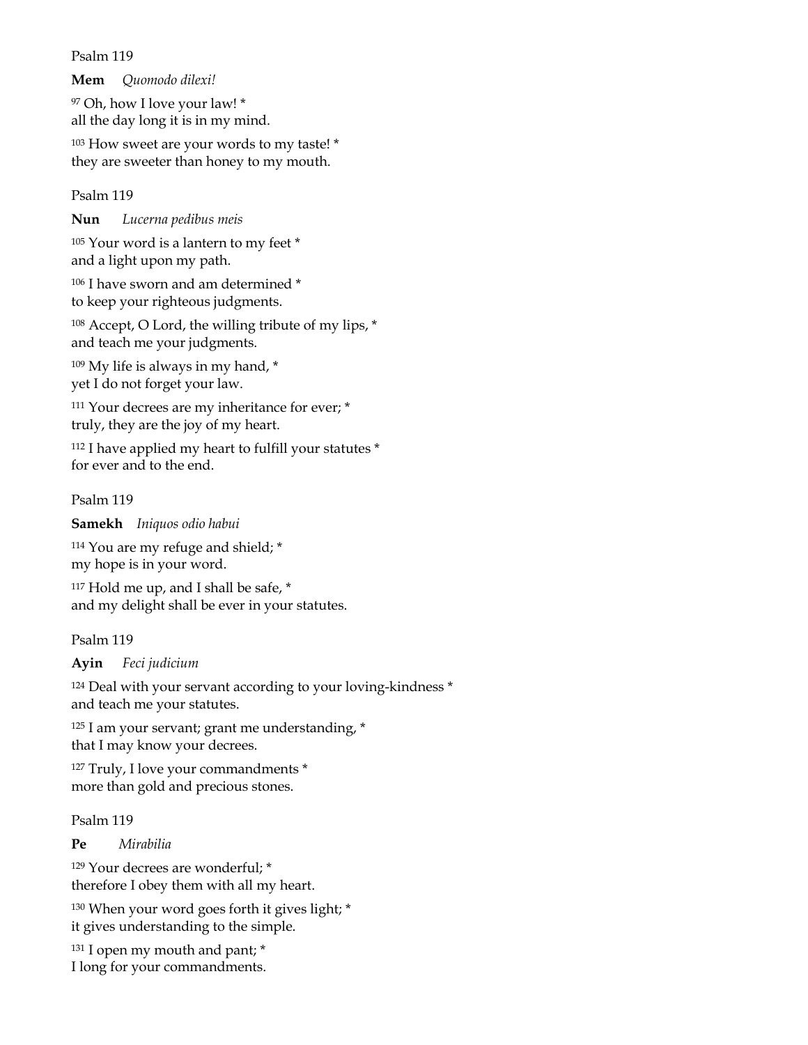Psalm 119

**Mem** *Quomodo dilexi!*

[97] Oh, how I love your law! *
all the day long it is in my mind.

[103] How sweet are your words to my taste! *
they are sweeter than honey to my mouth.

Psalm 119

**Nun** *Lucerna pedibus meis*

[105] Your word is a lantern to my feet *
and a light upon my path.

[106] I have sworn and am determined *
to keep your righteous judgments.

[108] Accept, O Lord, the willing tribute of my lips, *
and teach me your judgments.

[109] My life is always in my hand, *
yet I do not forget your law.

[111] Your decrees are my inheritance for ever; *
truly, they are the joy of my heart.

[112] I have applied my heart to fulfill your statutes *
for ever and to the end.

Psalm 119

**Samekh** *Iniquos odio habui*

[114] You are my refuge and shield; *
my hope is in your word.

[117] Hold me up, and I shall be safe, *
and my delight shall be ever in your statutes.

Psalm 119

**Ayin** *Feci judicium*

[124] Deal with your servant according to your loving-kindness *
and teach me your statutes.

[125] I am your servant; grant me understanding, *
that I may know your decrees.

[127] Truly, I love your commandments *
more than gold and precious stones.

Psalm 119

**Pe** *Mirabilia*

[129] Your decrees are wonderful; *
therefore I obey them with all my heart.

[130] When your word goes forth it gives light; *
it gives understanding to the simple.

[131] I open my mouth and pant; *
I long for your commandments.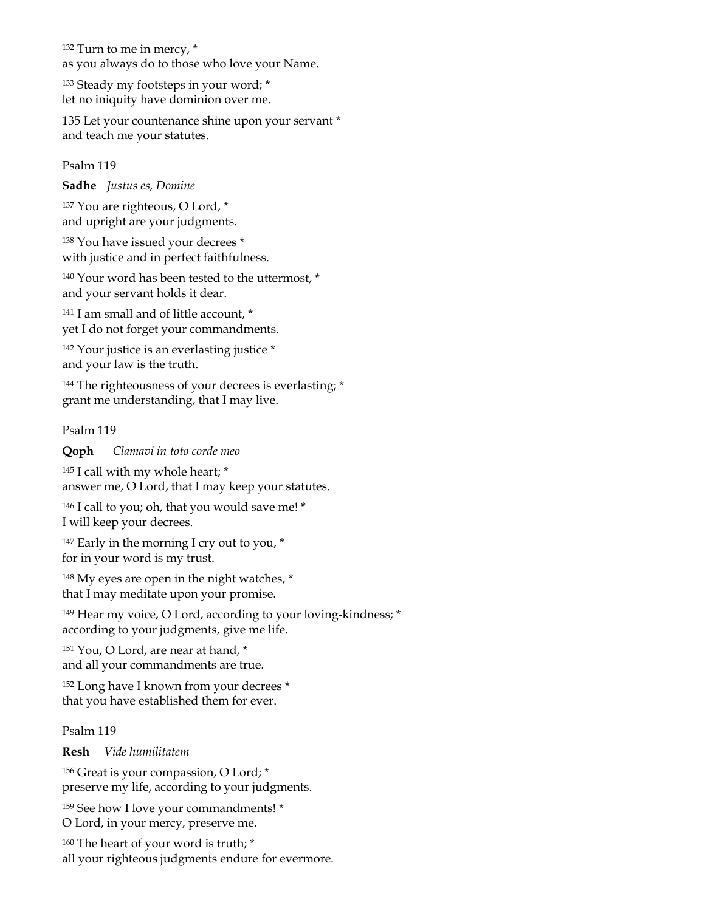132 Turn to me in mercy, *
as you always do to those who love your Name.

133 Steady my footsteps in your word; *
let no iniquity have dominion over me.

135 Let your countenance shine upon your servant *
and teach me your statutes.

Psalm 119

**Sadhe** *Justus es, Domine*

137 You are righteous, O Lord, *
and upright are your judgments.

138 You have issued your decrees *
with justice and in perfect faithfulness.

140 Your word has been tested to the uttermost, *
and your servant holds it dear.

141 I am small and of little account, *
yet I do not forget your commandments.

142 Your justice is an everlasting justice *
and your law is the truth.

144 The righteousness of your decrees is everlasting; *
grant me understanding, that I may live.

Psalm 119

**Qoph** *Clamavi in toto corde meo*

145 I call with my whole heart; *
answer me, O Lord, that I may keep your statutes.

146 I call to you; oh, that you would save me! *
I will keep your decrees.

147 Early in the morning I cry out to you, *
for in your word is my trust.

148 My eyes are open in the night watches, *
that I may meditate upon your promise.

149 Hear my voice, O Lord, according to your loving-kindness; *
according to your judgments, give me life.

151 You, O Lord, are near at hand, *
and all your commandments are true.

152 Long have I known from your decrees *
that you have established them for ever.

Psalm 119

**Resh** *Vide humilitatem*

156 Great is your compassion, O Lord; *
preserve my life, according to your judgments.

159 See how I love your commandments! *
O Lord, in your mercy, preserve me.

160 The heart of your word is truth; *
all your righteous judgments endure for evermore.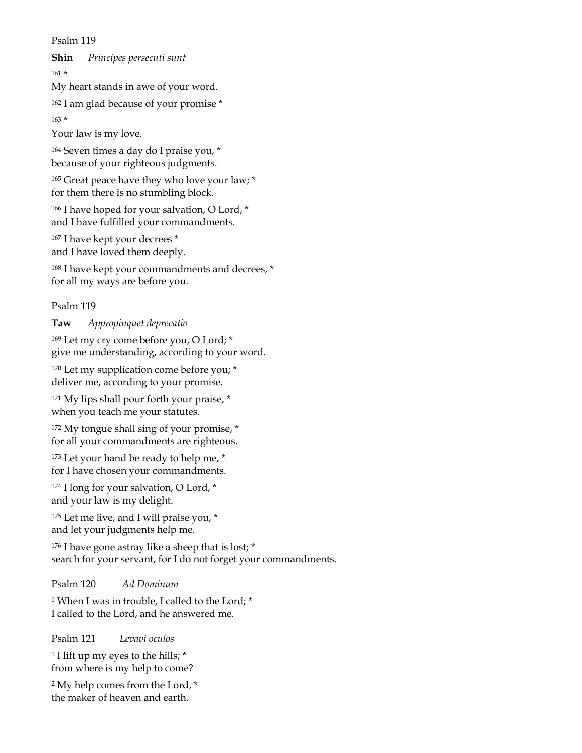Psalm 119

**Shin** *Principes persecuti sunt*

161 *

My heart stands in awe of your word.

162 I am glad because of your promise *

163 *

Your law is my love.

164 Seven times a day do I praise you, *
because of your righteous judgments.

165 Great peace have they who love your law; *
for them there is no stumbling block.

166 I have hoped for your salvation, O Lord, *
and I have fulfilled your commandments.

167 I have kept your decrees *
and I have loved them deeply.

168 I have kept your commandments and decrees, *
for all my ways are before you.

Psalm 119

**Taw** *Appropinquet deprecatio*

169 Let my cry come before you, O Lord; *
give me understanding, according to your word.

170 Let my supplication come before you; *
deliver me, according to your promise.

171 My lips shall pour forth your praise, *
when you teach me your statutes.

172 My tongue shall sing of your promise, *
for all your commandments are righteous.

173 Let your hand be ready to help me, *
for I have chosen your commandments.

174 I long for your salvation, O Lord, *
and your law is my delight.

175 Let me live, and I will praise you, *
and let your judgments help me.

176 I have gone astray like a sheep that is lost; *
search for your servant, for I do not forget your commandments.

Psalm 120 *Ad Dominum*

1 When I was in trouble, I called to the Lord; *
I called to the Lord, and he answered me.

Psalm 121 *Levavi oculos*

1 I lift up my eyes to the hills; *
from where is my help to come?

2 My help comes from the Lord, *
the maker of heaven and earth.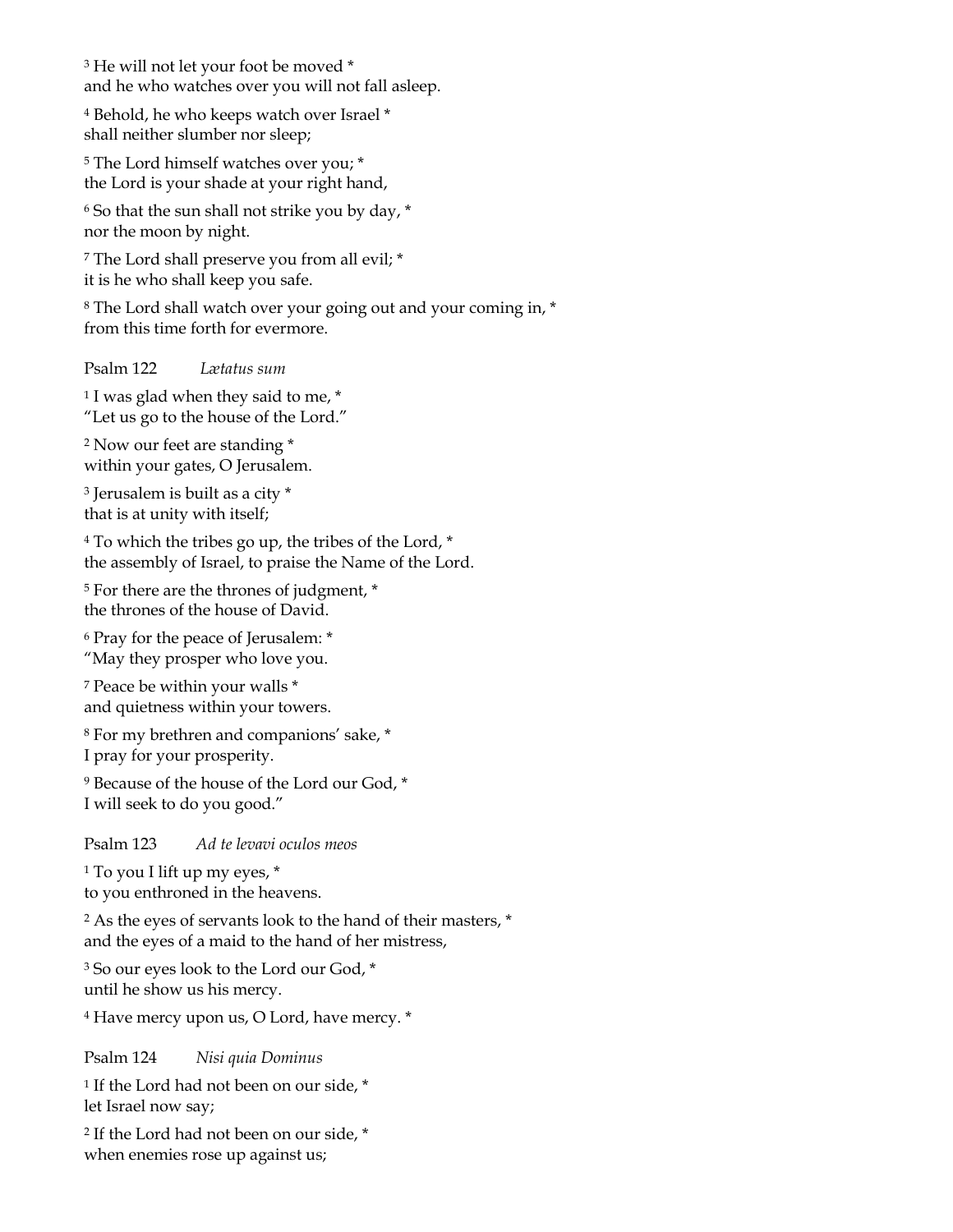[3] He will not let your foot be moved *
and he who watches over you will not fall asleep.

[4] Behold, he who keeps watch over Israel *
shall neither slumber nor sleep;

[5] The Lord himself watches over you; *
the Lord is your shade at your right hand,

[6] So that the sun shall not strike you by day, *
nor the moon by night.

[7] The Lord shall preserve you from all evil; *
it is he who shall keep you safe.

[8] The Lord shall watch over your going out and your coming in, *
from this time forth for evermore.

Psalm 122 *Lætatus sum*

[1] I was glad when they said to me, *
"Let us go to the house of the Lord."

[2] Now our feet are standing *
within your gates, O Jerusalem.

[3] Jerusalem is built as a city *
that is at unity with itself;

[4] To which the tribes go up, the tribes of the Lord, *
the assembly of Israel, to praise the Name of the Lord.

[5] For there are the thrones of judgment, *
the thrones of the house of David.

[6] Pray for the peace of Jerusalem: *
"May they prosper who love you.

[7] Peace be within your walls *
and quietness within your towers.

[8] For my brethren and companions' sake, *
I pray for your prosperity.

[9] Because of the house of the Lord our God, *
I will seek to do you good."

Psalm 123 *Ad te levavi oculos meos*

[1] To you I lift up my eyes, *
to you enthroned in the heavens.

[2] As the eyes of servants look to the hand of their masters, *
and the eyes of a maid to the hand of her mistress,

[3] So our eyes look to the Lord our God, *
until he show us his mercy.

[4] Have mercy upon us, O Lord, have mercy. *

Psalm 124 *Nisi quia Dominus*

[1] If the Lord had not been on our side, *
let Israel now say;

[2] If the Lord had not been on our side, *
when enemies rose up against us;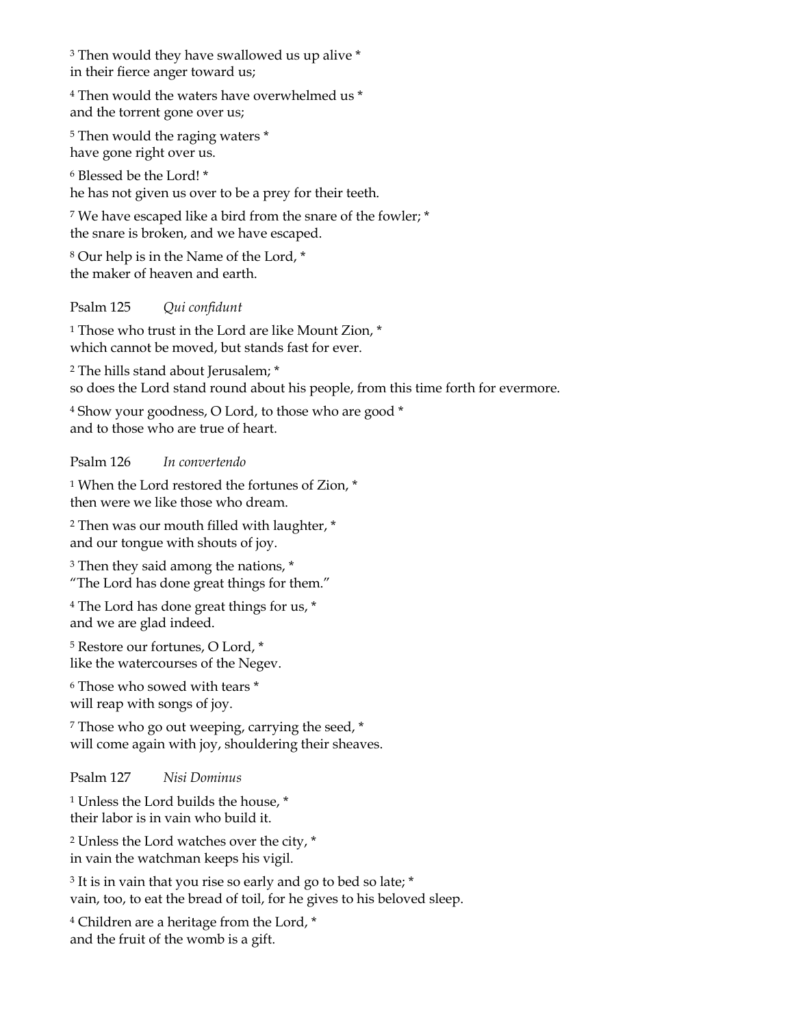[3] Then would they have swallowed us up alive *
in their fierce anger toward us;

[4] Then would the waters have overwhelmed us *
and the torrent gone over us;

[5] Then would the raging waters *
have gone right over us.

[6] Blessed be the Lord! *
he has not given us over to be a prey for their teeth.

[7] We have escaped like a bird from the snare of the fowler; *
the snare is broken, and we have escaped.

[8] Our help is in the Name of the Lord, *
the maker of heaven and earth.

Psalm 125 *Qui confidunt*

[1] Those who trust in the Lord are like Mount Zion, *
which cannot be moved, but stands fast for ever.

[2] The hills stand about Jerusalem; *
so does the Lord stand round about his people, from this time forth for evermore.

[4] Show your goodness, O Lord, to those who are good *
and to those who are true of heart.

Psalm 126 *In convertendo*

[1] When the Lord restored the fortunes of Zion, *
then were we like those who dream.

[2] Then was our mouth filled with laughter, *
and our tongue with shouts of joy.

[3] Then they said among the nations, *
"The Lord has done great things for them."

[4] The Lord has done great things for us, *
and we are glad indeed.

[5] Restore our fortunes, O Lord, *
like the watercourses of the Negev.

[6] Those who sowed with tears *
will reap with songs of joy.

[7] Those who go out weeping, carrying the seed, *
will come again with joy, shouldering their sheaves.

Psalm 127 *Nisi Dominus*

[1] Unless the Lord builds the house, *
their labor is in vain who build it.

[2] Unless the Lord watches over the city, *
in vain the watchman keeps his vigil.

[3] It is in vain that you rise so early and go to bed so late; *
vain, too, to eat the bread of toil, for he gives to his beloved sleep.

[4] Children are a heritage from the Lord, *
and the fruit of the womb is a gift.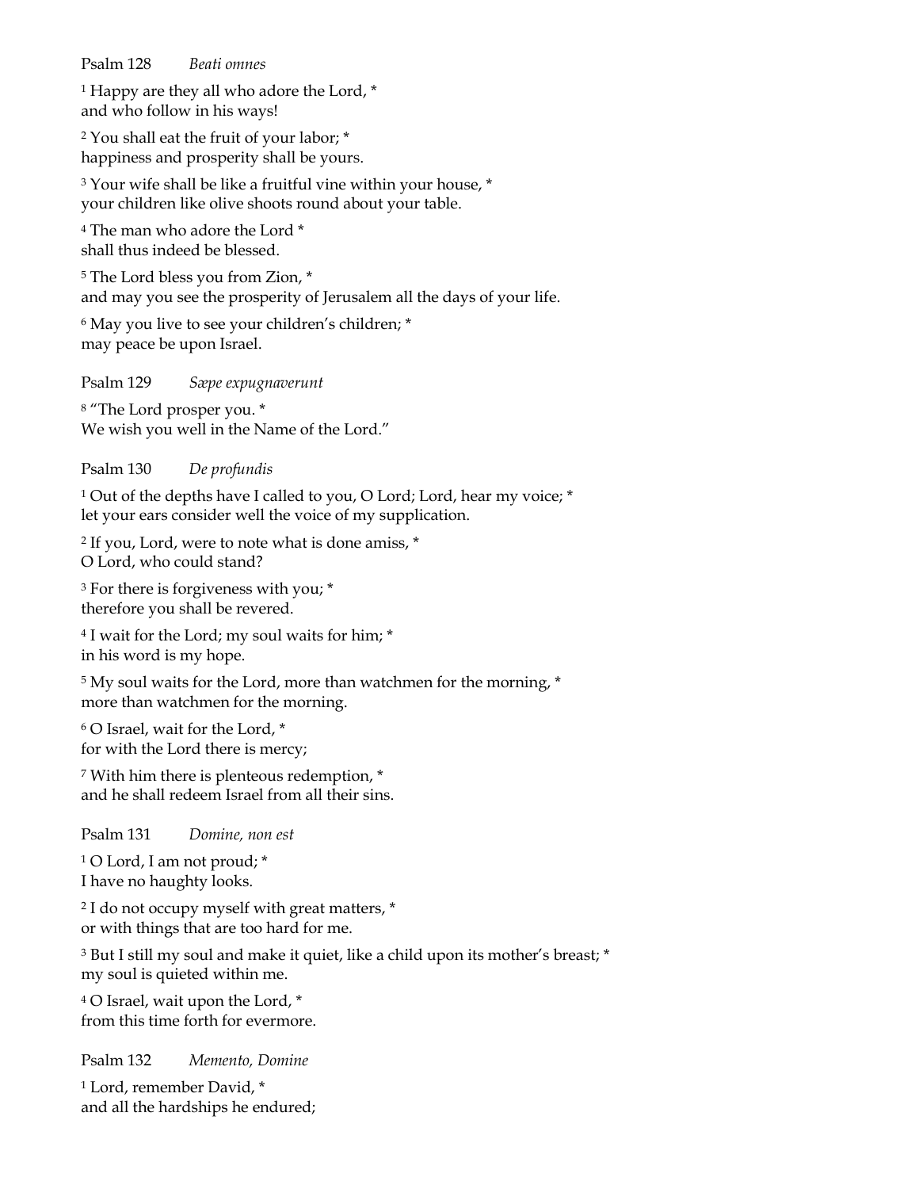Psalm 128 *Beati omnes*

[1] Happy are they all who adore the Lord, *
and who follow in his ways!

[2] You shall eat the fruit of your labor; *
happiness and prosperity shall be yours.

[3] Your wife shall be like a fruitful vine within your house, *
your children like olive shoots round about your table.

[4] The man who adore the Lord *
shall thus indeed be blessed.

[5] The Lord bless you from Zion, *
and may you see the prosperity of Jerusalem all the days of your life.

[6] May you live to see your children's children; *
may peace be upon Israel.

Psalm 129 *Sæpe expugnaverunt*

[8] "The Lord prosper you. *
We wish you well in the Name of the Lord."

Psalm 130 *De profundis*

[1] Out of the depths have I called to you, O Lord; Lord, hear my voice; *
let your ears consider well the voice of my supplication.

[2] If you, Lord, were to note what is done amiss, *
O Lord, who could stand?

[3] For there is forgiveness with you; *
therefore you shall be revered.

[4] I wait for the Lord; my soul waits for him; *
in his word is my hope.

[5] My soul waits for the Lord, more than watchmen for the morning, *
more than watchmen for the morning.

[6] O Israel, wait for the Lord, *
for with the Lord there is mercy;

[7] With him there is plenteous redemption, *
and he shall redeem Israel from all their sins.

Psalm 131 *Domine, non est*

[1] O Lord, I am not proud; *
I have no haughty looks.

[2] I do not occupy myself with great matters, *
or with things that are too hard for me.

[3] But I still my soul and make it quiet, like a child upon its mother's breast; *
my soul is quieted within me.

[4] O Israel, wait upon the Lord, *
from this time forth for evermore.

Psalm 132 *Memento, Domine*

[1] Lord, remember David, *
and all the hardships he endured;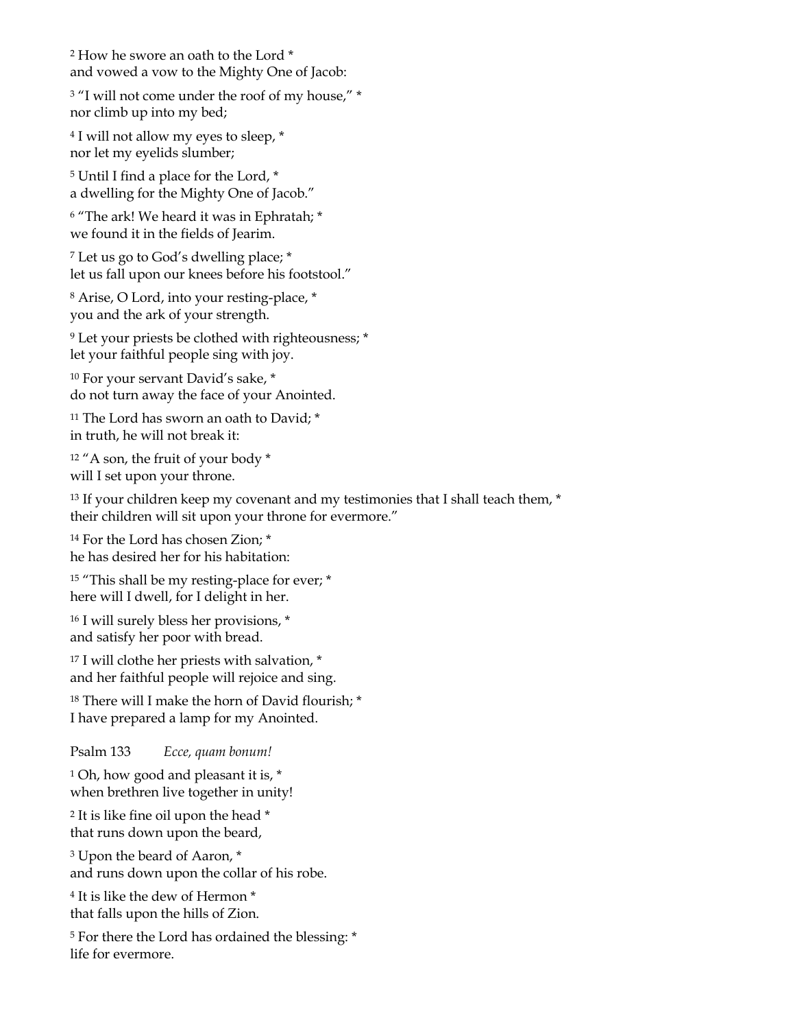[2] How he swore an oath to the Lord *
and vowed a vow to the Mighty One of Jacob:

[3] "I will not come under the roof of my house," *
nor climb up into my bed;

[4] I will not allow my eyes to sleep, *
nor let my eyelids slumber;

[5] Until I find a place for the Lord, *
a dwelling for the Mighty One of Jacob."

[6] "The ark! We heard it was in Ephratah; *
we found it in the fields of Jearim.

[7] Let us go to God's dwelling place; *
let us fall upon our knees before his footstool."

[8] Arise, O Lord, into your resting-place, *
you and the ark of your strength.

[9] Let your priests be clothed with righteousness; *
let your faithful people sing with joy.

[10] For your servant David's sake, *
do not turn away the face of your Anointed.

[11] The Lord has sworn an oath to David; *
in truth, he will not break it:

[12] "A son, the fruit of your body *
will I set upon your throne.

[13] If your children keep my covenant and my testimonies that I shall teach them, *
their children will sit upon your throne for evermore."

[14] For the Lord has chosen Zion; *
he has desired her for his habitation:

[15] "This shall be my resting-place for ever; *
here will I dwell, for I delight in her.

[16] I will surely bless her provisions, *
and satisfy her poor with bread.

[17] I will clothe her priests with salvation, *
and her faithful people will rejoice and sing.

[18] There will I make the horn of David flourish; *
I have prepared a lamp for my Anointed.

Psalm 133 *Ecce, quam bonum!*

[1] Oh, how good and pleasant it is, *
when brethren live together in unity!

[2] It is like fine oil upon the head *
that runs down upon the beard,

[3] Upon the beard of Aaron, *
and runs down upon the collar of his robe.

[4] It is like the dew of Hermon *
that falls upon the hills of Zion.

[5] For there the Lord has ordained the blessing: *
life for evermore.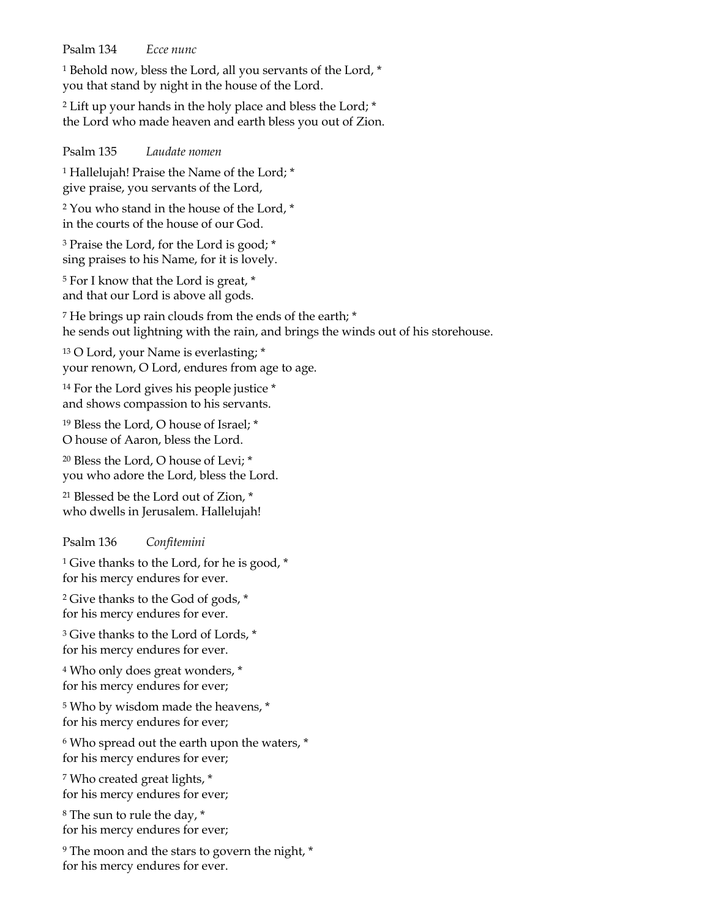Psalm 134 *Ecce nunc*

[1] Behold now, bless the Lord, all you servants of the Lord, *
you that stand by night in the house of the Lord.

[2] Lift up your hands in the holy place and bless the Lord; *
the Lord who made heaven and earth bless you out of Zion.

Psalm 135 *Laudate nomen*

[1] Hallelujah! Praise the Name of the Lord; *
give praise, you servants of the Lord,

[2] You who stand in the house of the Lord, *
in the courts of the house of our God.

[3] Praise the Lord, for the Lord is good; *
sing praises to his Name, for it is lovely.

[5] For I know that the Lord is great, *
and that our Lord is above all gods.

[7] He brings up rain clouds from the ends of the earth; *
he sends out lightning with the rain, and brings the winds out of his storehouse.

[13] O Lord, your Name is everlasting; *
your renown, O Lord, endures from age to age.

[14] For the Lord gives his people justice *
and shows compassion to his servants.

[19] Bless the Lord, O house of Israel; *
O house of Aaron, bless the Lord.

[20] Bless the Lord, O house of Levi; *
you who adore the Lord, bless the Lord.

[21] Blessed be the Lord out of Zion, *
who dwells in Jerusalem. Hallelujah!

Psalm 136 *Confitemini*

[1] Give thanks to the Lord, for he is good, *
for his mercy endures for ever.

[2] Give thanks to the God of gods, *
for his mercy endures for ever.

[3] Give thanks to the Lord of Lords, *
for his mercy endures for ever.

[4] Who only does great wonders, *
for his mercy endures for ever;

[5] Who by wisdom made the heavens, *
for his mercy endures for ever;

[6] Who spread out the earth upon the waters, *
for his mercy endures for ever;

[7] Who created great lights, *
for his mercy endures for ever;

[8] The sun to rule the day, *
for his mercy endures for ever;

[9] The moon and the stars to govern the night, *
for his mercy endures for ever.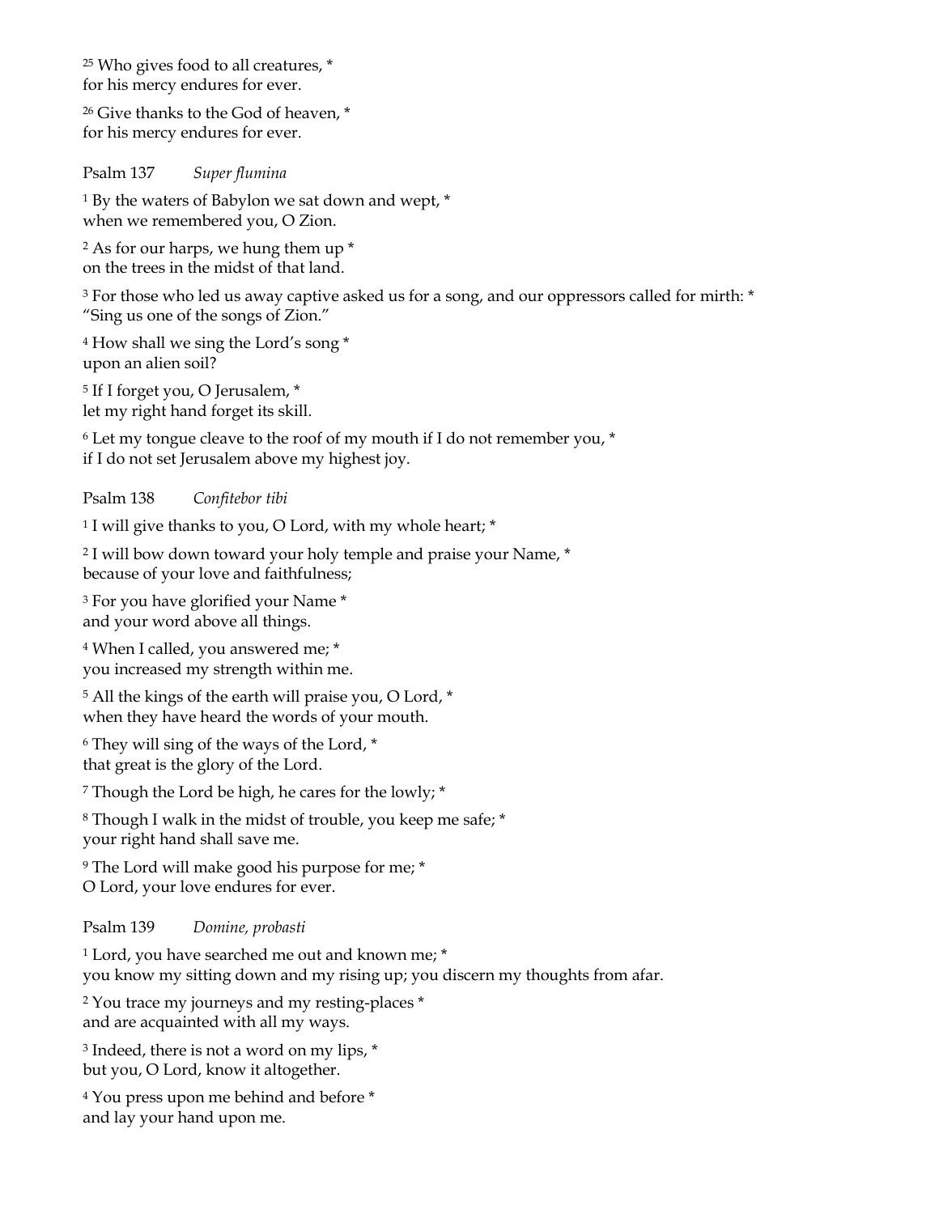[25] Who gives food to all creatures, *
for his mercy endures for ever.

[26] Give thanks to the God of heaven, *
for his mercy endures for ever.

Psalm 137 *Super flumina*

[1] By the waters of Babylon we sat down and wept, *
when we remembered you, O Zion.

[2] As for our harps, we hung them up *
on the trees in the midst of that land.

[3] For those who led us away captive asked us for a song, and our oppressors called for mirth: *
“Sing us one of the songs of Zion.”

[4] How shall we sing the Lord’s song *
upon an alien soil?

[5] If I forget you, O Jerusalem, *
let my right hand forget its skill.

[6] Let my tongue cleave to the roof of my mouth if I do not remember you, *
if I do not set Jerusalem above my highest joy.

Psalm 138 *Confitebor tibi*

[1] I will give thanks to you, O Lord, with my whole heart; *

[2] I will bow down toward your holy temple and praise your Name, *
because of your love and faithfulness;

[3] For you have glorified your Name *
and your word above all things.

[4] When I called, you answered me; *
you increased my strength within me.

[5] All the kings of the earth will praise you, O Lord, *
when they have heard the words of your mouth.

[6] They will sing of the ways of the Lord, *
that great is the glory of the Lord.

[7] Though the Lord be high, he cares for the lowly; *

[8] Though I walk in the midst of trouble, you keep me safe; *
your right hand shall save me.

[9] The Lord will make good his purpose for me; *
O Lord, your love endures for ever.

Psalm 139 *Domine, probasti*

[1] Lord, you have searched me out and known me; *
you know my sitting down and my rising up; you discern my thoughts from afar.

[2] You trace my journeys and my resting-places *
and are acquainted with all my ways.

[3] Indeed, there is not a word on my lips, *
but you, O Lord, know it altogether.

[4] You press upon me behind and before *
and lay your hand upon me.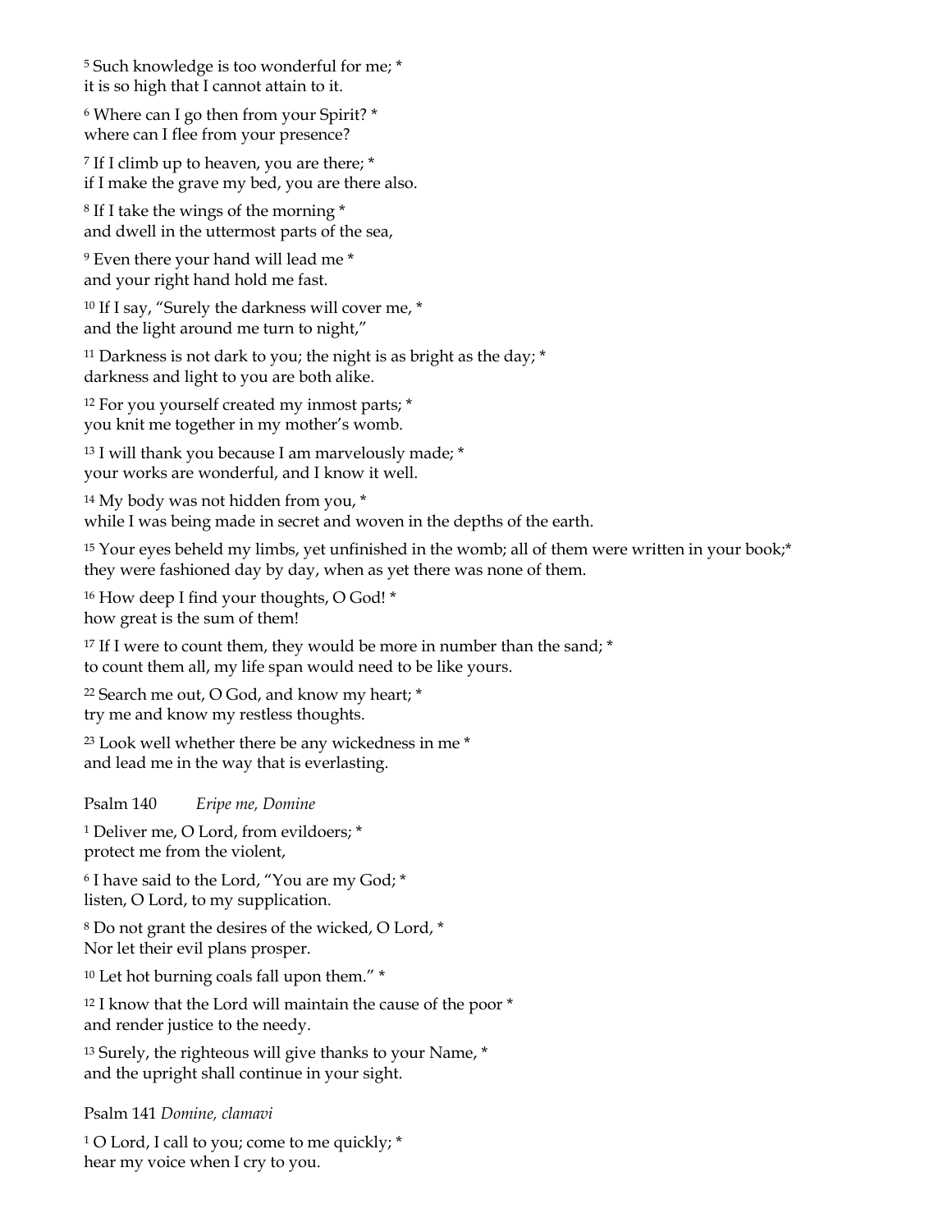[5] Such knowledge is too wonderful for me; *
it is so high that I cannot attain to it.

[6] Where can I go then from your Spirit? *
where can I flee from your presence?

[7] If I climb up to heaven, you are there; *
if I make the grave my bed, you are there also.

[8] If I take the wings of the morning *
and dwell in the uttermost parts of the sea,

[9] Even there your hand will lead me *
and your right hand hold me fast.

[10] If I say, "Surely the darkness will cover me, *
and the light around me turn to night,"

[11] Darkness is not dark to you; the night is as bright as the day; *
darkness and light to you are both alike.

[12] For you yourself created my inmost parts; *
you knit me together in my mother's womb.

[13] I will thank you because I am marvelously made; *
your works are wonderful, and I know it well.

[14] My body was not hidden from you, *
while I was being made in secret and woven in the depths of the earth.

[15] Your eyes beheld my limbs, yet unfinished in the womb; all of them were written in your book;*
they were fashioned day by day, when as yet there was none of them.

[16] How deep I find your thoughts, O God! *
how great is the sum of them!

[17] If I were to count them, they would be more in number than the sand; *
to count them all, my life span would need to be like yours.

[22] Search me out, O God, and know my heart; *
try me and know my restless thoughts.

[23] Look well whether there be any wickedness in me *
and lead me in the way that is everlasting.

Psalm 140 *Eripe me, Domine*

[1] Deliver me, O Lord, from evildoers; *
protect me from the violent,

[6] I have said to the Lord, "You are my God; *
listen, O Lord, to my supplication.

[8] Do not grant the desires of the wicked, O Lord, *
Nor let their evil plans prosper.

[10] Let hot burning coals fall upon them." *

[12] I know that the Lord will maintain the cause of the poor *
and render justice to the needy.

[13] Surely, the righteous will give thanks to your Name, *
and the upright shall continue in your sight.

Psalm 141 *Domine, clamavi*

[1] O Lord, I call to you; come to me quickly; *
hear my voice when I cry to you.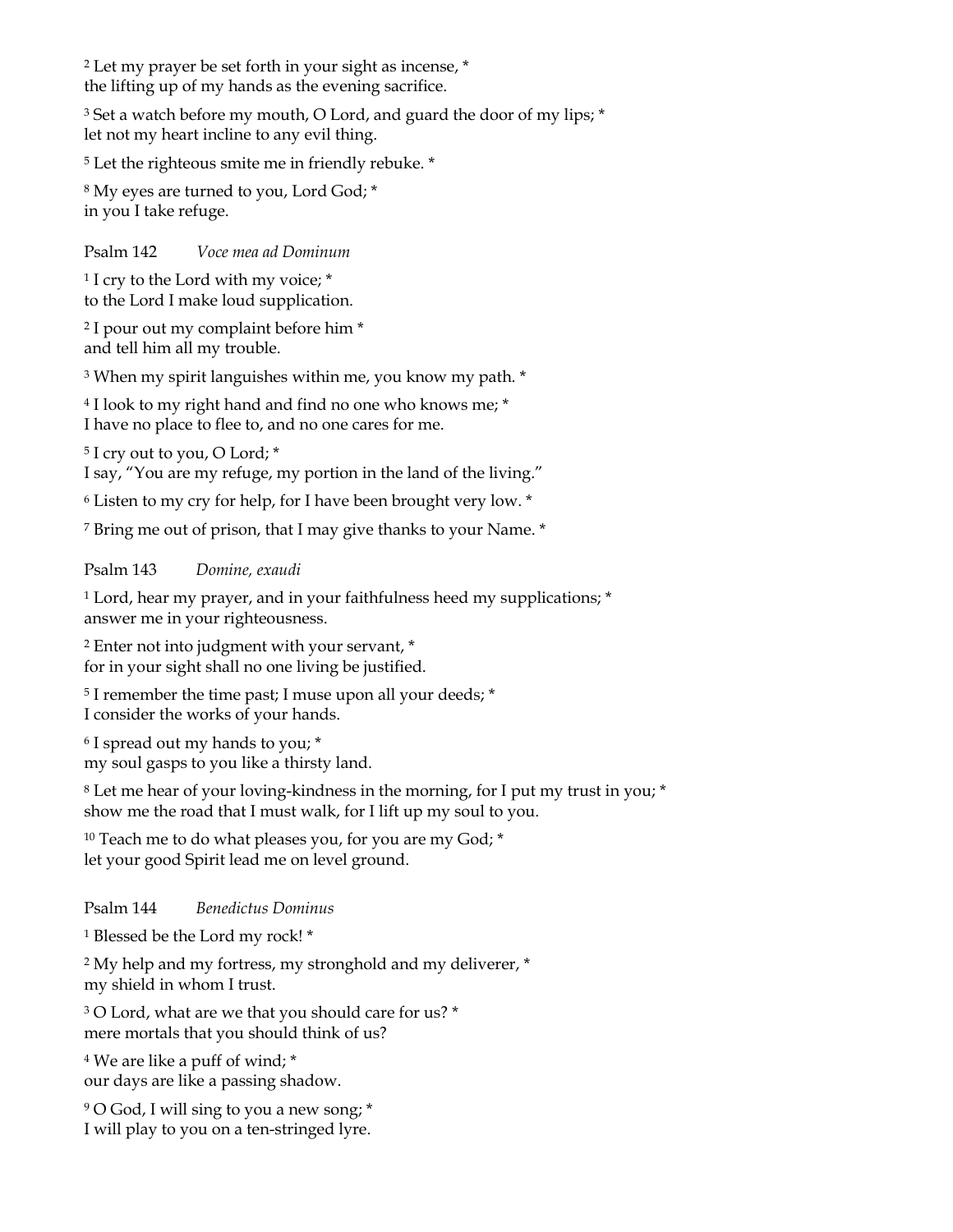[2] Let my prayer be set forth in your sight as incense, *
the lifting up of my hands as the evening sacrifice.

[3] Set a watch before my mouth, O Lord, and guard the door of my lips; *
let not my heart incline to any evil thing.

[5] Let the righteous smite me in friendly rebuke. *

[8] My eyes are turned to you, Lord God; *
in you I take refuge.

Psalm 142 *Voce mea ad Dominum*

[1] I cry to the Lord with my voice; *
to the Lord I make loud supplication.

[2] I pour out my complaint before him *
and tell him all my trouble.

[3] When my spirit languishes within me, you know my path. *

[4] I look to my right hand and find no one who knows me; *
I have no place to flee to, and no one cares for me.

[5] I cry out to you, O Lord; *
I say, "You are my refuge, my portion in the land of the living."

[6] Listen to my cry for help, for I have been brought very low. *

[7] Bring me out of prison, that I may give thanks to your Name. *

Psalm 143 *Domine, exaudi*

[1] Lord, hear my prayer, and in your faithfulness heed my supplications; *
answer me in your righteousness.

[2] Enter not into judgment with your servant, *
for in your sight shall no one living be justified.

[5] I remember the time past; I muse upon all your deeds; *
I consider the works of your hands.

[6] I spread out my hands to you; *
my soul gasps to you like a thirsty land.

[8] Let me hear of your loving-kindness in the morning, for I put my trust in you; *
show me the road that I must walk, for I lift up my soul to you.

[10] Teach me to do what pleases you, for you are my God; *
let your good Spirit lead me on level ground.

Psalm 144 *Benedictus Dominus*

[1] Blessed be the Lord my rock! *

[2] My help and my fortress, my stronghold and my deliverer, *
my shield in whom I trust.

[3] O Lord, what are we that you should care for us? *
mere mortals that you should think of us?

[4] We are like a puff of wind; *
our days are like a passing shadow.

[9] O God, I will sing to you a new song; *
I will play to you on a ten-stringed lyre.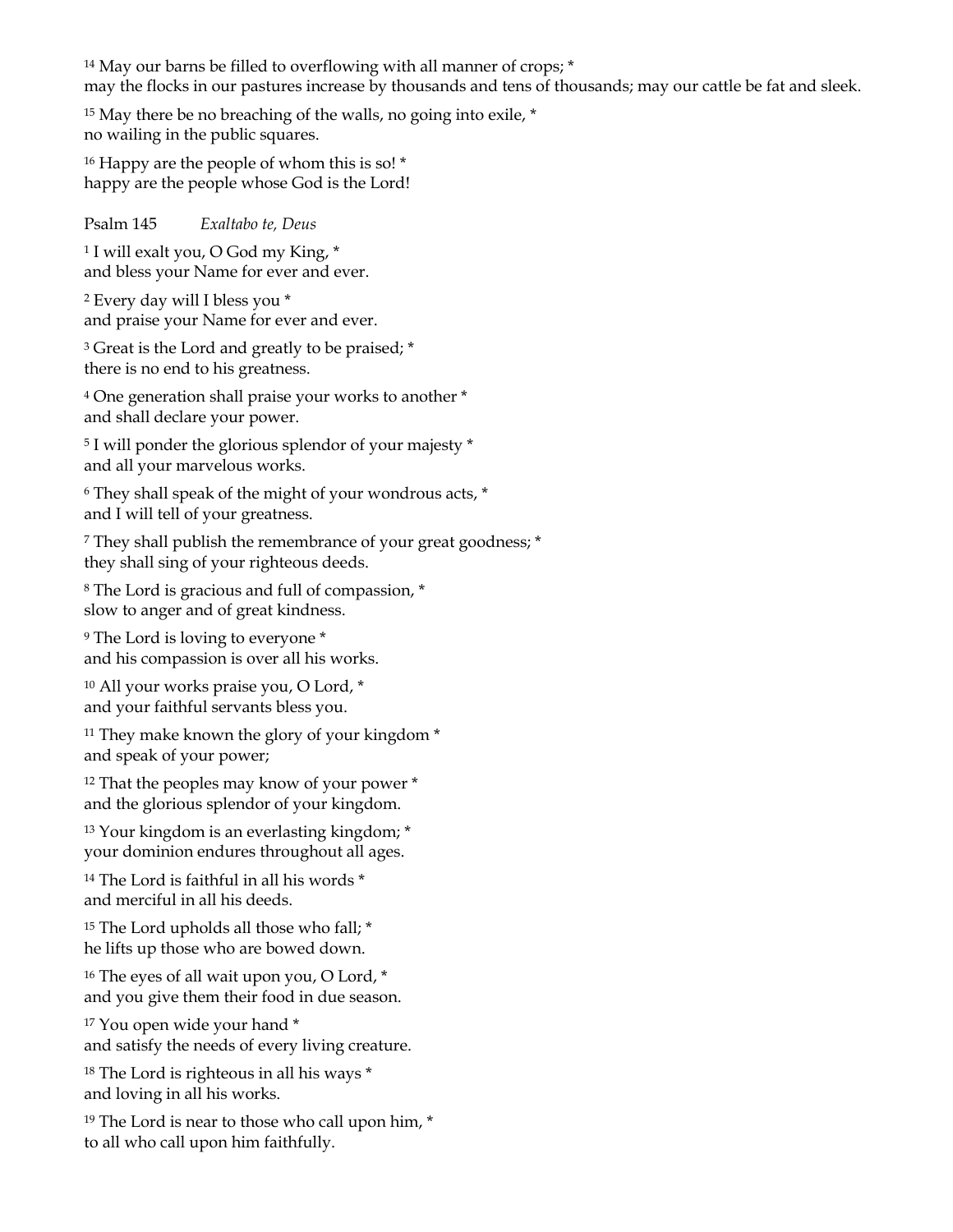[14] May our barns be filled to overflowing with all manner of crops; *
may the flocks in our pastures increase by thousands and tens of thousands; may our cattle be fat and sleek.

[15] May there be no breaching of the walls, no going into exile, *
no wailing in the public squares.

[16] Happy are the people of whom this is so! *
happy are the people whose God is the Lord!

Psalm 145 *Exaltabo te, Deus*

[1] I will exalt you, O God my King, *
and bless your Name for ever and ever.

[2] Every day will I bless you *
and praise your Name for ever and ever.

[3] Great is the Lord and greatly to be praised; *
there is no end to his greatness.

[4] One generation shall praise your works to another *
and shall declare your power.

[5] I will ponder the glorious splendor of your majesty *
and all your marvelous works.

[6] They shall speak of the might of your wondrous acts, *
and I will tell of your greatness.

[7] They shall publish the remembrance of your great goodness; *
they shall sing of your righteous deeds.

[8] The Lord is gracious and full of compassion, *
slow to anger and of great kindness.

[9] The Lord is loving to everyone *
and his compassion is over all his works.

[10] All your works praise you, O Lord, *
and your faithful servants bless you.

[11] They make known the glory of your kingdom *
and speak of your power;

[12] That the peoples may know of your power *
and the glorious splendor of your kingdom.

[13] Your kingdom is an everlasting kingdom; *
your dominion endures throughout all ages.

[14] The Lord is faithful in all his words *
and merciful in all his deeds.

[15] The Lord upholds all those who fall; *
he lifts up those who are bowed down.

[16] The eyes of all wait upon you, O Lord, *
and you give them their food in due season.

[17] You open wide your hand *
and satisfy the needs of every living creature.

[18] The Lord is righteous in all his ways *
and loving in all his works.

[19] The Lord is near to those who call upon him, *
to all who call upon him faithfully.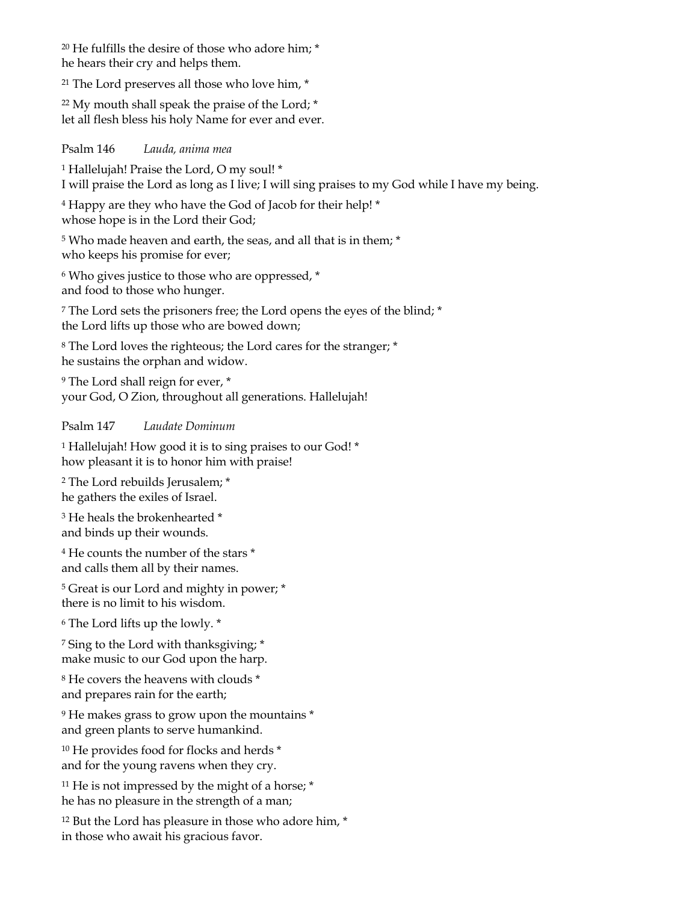[20] He fulfills the desire of those who adore him; *
he hears their cry and helps them.

[21] The Lord preserves all those who love him, *

[22] My mouth shall speak the praise of the Lord; *
let all flesh bless his holy Name for ever and ever.

Psalm 146 *Lauda, anima mea*

[1] Hallelujah! Praise the Lord, O my soul! *
I will praise the Lord as long as I live; I will sing praises to my God while I have my being.

[4] Happy are they who have the God of Jacob for their help! *
whose hope is in the Lord their God;

[5] Who made heaven and earth, the seas, and all that is in them; *
who keeps his promise for ever;

[6] Who gives justice to those who are oppressed, *
and food to those who hunger.

[7] The Lord sets the prisoners free; the Lord opens the eyes of the blind; *
the Lord lifts up those who are bowed down;

[8] The Lord loves the righteous; the Lord cares for the stranger; *
he sustains the orphan and widow.

[9] The Lord shall reign for ever, *
your God, O Zion, throughout all generations. Hallelujah!

Psalm 147 *Laudate Dominum*

[1] Hallelujah! How good it is to sing praises to our God! *
how pleasant it is to honor him with praise!

[2] The Lord rebuilds Jerusalem; *
he gathers the exiles of Israel.

[3] He heals the brokenhearted *
and binds up their wounds.

[4] He counts the number of the stars *
and calls them all by their names.

[5] Great is our Lord and mighty in power; *
there is no limit to his wisdom.

[6] The Lord lifts up the lowly. *

[7] Sing to the Lord with thanksgiving; *
make music to our God upon the harp.

[8] He covers the heavens with clouds *
and prepares rain for the earth;

[9] He makes grass to grow upon the mountains *
and green plants to serve humankind.

[10] He provides food for flocks and herds *
and for the young ravens when they cry.

[11] He is not impressed by the might of a horse; *
he has no pleasure in the strength of a man;

[12] But the Lord has pleasure in those who adore him, *
in those who await his gracious favor.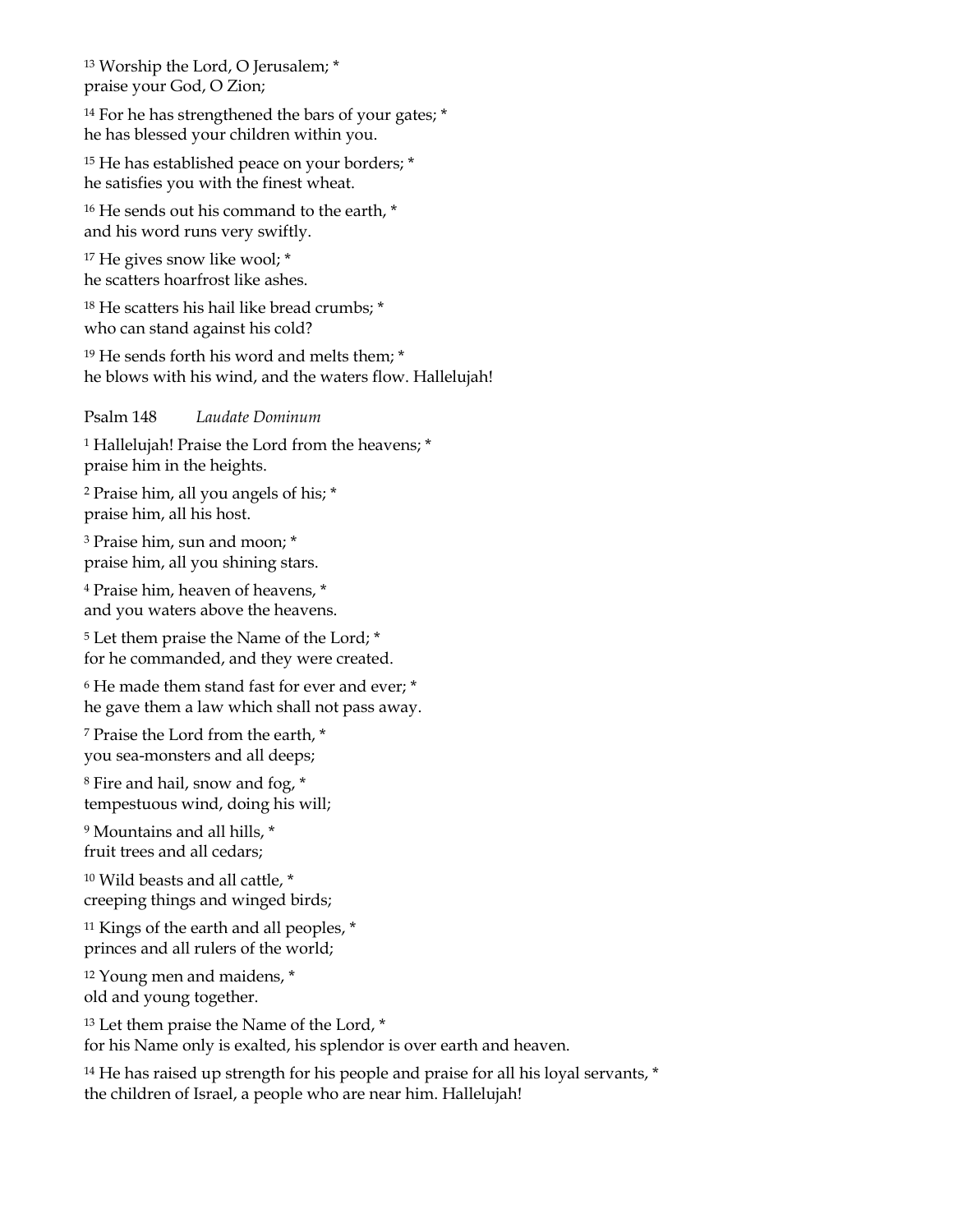[13] Worship the Lord, O Jerusalem; *
praise your God, O Zion;

[14] For he has strengthened the bars of your gates; *
he has blessed your children within you.

[15] He has established peace on your borders; *
he satisfies you with the finest wheat.

[16] He sends out his command to the earth, *
and his word runs very swiftly.

[17] He gives snow like wool; *
he scatters hoarfrost like ashes.

[18] He scatters his hail like bread crumbs; *
who can stand against his cold?

[19] He sends forth his word and melts them; *
he blows with his wind, and the waters flow. Hallelujah!

Psalm 148 *Laudate Dominum*

[1] Hallelujah! Praise the Lord from the heavens; *
praise him in the heights.

[2] Praise him, all you angels of his; *
praise him, all his host.

[3] Praise him, sun and moon; *
praise him, all you shining stars.

[4] Praise him, heaven of heavens, *
and you waters above the heavens.

[5] Let them praise the Name of the Lord; *
for he commanded, and they were created.

[6] He made them stand fast for ever and ever; *
he gave them a law which shall not pass away.

[7] Praise the Lord from the earth, *
you sea-monsters and all deeps;

[8] Fire and hail, snow and fog, *
tempestuous wind, doing his will;

[9] Mountains and all hills, *
fruit trees and all cedars;

[10] Wild beasts and all cattle, *
creeping things and winged birds;

[11] Kings of the earth and all peoples, *
princes and all rulers of the world;

[12] Young men and maidens, *
old and young together.

[13] Let them praise the Name of the Lord, *
for his Name only is exalted, his splendor is over earth and heaven.

[14] He has raised up strength for his people and praise for all his loyal servants, *
the children of Israel, a people who are near him. Hallelujah!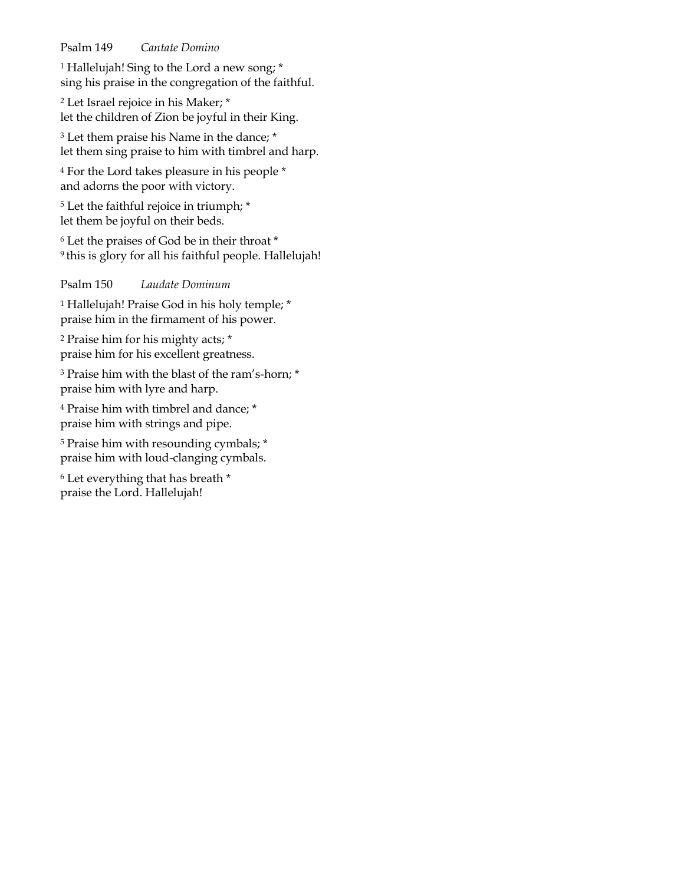Psalm 149 *Cantate Domino*

[1] Hallelujah! Sing to the Lord a new song; *
sing his praise in the congregation of the faithful.

[2] Let Israel rejoice in his Maker; *
let the children of Zion be joyful in their King.

[3] Let them praise his Name in the dance; *
let them sing praise to him with timbrel and harp.

[4] For the Lord takes pleasure in his people *
and adorns the poor with victory.

[5] Let the faithful rejoice in triumph; *
let them be joyful on their beds.

[6] Let the praises of God be in their throat *
[9] this is glory for all his faithful people. Hallelujah!

Psalm 150 *Laudate Dominum*

[1] Hallelujah! Praise God in his holy temple; *
praise him in the firmament of his power.

[2] Praise him for his mighty acts; *
praise him for his excellent greatness.

[3] Praise him with the blast of the ram's-horn; *
praise him with lyre and harp.

[4] Praise him with timbrel and dance; *
praise him with strings and pipe.

[5] Praise him with resounding cymbals; *
praise him with loud-clanging cymbals.

[6] Let everything that has breath *
praise the Lord. Hallelujah!